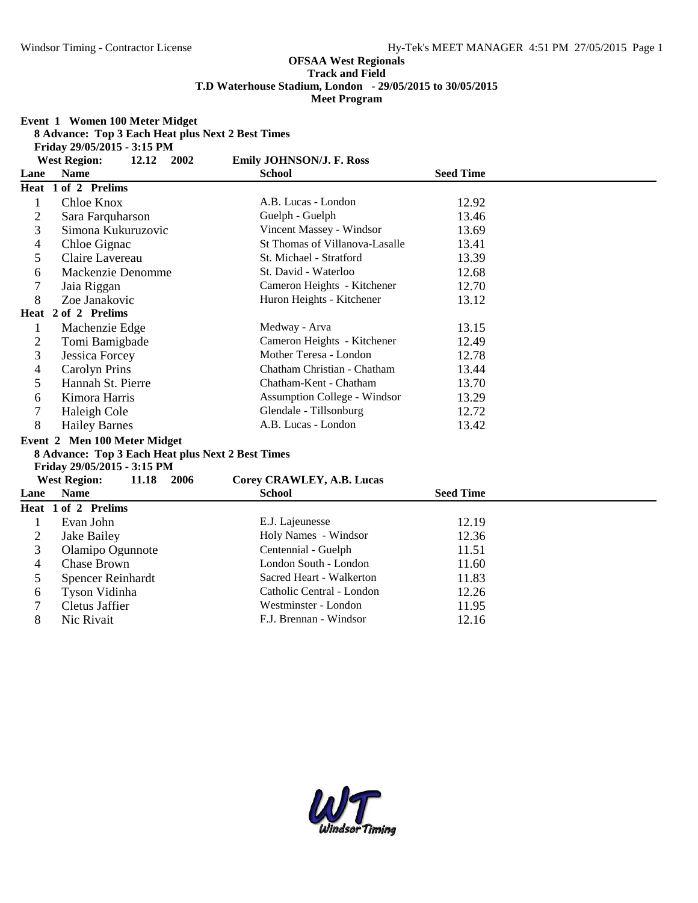**OFSAA West Regionals**
**Track and Field**
**T.D Waterhouse Stadium, London - 29/05/2015 to 30/05/2015**
**Meet Program**

## Event 1 Women 100 Meter Midget

**8 Advance: Top 3 Each Heat plus Next 2 Best Times**
**Friday 29/05/2015 - 3:15 PM**
**West Region: 12.12 2002 Emily JOHNSON/J. F. Ross**

| Lane | Name | School | Seed Time |
|---|---|---|---|
| **Heat 1 of 2 Prelims** | | | |
| 1 | Chloe Knox | A.B. Lucas - London | 12.92 |
| 2 | Sara Farquharson | Guelph - Guelph | 13.46 |
| 3 | Simona Kukuruzovic | Vincent Massey - Windsor | 13.69 |
| 4 | Chloe Gignac | St Thomas of Villanova-Lasalle | 13.41 |
| 5 | Claire Lavereau | St. Michael - Stratford | 13.39 |
| 6 | Mackenzie Denomme | St. David - Waterloo | 12.68 |
| 7 | Jaia Riggan | Cameron Heights - Kitchener | 12.70 |
| 8 | Zoe Janakovic | Huron Heights - Kitchener | 13.12 |
| **Heat 2 of 2 Prelims** | | | |
| 1 | Machenzie Edge | Medway - Arva | 13.15 |
| 2 | Tomi Bamigbade | Cameron Heights - Kitchener | 12.49 |
| 3 | Jessica Forcey | Mother Teresa - London | 12.78 |
| 4 | Carolyn Prins | Chatham Christian - Chatham | 13.44 |
| 5 | Hannah St. Pierre | Chatham-Kent - Chatham | 13.70 |
| 6 | Kimora Harris | Assumption College - Windsor | 13.29 |
| 7 | Haleigh Cole | Glendale - Tillsonburg | 12.72 |
| 8 | Hailey Barnes | A.B. Lucas - London | 13.42 |

## Event 2 Men 100 Meter Midget

**8 Advance: Top 3 Each Heat plus Next 2 Best Times**
**Friday 29/05/2015 - 3:15 PM**
**West Region: 11.18 2006 Corey CRAWLEY, A.B. Lucas**

| Lane | Name | School | Seed Time |
|---|---|---|---|
| **Heat 1 of 2 Prelims** | | | |
| 1 | Evan John | E.J. Lajeunesse | 12.19 |
| 2 | Jake Bailey | Holy Names - Windsor | 12.36 |
| 3 | Olamipo Ogunnote | Centennial - Guelph | 11.51 |
| 4 | Chase Brown | London South - London | 11.60 |
| 5 | Spencer Reinhardt | Sacred Heart - Walkerton | 11.83 |
| 6 | Tyson Vidinha | Catholic Central - London | 12.26 |
| 7 | Cletus Jaffier | Westminster - London | 11.95 |
| 8 | Nic Rivait | F.J. Brennan - Windsor | 12.16 |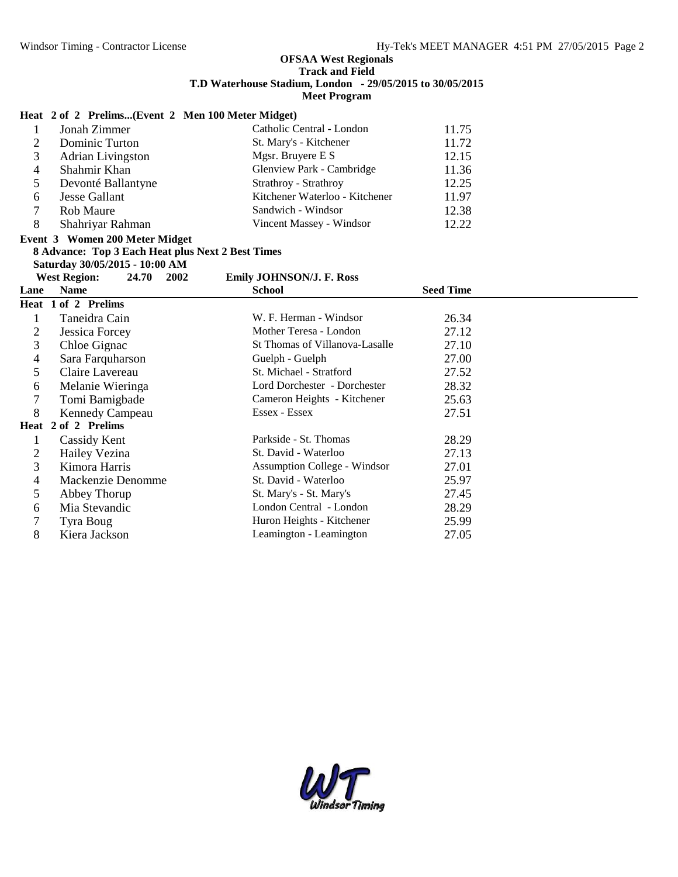**OFSAA West Regionals**
**Track and Field**
**T.D Waterhouse Stadium, London - 29/05/2015 to 30/05/2015**
**Meet Program**

**Heat 2 of 2 Prelims...(Event 2 Men 100 Meter Midget)**

| Lane | Name | School | Seed Time |
|---|---|---|---|
| 1 | Jonah Zimmer | Catholic Central - London | 11.75 |
| 2 | Dominic Turton | St. Mary's - Kitchener | 11.72 |
| 3 | Adrian Livingston | Mgsr. Bruyere E S | 12.15 |
| 4 | Shahmir Khan | Glenview Park - Cambridge | 11.36 |
| 5 | Devonté Ballantyne | Strathroy - Strathroy | 12.25 |
| 6 | Jesse Gallant | Kitchener Waterloo - Kitchener | 11.97 |
| 7 | Rob Maure | Sandwich - Windsor | 12.38 |
| 8 | Shahriyar Rahman | Vincent Massey - Windsor | 12.22 |

**Event 3 Women 200 Meter Midget**
**8 Advance: Top 3 Each Heat plus Next 2 Best Times**
**Saturday 30/05/2015 - 10:00 AM**
**West Region: 24.70 2002 Emily JOHNSON/J. F. Ross**

| Lane | Name | School | Seed Time |
|---|---|---|---|
| **Heat 1 of 2 Prelims** | | | |
| 1 | Taneidra Cain | W. F. Herman - Windsor | 26.34 |
| 2 | Jessica Forcey | Mother Teresa - London | 27.12 |
| 3 | Chloe Gignac | St Thomas of Villanova-Lasalle | 27.10 |
| 4 | Sara Farquharson | Guelph - Guelph | 27.00 |
| 5 | Claire Lavereau | St. Michael - Stratford | 27.52 |
| 6 | Melanie Wieringa | Lord Dorchester - Dorchester | 28.32 |
| 7 | Tomi Bamigbade | Cameron Heights - Kitchener | 25.63 |
| 8 | Kennedy Campeau | Essex - Essex | 27.51 |
| **Heat 2 of 2 Prelims** | | | |
| 1 | Cassidy Kent | Parkside - St. Thomas | 28.29 |
| 2 | Hailey Vezina | St. David - Waterloo | 27.13 |
| 3 | Kimora Harris | Assumption College - Windsor | 27.01 |
| 4 | Mackenzie Denomme | St. David - Waterloo | 25.97 |
| 5 | Abbey Thorup | St. Mary's - St. Mary's | 27.45 |
| 6 | Mia Stevandic | London Central - London | 28.29 |
| 7 | Tyra Boug | Huron Heights - Kitchener | 25.99 |
| 8 | Kiera Jackson | Leamington - Leamington | 27.05 |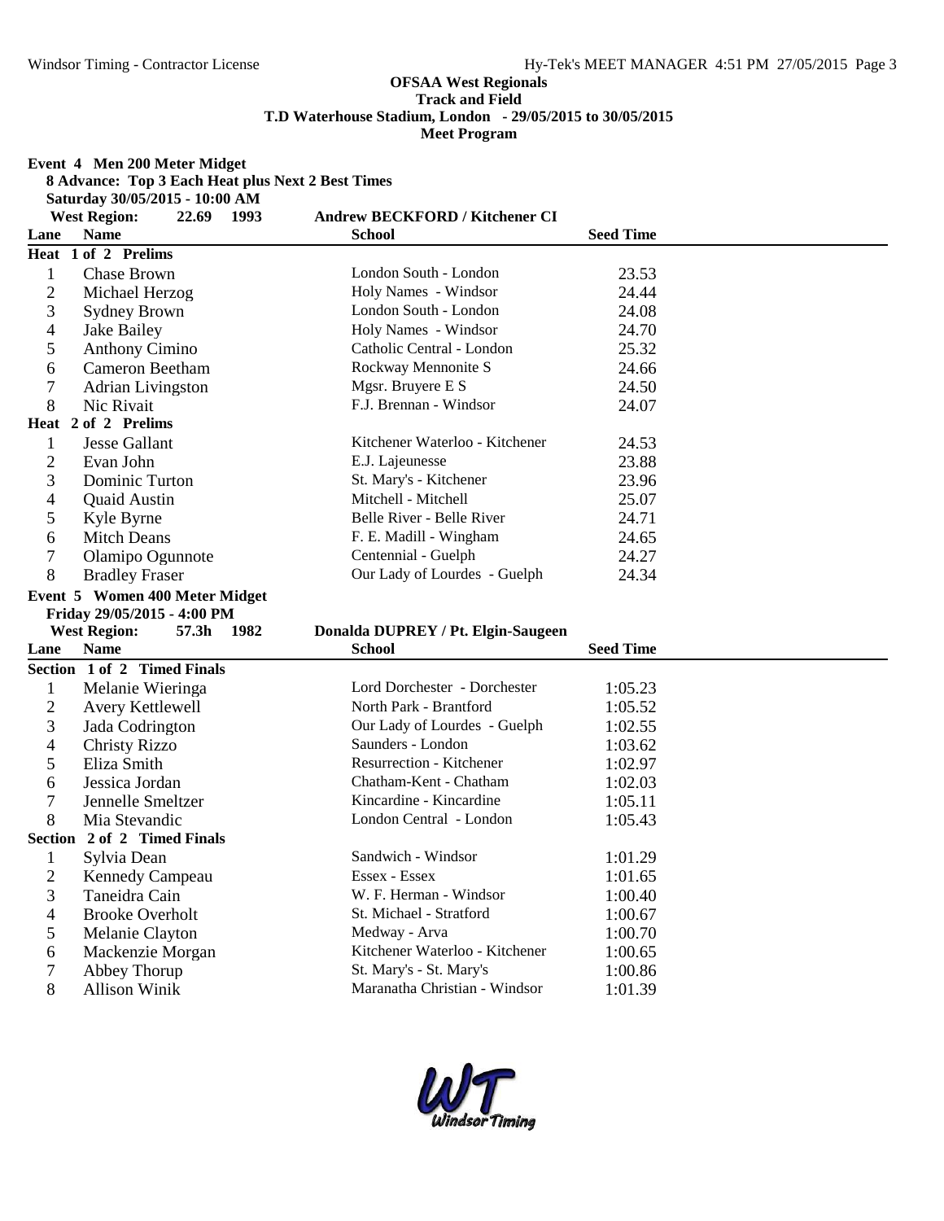**OFSAA West Regionals**
**Track and Field**
**T.D Waterhouse Stadium, London - 29/05/2015 to 30/05/2015**
**Meet Program**

**Event 4 Men 200 Meter Midget**

**8 Advance: Top 3 Each Heat plus Next 2 Best Times**

**Saturday 30/05/2015 - 10:00 AM**

**West Region: 22.69 1993 Andrew BECKFORD / Kitchener CI**

| Lane | Name | School | Seed Time |
|---|---|---|---|
| **Heat 1 of 2 Prelims** | | | |
| 1 | Chase Brown | London South - London | 23.53 |
| 2 | Michael Herzog | Holy Names - Windsor | 24.44 |
| 3 | Sydney Brown | London South - London | 24.08 |
| 4 | Jake Bailey | Holy Names - Windsor | 24.70 |
| 5 | Anthony Cimino | Catholic Central - London | 25.32 |
| 6 | Cameron Beetham | Rockway Mennonite S | 24.66 |
| 7 | Adrian Livingston | Mgsr. Bruyere E S | 24.50 |
| 8 | Nic Rivait | F.J. Brennan - Windsor | 24.07 |
| **Heat 2 of 2 Prelims** | | | |
| 1 | Jesse Gallant | Kitchener Waterloo - Kitchener | 24.53 |
| 2 | Evan John | E.J. Lajeunesse | 23.88 |
| 3 | Dominic Turton | St. Mary's - Kitchener | 23.96 |
| 4 | Quaid Austin | Mitchell - Mitchell | 25.07 |
| 5 | Kyle Byrne | Belle River - Belle River | 24.71 |
| 6 | Mitch Deans | F. E. Madill - Wingham | 24.65 |
| 7 | Olamipo Ogunnote | Centennial - Guelph | 24.27 |
| 8 | Bradley Fraser | Our Lady of Lourdes - Guelph | 24.34 |

**Event 5 Women 400 Meter Midget**

**Friday 29/05/2015 - 4:00 PM**

**West Region: 57.3h 1982 Donalda DUPREY / Pt. Elgin-Saugeen**

| Lane | Name | School | Seed Time |
|---|---|---|---|
| **Section 1 of 2 Timed Finals** | | | |
| 1 | Melanie Wieringa | Lord Dorchester - Dorchester | 1:05.23 |
| 2 | Avery Kettlewell | North Park - Brantford | 1:05.52 |
| 3 | Jada Codrington | Our Lady of Lourdes - Guelph | 1:02.55 |
| 4 | Christy Rizzo | Saunders - London | 1:03.62 |
| 5 | Eliza Smith | Resurrection - Kitchener | 1:02.97 |
| 6 | Jessica Jordan | Chatham-Kent - Chatham | 1:02.03 |
| 7 | Jennelle Smeltzer | Kincardine - Kincardine | 1:05.11 |
| 8 | Mia Stevandic | London Central - London | 1:05.43 |
| **Section 2 of 2 Timed Finals** | | | |
| 1 | Sylvia Dean | Sandwich - Windsor | 1:01.29 |
| 2 | Kennedy Campeau | Essex - Essex | 1:01.65 |
| 3 | Taneidra Cain | W. F. Herman - Windsor | 1:00.40 |
| 4 | Brooke Overholt | St. Michael - Stratford | 1:00.67 |
| 5 | Melanie Clayton | Medway - Arva | 1:00.70 |
| 6 | Mackenzie Morgan | Kitchener Waterloo - Kitchener | 1:00.65 |
| 7 | Abbey Thorup | St. Mary's - St. Mary's | 1:00.86 |
| 8 | Allison Winik | Maranatha Christian - Windsor | 1:01.39 |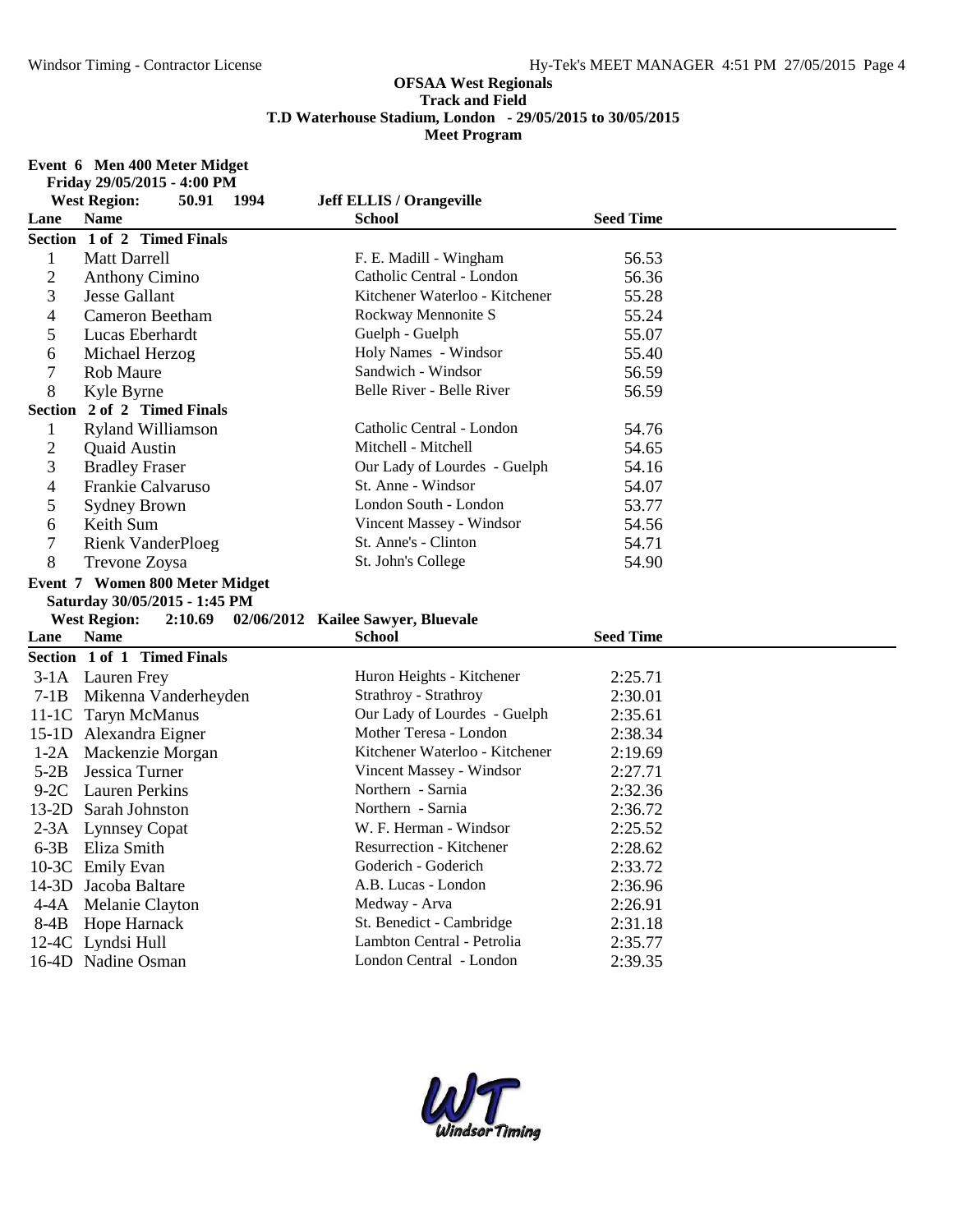**OFSAA West Regionals**
**Track and Field**
**T.D Waterhouse Stadium, London - 29/05/2015 to 30/05/2015**
**Meet Program**

### Event 6 Men 400 Meter Midget

**Friday 29/05/2015 - 4:00 PM**

**West Region: 50.91 1994 Jeff ELLIS / Orangeville**

| Lane | Name | School | Seed Time |
|---|---|---|---|
| **Section 1 of 2 Timed Finals** | | | |
| 1 | Matt Darrell | F. E. Madill - Wingham | 56.53 |
| 2 | Anthony Cimino | Catholic Central - London | 56.36 |
| 3 | Jesse Gallant | Kitchener Waterloo - Kitchener | 55.28 |
| 4 | Cameron Beetham | Rockway Mennonite S | 55.24 |
| 5 | Lucas Eberhardt | Guelph - Guelph | 55.07 |
| 6 | Michael Herzog | Holy Names - Windsor | 55.40 |
| 7 | Rob Maure | Sandwich - Windsor | 56.59 |
| 8 | Kyle Byrne | Belle River - Belle River | 56.59 |
| **Section 2 of 2 Timed Finals** | | | |
| 1 | Ryland Williamson | Catholic Central - London | 54.76 |
| 2 | Quaid Austin | Mitchell - Mitchell | 54.65 |
| 3 | Bradley Fraser | Our Lady of Lourdes - Guelph | 54.16 |
| 4 | Frankie Calvaruso | St. Anne - Windsor | 54.07 |
| 5 | Sydney Brown | London South - London | 53.77 |
| 6 | Keith Sum | Vincent Massey - Windsor | 54.56 |
| 7 | Rienk VanderPloeg | St. Anne's - Clinton | 54.71 |
| 8 | Trevone Zoysa | St. John's College | 54.90 |

### Event 7 Women 800 Meter Midget

**Saturday 30/05/2015 - 1:45 PM**

**West Region: 2:10.69 02/06/2012 Kailee Sawyer, Bluevale**

| Lane | Name | School | Seed Time |
|---|---|---|---|
| **Section 1 of 1 Timed Finals** | | | |
| 3-1A | Lauren Frey | Huron Heights - Kitchener | 2:25.71 |
| 7-1B | Mikenna Vanderheyden | Strathroy - Strathroy | 2:30.01 |
| 11-1C | Taryn McManus | Our Lady of Lourdes - Guelph | 2:35.61 |
| 15-1D | Alexandra Eigner | Mother Teresa - London | 2:38.34 |
| 1-2A | Mackenzie Morgan | Kitchener Waterloo - Kitchener | 2:19.69 |
| 5-2B | Jessica Turner | Vincent Massey - Windsor | 2:27.71 |
| 9-2C | Lauren Perkins | Northern - Sarnia | 2:32.36 |
| 13-2D | Sarah Johnston | Northern - Sarnia | 2:36.72 |
| 2-3A | Lynnsey Copat | W. F. Herman - Windsor | 2:25.52 |
| 6-3B | Eliza Smith | Resurrection - Kitchener | 2:28.62 |
| 10-3C | Emily Evan | Goderich - Goderich | 2:33.72 |
| 14-3D | Jacoba Baltare | A.B. Lucas - London | 2:36.96 |
| 4-4A | Melanie Clayton | Medway - Arva | 2:26.91 |
| 8-4B | Hope Harnack | St. Benedict - Cambridge | 2:31.18 |
| 12-4C | Lyndsi Hull | Lambton Central - Petrolia | 2:35.77 |
| 16-4D | Nadine Osman | London Central - London | 2:39.35 |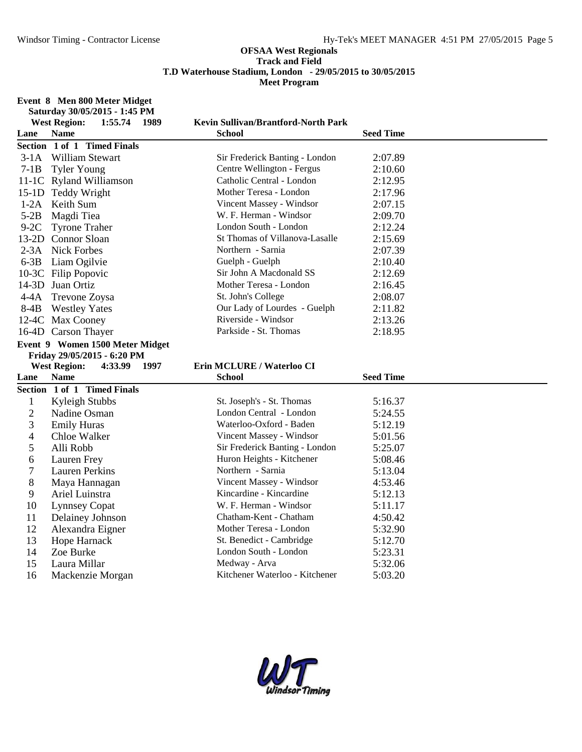**OFSAA West Regionals**
**Track and Field**
**T.D Waterhouse Stadium, London - 29/05/2015 to 30/05/2015**
**Meet Program**

### Event 8 Men 800 Meter Midget

**Saturday 30/05/2015 - 1:45 PM**

**West Region: 1:55.74 1989 Kevin Sullivan/Brantford-North Park**

| Lane | Name | School | Seed Time |
|---|---|---|---|
| **Section 1 of 1 Timed Finals** | | | |
| 3-1A | William Stewart | Sir Frederick Banting - London | 2:07.89 |
| 7-1B | Tyler Young | Centre Wellington - Fergus | 2:10.60 |
| 11-1C | Ryland Williamson | Catholic Central - London | 2:12.95 |
| 15-1D | Teddy Wright | Mother Teresa - London | 2:17.96 |
| 1-2A | Keith Sum | Vincent Massey - Windsor | 2:07.15 |
| 5-2B | Magdi Tiea | W. F. Herman - Windsor | 2:09.70 |
| 9-2C | Tyrone Traher | London South - London | 2:12.24 |
| 13-2D | Connor Sloan | St Thomas of Villanova-Lasalle | 2:15.69 |
| 2-3A | Nick Forbes | Northern - Sarnia | 2:07.39 |
| 6-3B | Liam Ogilvie | Guelph - Guelph | 2:10.40 |
| 10-3C | Filip Popovic | Sir John A Macdonald SS | 2:12.69 |
| 14-3D | Juan Ortiz | Mother Teresa - London | 2:16.45 |
| 4-4A | Trevone Zoysa | St. John's College | 2:08.07 |
| 8-4B | Westley Yates | Our Lady of Lourdes - Guelph | 2:11.82 |
| 12-4C | Max Cooney | Riverside - Windsor | 2:13.26 |
| 16-4D | Carson Thayer | Parkside - St. Thomas | 2:18.95 |

### Event 9 Women 1500 Meter Midget

**Friday 29/05/2015 - 6:20 PM**

**West Region: 4:33.99 1997 Erin MCLURE / Waterloo CI**

| Lane | Name | School | Seed Time |
|---|---|---|---|
| **Section 1 of 1 Timed Finals** | | | |
| 1 | Kyleigh Stubbs | St. Joseph's - St. Thomas | 5:16.37 |
| 2 | Nadine Osman | London Central - London | 5:24.55 |
| 3 | Emily Huras | Waterloo-Oxford - Baden | 5:12.19 |
| 4 | Chloe Walker | Vincent Massey - Windsor | 5:01.56 |
| 5 | Alli Robb | Sir Frederick Banting - London | 5:25.07 |
| 6 | Lauren Frey | Huron Heights - Kitchener | 5:08.46 |
| 7 | Lauren Perkins | Northern - Sarnia | 5:13.04 |
| 8 | Maya Hannagan | Vincent Massey - Windsor | 4:53.46 |
| 9 | Ariel Luinstra | Kincardine - Kincardine | 5:12.13 |
| 10 | Lynnsey Copat | W. F. Herman - Windsor | 5:11.17 |
| 11 | Delainey Johnson | Chatham-Kent - Chatham | 4:50.42 |
| 12 | Alexandra Eigner | Mother Teresa - London | 5:32.90 |
| 13 | Hope Harnack | St. Benedict - Cambridge | 5:12.70 |
| 14 | Zoe Burke | London South - London | 5:23.31 |
| 15 | Laura Millar | Medway - Arva | 5:32.06 |
| 16 | Mackenzie Morgan | Kitchener Waterloo - Kitchener | 5:03.20 |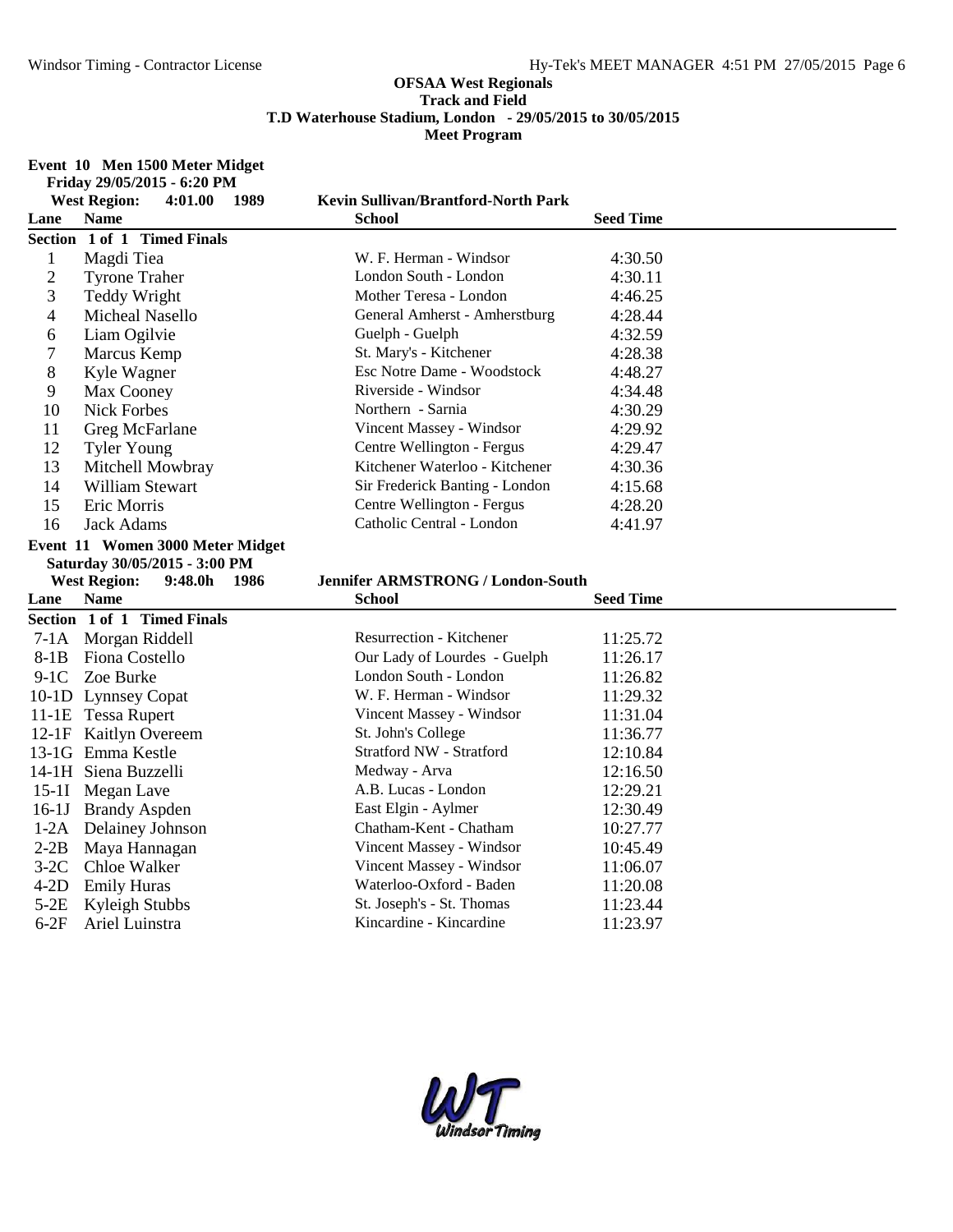**OFSAA West Regionals**
**Track and Field**
**T.D Waterhouse Stadium, London - 29/05/2015 to 30/05/2015**
**Meet Program**

### Event 10 Men 1500 Meter Midget

**Friday 29/05/2015 - 6:20 PM**

**West Region: 4:01.00 1989** **Kevin Sullivan/Brantford-North Park**

| Lane | Name | School | Seed Time |
|---|---|---|---|
| **Section 1 of 1 Timed Finals** | | | |
| 1 | Magdi Tiea | W. F. Herman - Windsor | 4:30.50 |
| 2 | Tyrone Traher | London South - London | 4:30.11 |
| 3 | Teddy Wright | Mother Teresa - London | 4:46.25 |
| 4 | Micheal Nasello | General Amherst - Amherstburg | 4:28.44 |
| 6 | Liam Ogilvie | Guelph - Guelph | 4:32.59 |
| 7 | Marcus Kemp | St. Mary's - Kitchener | 4:28.38 |
| 8 | Kyle Wagner | Esc Notre Dame - Woodstock | 4:48.27 |
| 9 | Max Cooney | Riverside - Windsor | 4:34.48 |
| 10 | Nick Forbes | Northern - Sarnia | 4:30.29 |
| 11 | Greg McFarlane | Vincent Massey - Windsor | 4:29.92 |
| 12 | Tyler Young | Centre Wellington - Fergus | 4:29.47 |
| 13 | Mitchell Mowbray | Kitchener Waterloo - Kitchener | 4:30.36 |
| 14 | William Stewart | Sir Frederick Banting - London | 4:15.68 |
| 15 | Eric Morris | Centre Wellington - Fergus | 4:28.20 |
| 16 | Jack Adams | Catholic Central - London | 4:41.97 |

### Event 11 Women 3000 Meter Midget

**Saturday 30/05/2015 - 3:00 PM**

**West Region: 9:48.0h 1986** **Jennifer ARMSTRONG / London-South**

| Lane | Name | School | Seed Time |
|---|---|---|---|
| **Section 1 of 1 Timed Finals** | | | |
| 7-1A | Morgan Riddell | Resurrection - Kitchener | 11:25.72 |
| 8-1B | Fiona Costello | Our Lady of Lourdes - Guelph | 11:26.17 |
| 9-1C | Zoe Burke | London South - London | 11:26.82 |
| 10-1D | Lynnsey Copat | W. F. Herman - Windsor | 11:29.32 |
| 11-1E | Tessa Rupert | Vincent Massey - Windsor | 11:31.04 |
| 12-1F | Kaitlyn Overeem | St. John's College | 11:36.77 |
| 13-1G | Emma Kestle | Stratford NW - Stratford | 12:10.84 |
| 14-1H | Siena Buzzelli | Medway - Arva | 12:16.50 |
| 15-1I | Megan Lave | A.B. Lucas - London | 12:29.21 |
| 16-1J | Brandy Aspden | East Elgin - Aylmer | 12:30.49 |
| 1-2A | Delainey Johnson | Chatham-Kent - Chatham | 10:27.77 |
| 2-2B | Maya Hannagan | Vincent Massey - Windsor | 10:45.49 |
| 3-2C | Chloe Walker | Vincent Massey - Windsor | 11:06.07 |
| 4-2D | Emily Huras | Waterloo-Oxford - Baden | 11:20.08 |
| 5-2E | Kyleigh Stubbs | St. Joseph's - St. Thomas | 11:23.44 |
| 6-2F | Ariel Luinstra | Kincardine - Kincardine | 11:23.97 |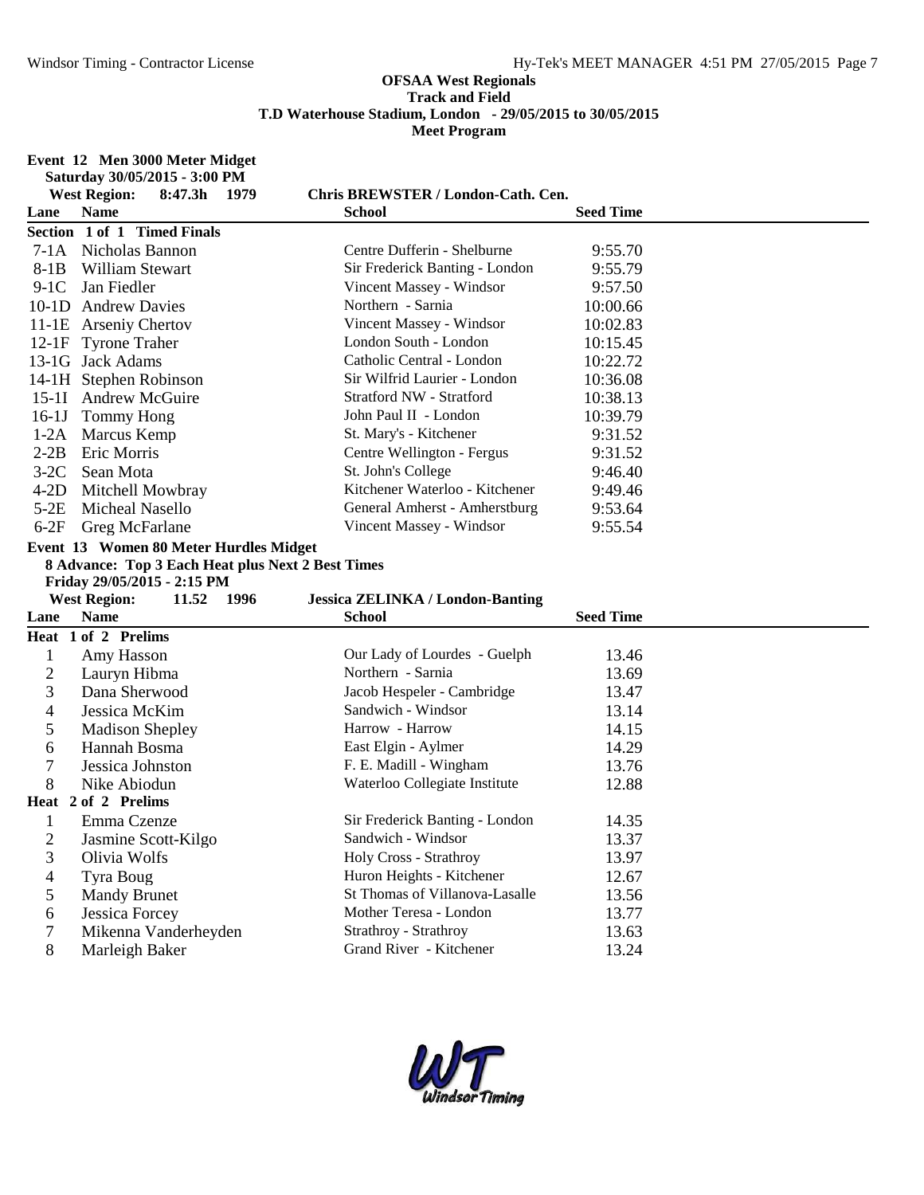**OFSAA West Regionals**
**Track and Field**
**T.D Waterhouse Stadium, London - 29/05/2015 to 30/05/2015**
**Meet Program**

**Event 12 Men 3000 Meter Midget**
**Saturday 30/05/2015 - 3:00 PM**
**West Region: 8:47.3h 1979 Chris BREWSTER / London-Cath. Cen.**

| Lane | Name | School | Seed Time |
|---|---|---|---|
| **Section 1 of 1 Timed Finals** | | | |
| 7-1A | Nicholas Bannon | Centre Dufferin - Shelburne | 9:55.70 |
| 8-1B | William Stewart | Sir Frederick Banting - London | 9:55.79 |
| 9-1C | Jan Fiedler | Vincent Massey - Windsor | 9:57.50 |
| 10-1D | Andrew Davies | Northern - Sarnia | 10:00.66 |
| 11-1E | Arseniy Chertov | Vincent Massey - Windsor | 10:02.83 |
| 12-1F | Tyrone Traher | London South - London | 10:15.45 |
| 13-1G | Jack Adams | Catholic Central - London | 10:22.72 |
| 14-1H | Stephen Robinson | Sir Wilfrid Laurier - London | 10:36.08 |
| 15-1I | Andrew McGuire | Stratford NW - Stratford | 10:38.13 |
| 16-1J | Tommy Hong | John Paul II - London | 10:39.79 |
| 1-2A | Marcus Kemp | St. Mary's - Kitchener | 9:31.52 |
| 2-2B | Eric Morris | Centre Wellington - Fergus | 9:31.52 |
| 3-2C | Sean Mota | St. John's College | 9:46.40 |
| 4-2D | Mitchell Mowbray | Kitchener Waterloo - Kitchener | 9:49.46 |
| 5-2E | Micheal Nasello | General Amherst - Amherstburg | 9:53.64 |
| 6-2F | Greg McFarlane | Vincent Massey - Windsor | 9:55.54 |

**Event 13 Women 80 Meter Hurdles Midget**
**8 Advance: Top 3 Each Heat plus Next 2 Best Times**
**Friday 29/05/2015 - 2:15 PM**
**West Region: 11.52 1996 Jessica ZELINKA / London-Banting**

| Lane | Name | School | Seed Time |
|---|---|---|---|
| **Heat 1 of 2 Prelims** | | | |
| 1 | Amy Hasson | Our Lady of Lourdes - Guelph | 13.46 |
| 2 | Lauryn Hibma | Northern - Sarnia | 13.69 |
| 3 | Dana Sherwood | Jacob Hespeler - Cambridge | 13.47 |
| 4 | Jessica McKim | Sandwich - Windsor | 13.14 |
| 5 | Madison Shepley | Harrow - Harrow | 14.15 |
| 6 | Hannah Bosma | East Elgin - Aylmer | 14.29 |
| 7 | Jessica Johnston | F. E. Madill - Wingham | 13.76 |
| 8 | Nike Abiodun | Waterloo Collegiate Institute | 12.88 |
| **Heat 2 of 2 Prelims** | | | |
| 1 | Emma Czenze | Sir Frederick Banting - London | 14.35 |
| 2 | Jasmine Scott-Kilgo | Sandwich - Windsor | 13.37 |
| 3 | Olivia Wolfs | Holy Cross - Strathroy | 13.97 |
| 4 | Tyra Boug | Huron Heights - Kitchener | 12.67 |
| 5 | Mandy Brunet | St Thomas of Villanova-Lasalle | 13.56 |
| 6 | Jessica Forcey | Mother Teresa - London | 13.77 |
| 7 | Mikenna Vanderheyden | Strathroy - Strathroy | 13.63 |
| 8 | Marleigh Baker | Grand River - Kitchener | 13.24 |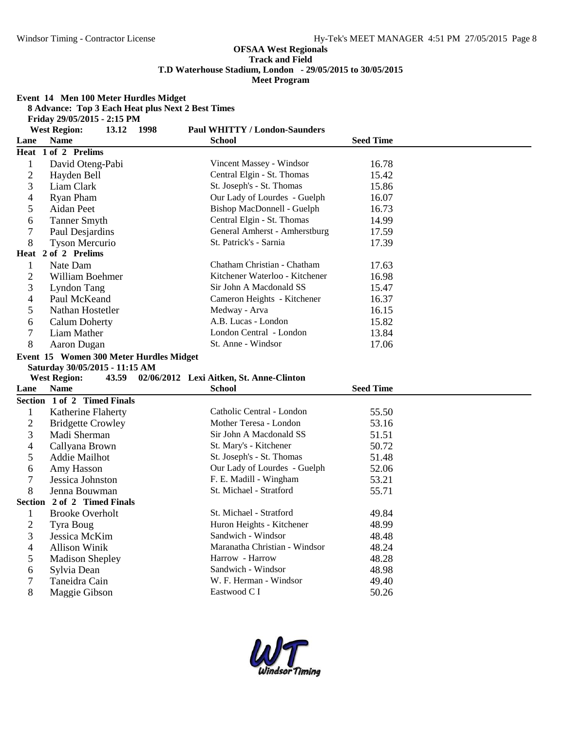**OFSAA West Regionals**
**Track and Field**
**T.D Waterhouse Stadium, London - 29/05/2015 to 30/05/2015**
**Meet Program**

### Event 14 Men 100 Meter Hurdles Midget

**8 Advance: Top 3 Each Heat plus Next 2 Best Times**
**Friday 29/05/2015 - 2:15 PM**
**West Region: 13.12 1998 Paul WHITTY / London-Saunders**

| Lane | Name | School | Seed Time |
|---|---|---|---|
| **Heat 1 of 2 Prelims** | | | |
| 1 | David Oteng-Pabi | Vincent Massey - Windsor | 16.78 |
| 2 | Hayden Bell | Central Elgin - St. Thomas | 15.42 |
| 3 | Liam Clark | St. Joseph's - St. Thomas | 15.86 |
| 4 | Ryan Pham | Our Lady of Lourdes - Guelph | 16.07 |
| 5 | Aidan Peet | Bishop MacDonnell - Guelph | 16.73 |
| 6 | Tanner Smyth | Central Elgin - St. Thomas | 14.99 |
| 7 | Paul Desjardins | General Amherst - Amherstburg | 17.59 |
| 8 | Tyson Mercurio | St. Patrick's - Sarnia | 17.39 |
| **Heat 2 of 2 Prelims** | | | |
| 1 | Nate Dam | Chatham Christian - Chatham | 17.63 |
| 2 | William Boehmer | Kitchener Waterloo - Kitchener | 16.98 |
| 3 | Lyndon Tang | Sir John A Macdonald SS | 15.47 |
| 4 | Paul McKeand | Cameron Heights - Kitchener | 16.37 |
| 5 | Nathan Hostetler | Medway - Arva | 16.15 |
| 6 | Calum Doherty | A.B. Lucas - London | 15.82 |
| 7 | Liam Mather | London Central - London | 13.84 |
| 8 | Aaron Dugan | St. Anne - Windsor | 17.06 |

### Event 15 Women 300 Meter Hurdles Midget

**Saturday 30/05/2015 - 11:15 AM**
**West Region: 43.59 02/06/2012 Lexi Aitken, St. Anne-Clinton**

| Lane | Name | School | Seed Time |
|---|---|---|---|
| **Section 1 of 2 Timed Finals** | | | |
| 1 | Katherine Flaherty | Catholic Central - London | 55.50 |
| 2 | Bridgette Crowley | Mother Teresa - London | 53.16 |
| 3 | Madi Sherman | Sir John A Macdonald SS | 51.51 |
| 4 | Callyana Brown | St. Mary's - Kitchener | 50.72 |
| 5 | Addie Mailhot | St. Joseph's - St. Thomas | 51.48 |
| 6 | Amy Hasson | Our Lady of Lourdes - Guelph | 52.06 |
| 7 | Jessica Johnston | F. E. Madill - Wingham | 53.21 |
| 8 | Jenna Bouwman | St. Michael - Stratford | 55.71 |
| **Section 2 of 2 Timed Finals** | | | |
| 1 | Brooke Overholt | St. Michael - Stratford | 49.84 |
| 2 | Tyra Boug | Huron Heights - Kitchener | 48.99 |
| 3 | Jessica McKim | Sandwich - Windsor | 48.48 |
| 4 | Allison Winik | Maranatha Christian - Windsor | 48.24 |
| 5 | Madison Shepley | Harrow - Harrow | 48.28 |
| 6 | Sylvia Dean | Sandwich - Windsor | 48.98 |
| 7 | Taneidra Cain | W. F. Herman - Windsor | 49.40 |
| 8 | Maggie Gibson | Eastwood C I | 50.26 |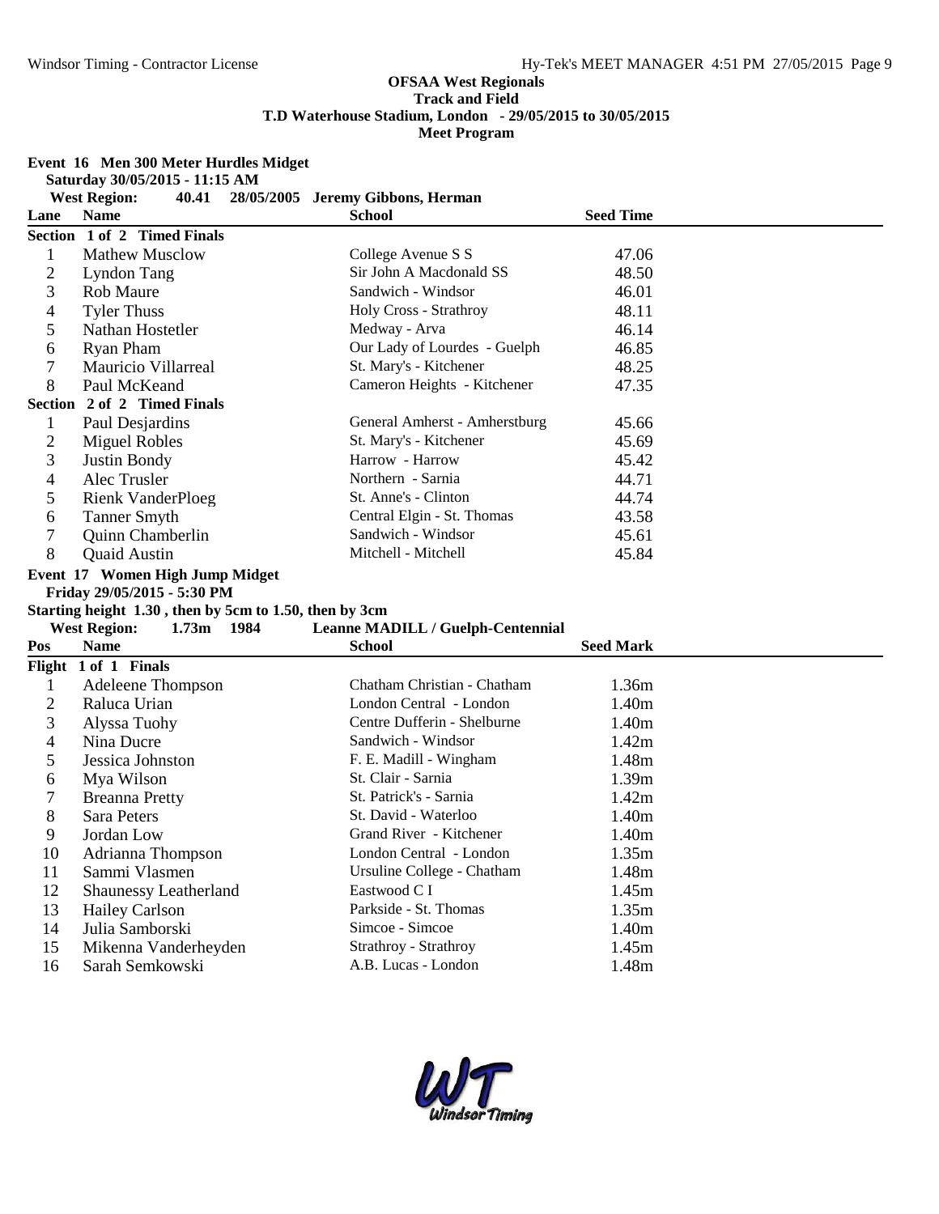**OFSAA West Regionals**
**Track and Field**
**T.D Waterhouse Stadium, London - 29/05/2015 to 30/05/2015**
**Meet Program**

### Event 16 Men 300 Meter Hurdles Midget

**Saturday 30/05/2015 - 11:15 AM**

**West Region: 40.41 28/05/2005 Jeremy Gibbons, Herman**

| Lane | Name | School | Seed Time |
|---|---|---|---|
| **Section 1 of 2 Timed Finals** | | | |
| 1 | Mathew Musclow | College Avenue S S | 47.06 |
| 2 | Lyndon Tang | Sir John A Macdonald SS | 48.50 |
| 3 | Rob Maure | Sandwich - Windsor | 46.01 |
| 4 | Tyler Thuss | Holy Cross - Strathroy | 48.11 |
| 5 | Nathan Hostetler | Medway - Arva | 46.14 |
| 6 | Ryan Pham | Our Lady of Lourdes - Guelph | 46.85 |
| 7 | Mauricio Villarreal | St. Mary's - Kitchener | 48.25 |
| 8 | Paul McKeand | Cameron Heights - Kitchener | 47.35 |
| **Section 2 of 2 Timed Finals** | | | |
| 1 | Paul Desjardins | General Amherst - Amherstburg | 45.66 |
| 2 | Miguel Robles | St. Mary's - Kitchener | 45.69 |
| 3 | Justin Bondy | Harrow - Harrow | 45.42 |
| 4 | Alec Trusler | Northern - Sarnia | 44.71 |
| 5 | Rienk VanderPloeg | St. Anne's - Clinton | 44.74 |
| 6 | Tanner Smyth | Central Elgin - St. Thomas | 43.58 |
| 7 | Quinn Chamberlin | Sandwich - Windsor | 45.61 |
| 8 | Quaid Austin | Mitchell - Mitchell | 45.84 |

### Event 17 Women High Jump Midget

**Friday 29/05/2015 - 5:30 PM**

**Starting height 1.30 , then by 5cm to 1.50, then by 3cm**

**West Region: 1.73m 1984 Leanne MADILL / Guelph-Centennial**

| Pos | Name | School | Seed Mark |
|---|---|---|---|
| **Flight 1 of 1 Finals** | | | |
| 1 | Adeleene Thompson | Chatham Christian - Chatham | 1.36m |
| 2 | Raluca Urian | London Central - London | 1.40m |
| 3 | Alyssa Tuohy | Centre Dufferin - Shelburne | 1.40m |
| 4 | Nina Ducre | Sandwich - Windsor | 1.42m |
| 5 | Jessica Johnston | F. E. Madill - Wingham | 1.48m |
| 6 | Mya Wilson | St. Clair - Sarnia | 1.39m |
| 7 | Breanna Pretty | St. Patrick's - Sarnia | 1.42m |
| 8 | Sara Peters | St. David - Waterloo | 1.40m |
| 9 | Jordan Low | Grand River - Kitchener | 1.40m |
| 10 | Adrianna Thompson | London Central - London | 1.35m |
| 11 | Sammi Vlasmen | Ursuline College - Chatham | 1.48m |
| 12 | Shaunessy Leatherland | Eastwood C I | 1.45m |
| 13 | Hailey Carlson | Parkside - St. Thomas | 1.35m |
| 14 | Julia Samborski | Simcoe - Simcoe | 1.40m |
| 15 | Mikenna Vanderheyden | Strathroy - Strathroy | 1.45m |
| 16 | Sarah Semkowski | A.B. Lucas - London | 1.48m |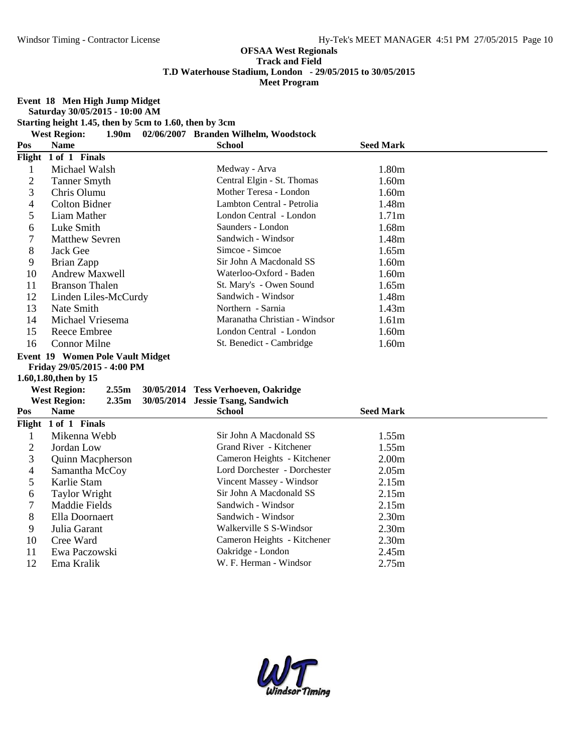**OFSAA West Regionals**
**Track and Field**
**T.D Waterhouse Stadium, London - 29/05/2015 to 30/05/2015**
**Meet Program**

**Event 18 Men High Jump Midget**
**Saturday 30/05/2015 - 10:00 AM**
**Starting height 1.45, then by 5cm to 1.60, then by 3cm**
**West Region: 1.90m 02/06/2007 Branden Wilhelm, Woodstock**

| Pos | Name | School | Seed Mark |
|---|---|---|---|
| **Flight 1 of 1 Finals** | | | |
| 1 | Michael Walsh | Medway - Arva | 1.80m |
| 2 | Tanner Smyth | Central Elgin - St. Thomas | 1.60m |
| 3 | Chris Olumu | Mother Teresa - London | 1.60m |
| 4 | Colton Bidner | Lambton Central - Petrolia | 1.48m |
| 5 | Liam Mather | London Central - London | 1.71m |
| 6 | Luke Smith | Saunders - London | 1.68m |
| 7 | Matthew Sevren | Sandwich - Windsor | 1.48m |
| 8 | Jack Gee | Simcoe - Simcoe | 1.65m |
| 9 | Brian Zapp | Sir John A Macdonald SS | 1.60m |
| 10 | Andrew Maxwell | Waterloo-Oxford - Baden | 1.60m |
| 11 | Branson Thalen | St. Mary's - Owen Sound | 1.65m |
| 12 | Linden Liles-McCurdy | Sandwich - Windsor | 1.48m |
| 13 | Nate Smith | Northern - Sarnia | 1.43m |
| 14 | Michael Vriesema | Maranatha Christian - Windsor | 1.61m |
| 15 | Reece Embree | London Central - London | 1.60m |
| 16 | Connor Milne | St. Benedict - Cambridge | 1.60m |

**Event 19 Women Pole Vault Midget**
**Friday 29/05/2015 - 4:00 PM**
**1.60,1.80,then by 15**
**West Region: 2.55m 30/05/2014 Tess Verhoeven, Oakridge**
**West Region: 2.35m 30/05/2014 Jessie Tsang, Sandwich**

| Pos | Name | School | Seed Mark |
|---|---|---|---|
| **Flight 1 of 1 Finals** | | | |
| 1 | Mikenna Webb | Sir John A Macdonald SS | 1.55m |
| 2 | Jordan Low | Grand River - Kitchener | 1.55m |
| 3 | Quinn Macpherson | Cameron Heights - Kitchener | 2.00m |
| 4 | Samantha McCoy | Lord Dorchester - Dorchester | 2.05m |
| 5 | Karlie Stam | Vincent Massey - Windsor | 2.15m |
| 6 | Taylor Wright | Sir John A Macdonald SS | 2.15m |
| 7 | Maddie Fields | Sandwich - Windsor | 2.15m |
| 8 | Ella Doornaert | Sandwich - Windsor | 2.30m |
| 9 | Julia Garant | Walkerville S S-Windsor | 2.30m |
| 10 | Cree Ward | Cameron Heights - Kitchener | 2.30m |
| 11 | Ewa Paczowski | Oakridge - London | 2.45m |
| 12 | Ema Kralik | W. F. Herman - Windsor | 2.75m |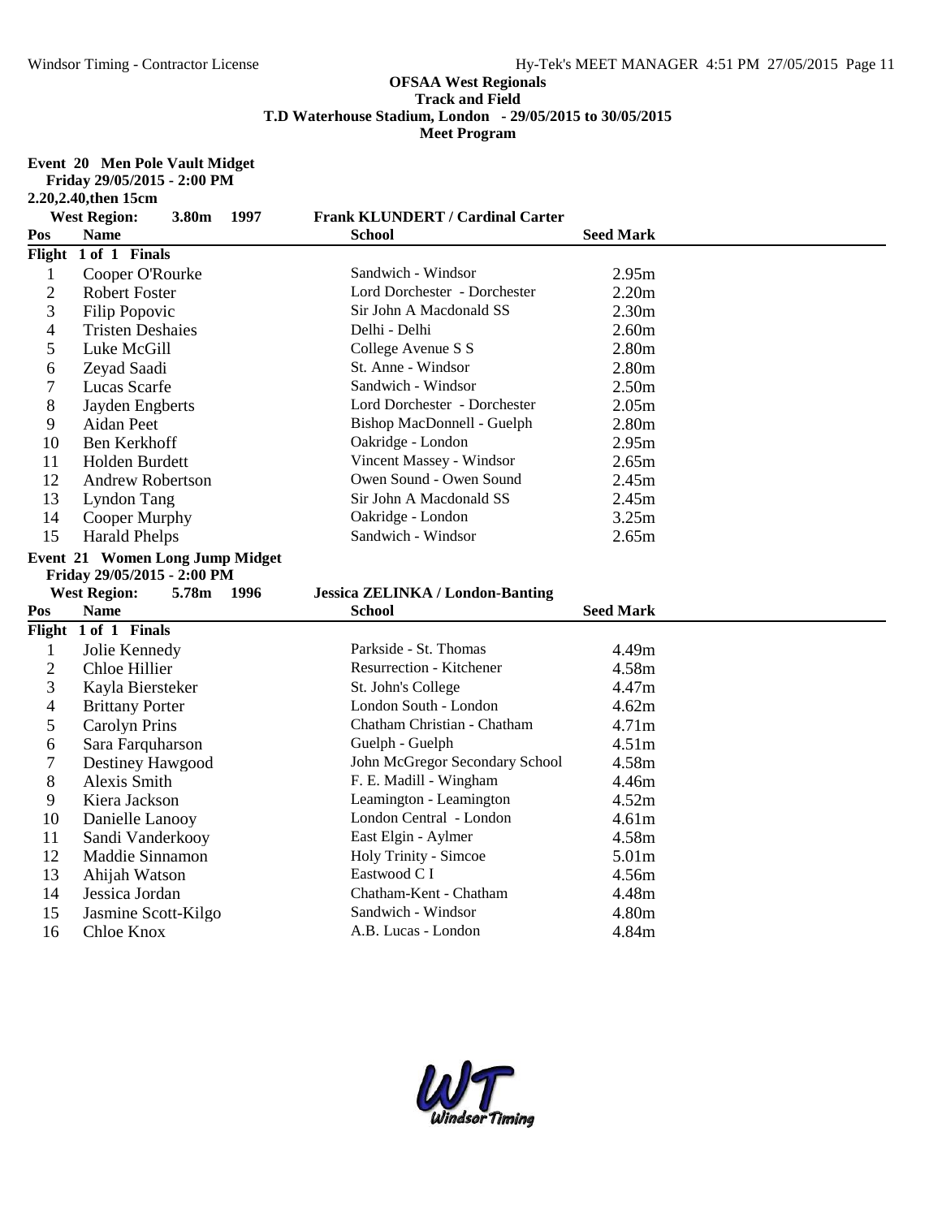**OFSAA West Regionals**
**Track and Field**
**T.D Waterhouse Stadium, London - 29/05/2015 to 30/05/2015**
**Meet Program**

### Event 20 Men Pole Vault Midget

**Friday 29/05/2015 - 2:00 PM**

**2.20,2.40,then 15cm**

**West Region: 3.80m 1997 Frank KLUNDERT / Cardinal Carter**

| Pos | Name | School | Seed Mark |
|---|---|---|---|
| **Flight 1 of 1 Finals** | | | |
| 1 | Cooper O'Rourke | Sandwich - Windsor | 2.95m |
| 2 | Robert Foster | Lord Dorchester - Dorchester | 2.20m |
| 3 | Filip Popovic | Sir John A Macdonald SS | 2.30m |
| 4 | Tristen Deshaies | Delhi - Delhi | 2.60m |
| 5 | Luke McGill | College Avenue S S | 2.80m |
| 6 | Zeyad Saadi | St. Anne - Windsor | 2.80m |
| 7 | Lucas Scarfe | Sandwich - Windsor | 2.50m |
| 8 | Jayden Engberts | Lord Dorchester - Dorchester | 2.05m |
| 9 | Aidan Peet | Bishop MacDonnell - Guelph | 2.80m |
| 10 | Ben Kerkhoff | Oakridge - London | 2.95m |
| 11 | Holden Burdett | Vincent Massey - Windsor | 2.65m |
| 12 | Andrew Robertson | Owen Sound - Owen Sound | 2.45m |
| 13 | Lyndon Tang | Sir John A Macdonald SS | 2.45m |
| 14 | Cooper Murphy | Oakridge - London | 3.25m |
| 15 | Harald Phelps | Sandwich - Windsor | 2.65m |

### Event 21 Women Long Jump Midget

**Friday 29/05/2015 - 2:00 PM**

**West Region: 5.78m 1996 Jessica ZELINKA / London-Banting**

| Pos | Name | School | Seed Mark |
|---|---|---|---|
| **Flight 1 of 1 Finals** | | | |
| 1 | Jolie Kennedy | Parkside - St. Thomas | 4.49m |
| 2 | Chloe Hillier | Resurrection - Kitchener | 4.58m |
| 3 | Kayla Biersteker | St. John's College | 4.47m |
| 4 | Brittany Porter | London South - London | 4.62m |
| 5 | Carolyn Prins | Chatham Christian - Chatham | 4.71m |
| 6 | Sara Farquharson | Guelph - Guelph | 4.51m |
| 7 | Destiney Hawgood | John McGregor Secondary School | 4.58m |
| 8 | Alexis Smith | F. E. Madill - Wingham | 4.46m |
| 9 | Kiera Jackson | Leamington - Leamington | 4.52m |
| 10 | Danielle Lanooy | London Central - London | 4.61m |
| 11 | Sandi Vanderkooy | East Elgin - Aylmer | 4.58m |
| 12 | Maddie Sinnamon | Holy Trinity - Simcoe | 5.01m |
| 13 | Ahijah Watson | Eastwood C I | 4.56m |
| 14 | Jessica Jordan | Chatham-Kent - Chatham | 4.48m |
| 15 | Jasmine Scott-Kilgo | Sandwich - Windsor | 4.80m |
| 16 | Chloe Knox | A.B. Lucas - London | 4.84m |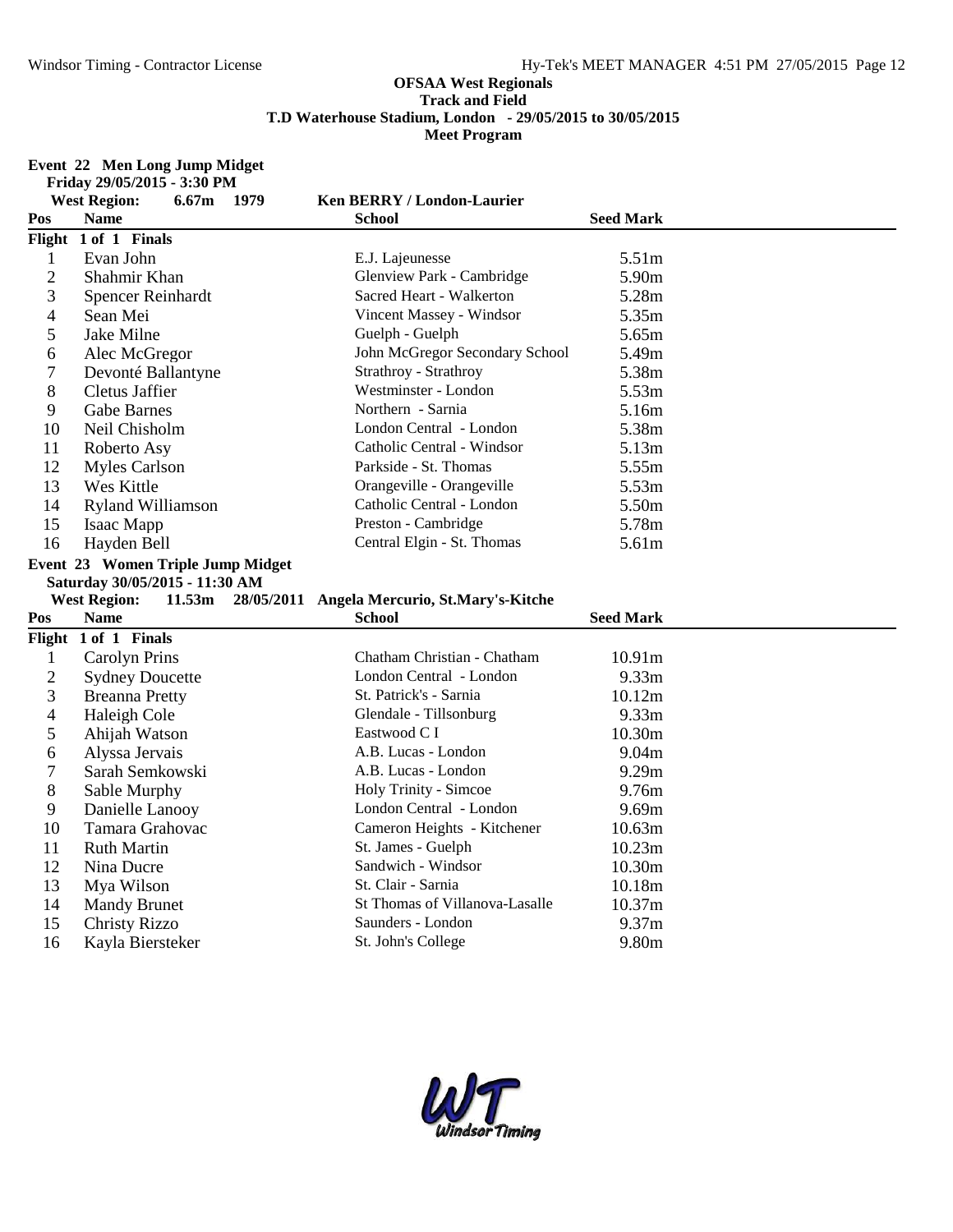**OFSAA West Regionals**
**Track and Field**
**T.D Waterhouse Stadium, London - 29/05/2015 to 30/05/2015**
**Meet Program**

## Event 22 Men Long Jump Midget

**Friday 29/05/2015 - 3:30 PM**

**West Region: 6.67m 1979 Ken BERRY / London-Laurier**

| Pos | Name | School | Seed Mark |
|---|---|---|---|
| **Flight 1 of 1 Finals** | | | |
| 1 | Evan John | E.J. Lajeunesse | 5.51m |
| 2 | Shahmir Khan | Glenview Park - Cambridge | 5.90m |
| 3 | Spencer Reinhardt | Sacred Heart - Walkerton | 5.28m |
| 4 | Sean Mei | Vincent Massey - Windsor | 5.35m |
| 5 | Jake Milne | Guelph - Guelph | 5.65m |
| 6 | Alec McGregor | John McGregor Secondary School | 5.49m |
| 7 | Devonté Ballantyne | Strathroy - Strathroy | 5.38m |
| 8 | Cletus Jaffier | Westminster - London | 5.53m |
| 9 | Gabe Barnes | Northern - Sarnia | 5.16m |
| 10 | Neil Chisholm | London Central - London | 5.38m |
| 11 | Roberto Asy | Catholic Central - Windsor | 5.13m |
| 12 | Myles Carlson | Parkside - St. Thomas | 5.55m |
| 13 | Wes Kittle | Orangeville - Orangeville | 5.53m |
| 14 | Ryland Williamson | Catholic Central - London | 5.50m |
| 15 | Isaac Mapp | Preston - Cambridge | 5.78m |
| 16 | Hayden Bell | Central Elgin - St. Thomas | 5.61m |

## Event 23 Women Triple Jump Midget

**Saturday 30/05/2015 - 11:30 AM**

**West Region: 11.53m 28/05/2011 Angela Mercurio, St.Mary's-Kitche**

| Pos | Name | School | Seed Mark |
|---|---|---|---|
| **Flight 1 of 1 Finals** | | | |
| 1 | Carolyn Prins | Chatham Christian - Chatham | 10.91m |
| 2 | Sydney Doucette | London Central - London | 9.33m |
| 3 | Breanna Pretty | St. Patrick's - Sarnia | 10.12m |
| 4 | Haleigh Cole | Glendale - Tillsonburg | 9.33m |
| 5 | Ahijah Watson | Eastwood C I | 10.30m |
| 6 | Alyssa Jervais | A.B. Lucas - London | 9.04m |
| 7 | Sarah Semkowski | A.B. Lucas - London | 9.29m |
| 8 | Sable Murphy | Holy Trinity - Simcoe | 9.76m |
| 9 | Danielle Lanooy | London Central - London | 9.69m |
| 10 | Tamara Grahovac | Cameron Heights - Kitchener | 10.63m |
| 11 | Ruth Martin | St. James - Guelph | 10.23m |
| 12 | Nina Ducre | Sandwich - Windsor | 10.30m |
| 13 | Mya Wilson | St. Clair - Sarnia | 10.18m |
| 14 | Mandy Brunet | St Thomas of Villanova-Lasalle | 10.37m |
| 15 | Christy Rizzo | Saunders - London | 9.37m |
| 16 | Kayla Biersteker | St. John's College | 9.80m |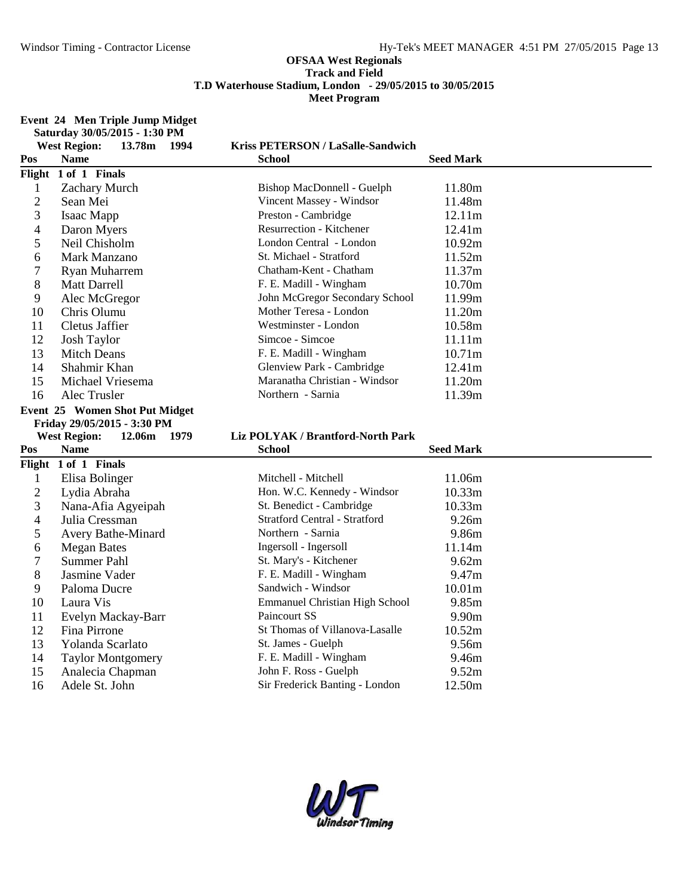**OFSAA West Regionals**
**Track and Field**
**T.D Waterhouse Stadium, London - 29/05/2015 to 30/05/2015**
**Meet Program**

**Event 24 Men Triple Jump Midget**
**Saturday 30/05/2015 - 1:30 PM**
**West Region: 13.78m 1994 Kriss PETERSON / LaSalle-Sandwich**

| Pos | Name | School | Seed Mark |
|---|---|---|---|
| **Flight 1 of 1 Finals** | | | |
| 1 | Zachary Murch | Bishop MacDonnell - Guelph | 11.80m |
| 2 | Sean Mei | Vincent Massey - Windsor | 11.48m |
| 3 | Isaac Mapp | Preston - Cambridge | 12.11m |
| 4 | Daron Myers | Resurrection - Kitchener | 12.41m |
| 5 | Neil Chisholm | London Central - London | 10.92m |
| 6 | Mark Manzano | St. Michael - Stratford | 11.52m |
| 7 | Ryan Muharrem | Chatham-Kent - Chatham | 11.37m |
| 8 | Matt Darrell | F. E. Madill - Wingham | 10.70m |
| 9 | Alec McGregor | John McGregor Secondary School | 11.99m |
| 10 | Chris Olumu | Mother Teresa - London | 11.20m |
| 11 | Cletus Jaffier | Westminster - London | 10.58m |
| 12 | Josh Taylor | Simcoe - Simcoe | 11.11m |
| 13 | Mitch Deans | F. E. Madill - Wingham | 10.71m |
| 14 | Shahmir Khan | Glenview Park - Cambridge | 12.41m |
| 15 | Michael Vriesema | Maranatha Christian - Windsor | 11.20m |
| 16 | Alec Trusler | Northern - Sarnia | 11.39m |

**Event 25 Women Shot Put Midget**
**Friday 29/05/2015 - 3:30 PM**
**West Region: 12.06m 1979 Liz POLYAK / Brantford-North Park**

| Pos | Name | School | Seed Mark |
|---|---|---|---|
| **Flight 1 of 1 Finals** | | | |
| 1 | Elisa Bolinger | Mitchell - Mitchell | 11.06m |
| 2 | Lydia Abraha | Hon. W.C. Kennedy - Windsor | 10.33m |
| 3 | Nana-Afia Agyeipah | St. Benedict - Cambridge | 10.33m |
| 4 | Julia Cressman | Stratford Central - Stratford | 9.26m |
| 5 | Avery Bathe-Minard | Northern - Sarnia | 9.86m |
| 6 | Megan Bates | Ingersoll - Ingersoll | 11.14m |
| 7 | Summer Pahl | St. Mary's - Kitchener | 9.62m |
| 8 | Jasmine Vader | F. E. Madill - Wingham | 9.47m |
| 9 | Paloma Ducre | Sandwich - Windsor | 10.01m |
| 10 | Laura Vis | Emmanuel Christian High School | 9.85m |
| 11 | Evelyn Mackay-Barr | Paincourt SS | 9.90m |
| 12 | Fina Pirrone | St Thomas of Villanova-Lasalle | 10.52m |
| 13 | Yolanda Scarlato | St. James - Guelph | 9.56m |
| 14 | Taylor Montgomery | F. E. Madill - Wingham | 9.46m |
| 15 | Analecia Chapman | John F. Ross - Guelph | 9.52m |
| 16 | Adele St. John | Sir Frederick Banting - London | 12.50m |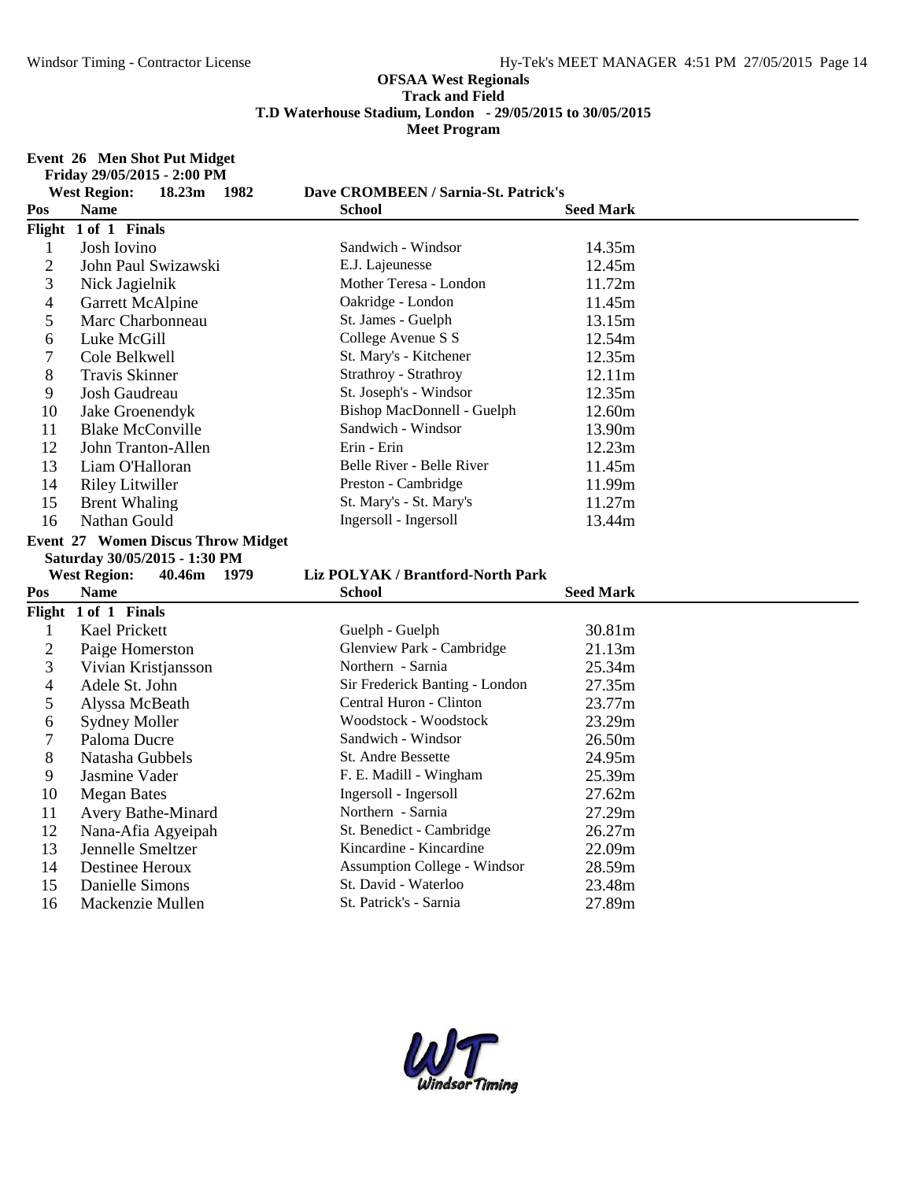**OFSAA West Regionals**
**Track and Field**
**T.D Waterhouse Stadium, London - 29/05/2015 to 30/05/2015**
**Meet Program**

## Event 26 Men Shot Put Midget

**Friday 29/05/2015 - 2:00 PM**

**West Region: 18.23m 1982 Dave CROMBEEN / Sarnia-St. Patrick's**

| Pos | Name | School | Seed Mark |
|---|---|---|---|
| **Flight 1 of 1 Finals** | | | |
| 1 | Josh Iovino | Sandwich - Windsor | 14.35m |
| 2 | John Paul Swizawski | E.J. Lajeunesse | 12.45m |
| 3 | Nick Jagielnik | Mother Teresa - London | 11.72m |
| 4 | Garrett McAlpine | Oakridge - London | 11.45m |
| 5 | Marc Charbonneau | St. James - Guelph | 13.15m |
| 6 | Luke McGill | College Avenue S S | 12.54m |
| 7 | Cole Belkwell | St. Mary's - Kitchener | 12.35m |
| 8 | Travis Skinner | Strathroy - Strathroy | 12.11m |
| 9 | Josh Gaudreau | St. Joseph's - Windsor | 12.35m |
| 10 | Jake Groenendyk | Bishop MacDonnell - Guelph | 12.60m |
| 11 | Blake McConville | Sandwich - Windsor | 13.90m |
| 12 | John Tranton-Allen | Erin - Erin | 12.23m |
| 13 | Liam O'Halloran | Belle River - Belle River | 11.45m |
| 14 | Riley Litwiller | Preston - Cambridge | 11.99m |
| 15 | Brent Whaling | St. Mary's - St. Mary's | 11.27m |
| 16 | Nathan Gould | Ingersoll - Ingersoll | 13.44m |

## Event 27 Women Discus Throw Midget

**Saturday 30/05/2015 - 1:30 PM**

**West Region: 40.46m 1979 Liz POLYAK / Brantford-North Park**

| Pos | Name | School | Seed Mark |
|---|---|---|---|
| **Flight 1 of 1 Finals** | | | |
| 1 | Kael Prickett | Guelph - Guelph | 30.81m |
| 2 | Paige Homerston | Glenview Park - Cambridge | 21.13m |
| 3 | Vivian Kristjansson | Northern - Sarnia | 25.34m |
| 4 | Adele St. John | Sir Frederick Banting - London | 27.35m |
| 5 | Alyssa McBeath | Central Huron - Clinton | 23.77m |
| 6 | Sydney Moller | Woodstock - Woodstock | 23.29m |
| 7 | Paloma Ducre | Sandwich - Windsor | 26.50m |
| 8 | Natasha Gubbels | St. Andre Bessette | 24.95m |
| 9 | Jasmine Vader | F. E. Madill - Wingham | 25.39m |
| 10 | Megan Bates | Ingersoll - Ingersoll | 27.62m |
| 11 | Avery Bathe-Minard | Northern - Sarnia | 27.29m |
| 12 | Nana-Afia Agyeipah | St. Benedict - Cambridge | 26.27m |
| 13 | Jennelle Smeltzer | Kincardine - Kincardine | 22.09m |
| 14 | Destinee Heroux | Assumption College - Windsor | 28.59m |
| 15 | Danielle Simons | St. David - Waterloo | 23.48m |
| 16 | Mackenzie Mullen | St. Patrick's - Sarnia | 27.89m |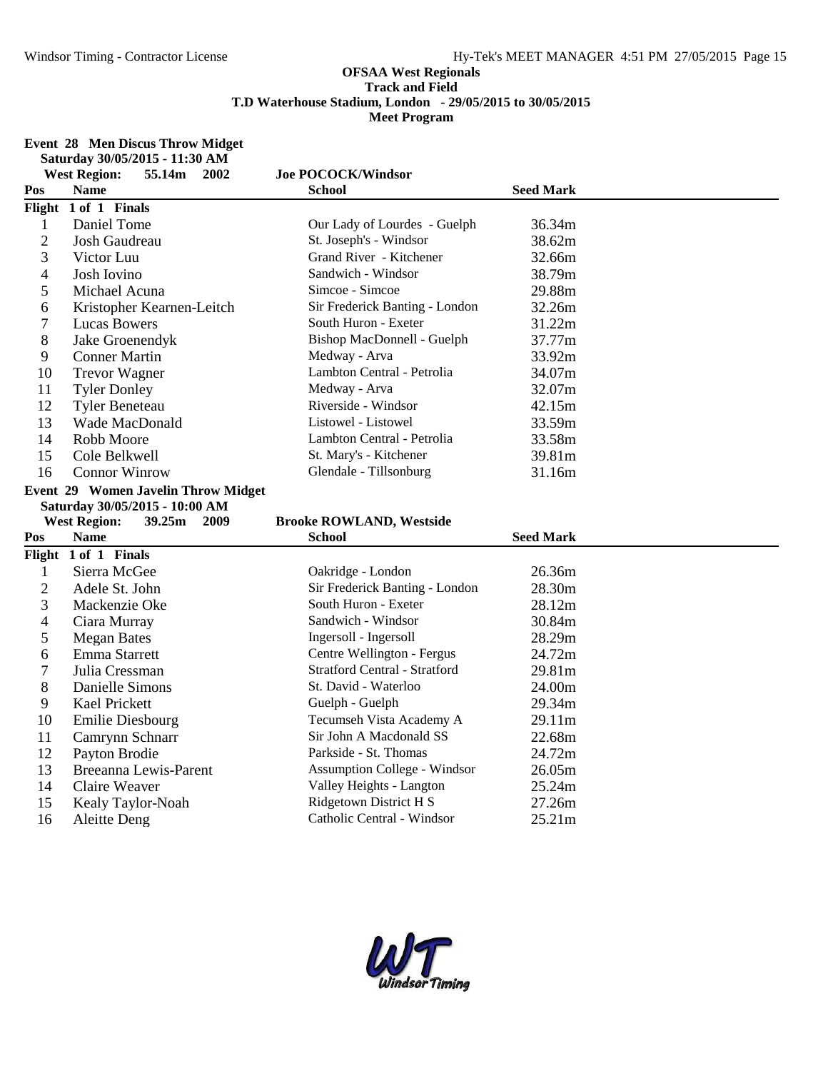**OFSAA West Regionals**
**Track and Field**
**T.D Waterhouse Stadium, London - 29/05/2015 to 30/05/2015**
**Meet Program**

### Event 28 Men Discus Throw Midget

**Saturday 30/05/2015 - 11:30 AM**

**West Region: 55.14m 2002 Joe POCOCK/Windsor**

| Pos | Name | School | Seed Mark |
|---|---|---|---|
| **Flight 1 of 1 Finals** | | | |
| 1 | Daniel Tome | Our Lady of Lourdes - Guelph | 36.34m |
| 2 | Josh Gaudreau | St. Joseph's - Windsor | 38.62m |
| 3 | Victor Luu | Grand River - Kitchener | 32.66m |
| 4 | Josh Iovino | Sandwich - Windsor | 38.79m |
| 5 | Michael Acuna | Simcoe - Simcoe | 29.88m |
| 6 | Kristopher Kearnen-Leitch | Sir Frederick Banting - London | 32.26m |
| 7 | Lucas Bowers | South Huron - Exeter | 31.22m |
| 8 | Jake Groenendyk | Bishop MacDonnell - Guelph | 37.77m |
| 9 | Conner Martin | Medway - Arva | 33.92m |
| 10 | Trevor Wagner | Lambton Central - Petrolia | 34.07m |
| 11 | Tyler Donley | Medway - Arva | 32.07m |
| 12 | Tyler Beneteau | Riverside - Windsor | 42.15m |
| 13 | Wade MacDonald | Listowel - Listowel | 33.59m |
| 14 | Robb Moore | Lambton Central - Petrolia | 33.58m |
| 15 | Cole Belkwell | St. Mary's - Kitchener | 39.81m |
| 16 | Connor Winrow | Glendale - Tillsonburg | 31.16m |

### Event 29 Women Javelin Throw Midget

**Saturday 30/05/2015 - 10:00 AM**

**West Region: 39.25m 2009 Brooke ROWLAND, Westside**

| Pos | Name | School | Seed Mark |
|---|---|---|---|
| **Flight 1 of 1 Finals** | | | |
| 1 | Sierra McGee | Oakridge - London | 26.36m |
| 2 | Adele St. John | Sir Frederick Banting - London | 28.30m |
| 3 | Mackenzie Oke | South Huron - Exeter | 28.12m |
| 4 | Ciara Murray | Sandwich - Windsor | 30.84m |
| 5 | Megan Bates | Ingersoll - Ingersoll | 28.29m |
| 6 | Emma Starrett | Centre Wellington - Fergus | 24.72m |
| 7 | Julia Cressman | Stratford Central - Stratford | 29.81m |
| 8 | Danielle Simons | St. David - Waterloo | 24.00m |
| 9 | Kael Prickett | Guelph - Guelph | 29.34m |
| 10 | Emilie Diesbourg | Tecumseh Vista Academy A | 29.11m |
| 11 | Camrynn Schnarr | Sir John A Macdonald SS | 22.68m |
| 12 | Payton Brodie | Parkside - St. Thomas | 24.72m |
| 13 | Breeanna Lewis-Parent | Assumption College - Windsor | 26.05m |
| 14 | Claire Weaver | Valley Heights - Langton | 25.24m |
| 15 | Kealy Taylor-Noah | Ridgetown District H S | 27.26m |
| 16 | Aleitte Deng | Catholic Central - Windsor | 25.21m |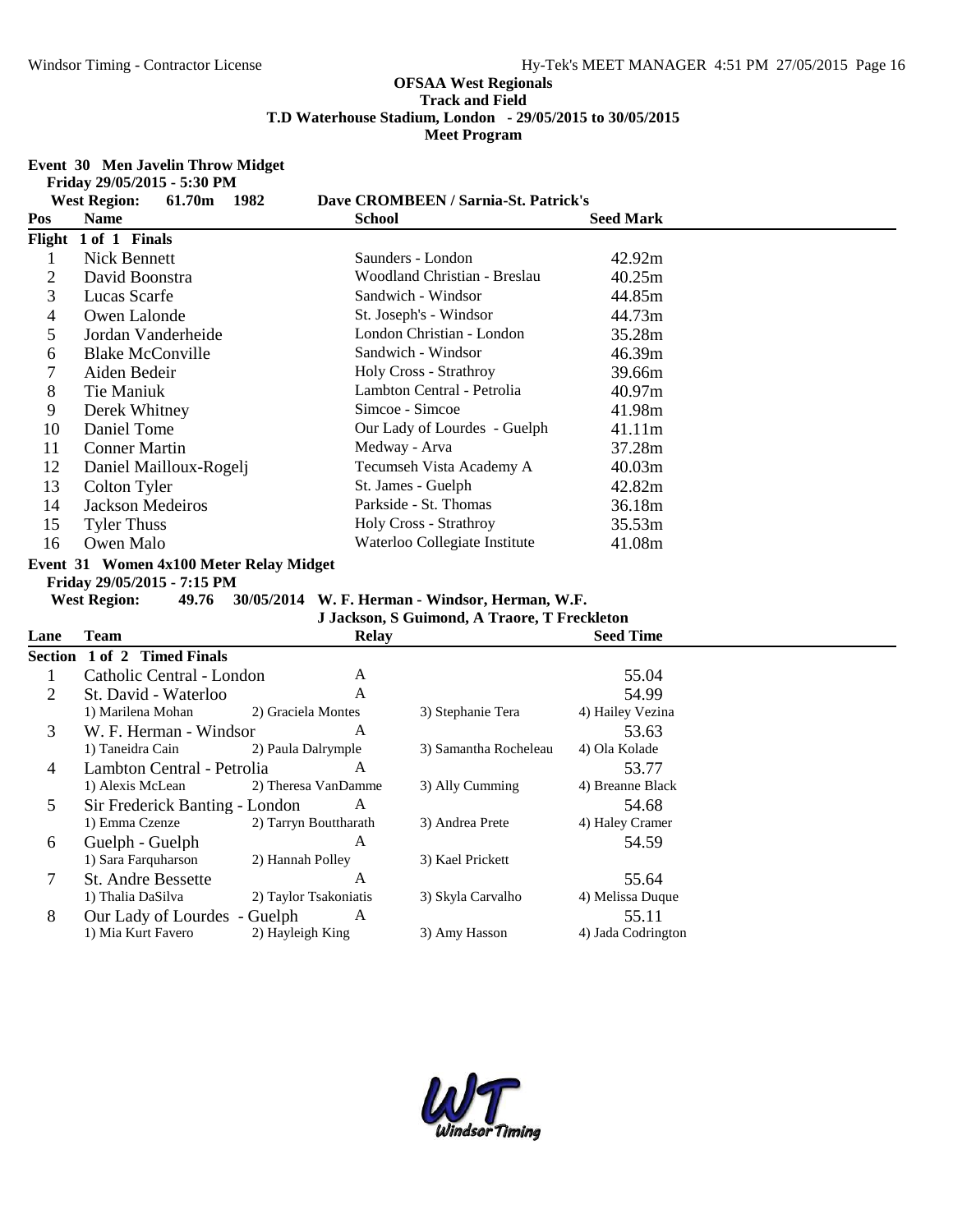**OFSAA West Regionals**
**Track and Field**
**T.D Waterhouse Stadium, London - 29/05/2015 to 30/05/2015**
**Meet Program**

**Event 30 Men Javelin Throw Midget**
**Friday 29/05/2015 - 5:30 PM**
**West Region: 61.70m 1982 Dave CROMBEEN / Sarnia-St. Patrick's**

| Pos | Name | School | Seed Mark |
|---|---|---|---|
| **Flight 1 of 1 Finals** | | | |
| 1 | Nick Bennett | Saunders - London | 42.92m |
| 2 | David Boonstra | Woodland Christian - Breslau | 40.25m |
| 3 | Lucas Scarfe | Sandwich - Windsor | 44.85m |
| 4 | Owen Lalonde | St. Joseph's - Windsor | 44.73m |
| 5 | Jordan Vanderheide | London Christian - London | 35.28m |
| 6 | Blake McConville | Sandwich - Windsor | 46.39m |
| 7 | Aiden Bedeir | Holy Cross - Strathroy | 39.66m |
| 8 | Tie Maniuk | Lambton Central - Petrolia | 40.97m |
| 9 | Derek Whitney | Simcoe - Simcoe | 41.98m |
| 10 | Daniel Tome | Our Lady of Lourdes - Guelph | 41.11m |
| 11 | Conner Martin | Medway - Arva | 37.28m |
| 12 | Daniel Mailloux-Rogelj | Tecumseh Vista Academy A | 40.03m |
| 13 | Colton Tyler | St. James - Guelph | 42.82m |
| 14 | Jackson Medeiros | Parkside - St. Thomas | 36.18m |
| 15 | Tyler Thuss | Holy Cross - Strathroy | 35.53m |
| 16 | Owen Malo | Waterloo Collegiate Institute | 41.08m |

**Event 31 Women 4x100 Meter Relay Midget**
**Friday 29/05/2015 - 7:15 PM**
**West Region: 49.76 30/05/2014 W. F. Herman - Windsor, Herman, W.F.**
**J Jackson, S Guimond, A Traore, T Freckleton**

| Lane | Team | Relay | | Seed Time |
|---|---|---|---|---|
| **Section 1 of 2 Timed Finals** | | | | |
| 1 | Catholic Central - London | A | | 55.04 |
| 2 | St. David - Waterloo | A | | 54.99 |
| | 1) Marilena Mohan | 2) Graciela Montes | 3) Stephanie Tera | 4) Hailey Vezina |
| 3 | W. F. Herman - Windsor | A | | 53.63 |
| | 1) Taneidra Cain | 2) Paula Dalrymple | 3) Samantha Rocheleau | 4) Ola Kolade |
| 4 | Lambton Central - Petrolia | A | | 53.77 |
| | 1) Alexis McLean | 2) Theresa VanDamme | 3) Ally Cumming | 4) Breanne Black |
| 5 | Sir Frederick Banting - London | A | | 54.68 |
| | 1) Emma Czenze | 2) Tarryn Bouttharath | 3) Andrea Prete | 4) Haley Cramer |
| 6 | Guelph - Guelph | A | | 54.59 |
| | 1) Sara Farquharson | 2) Hannah Polley | 3) Kael Prickett | |
| 7 | St. Andre Bessette | A | | 55.64 |
| | 1) Thalia DaSilva | 2) Taylor Tsakoniatis | 3) Skyla Carvalho | 4) Melissa Duque |
| 8 | Our Lady of Lourdes - Guelph | A | | 55.11 |
| | 1) Mia Kurt Favero | 2) Hayleigh King | 3) Amy Hasson | 4) Jada Codrington |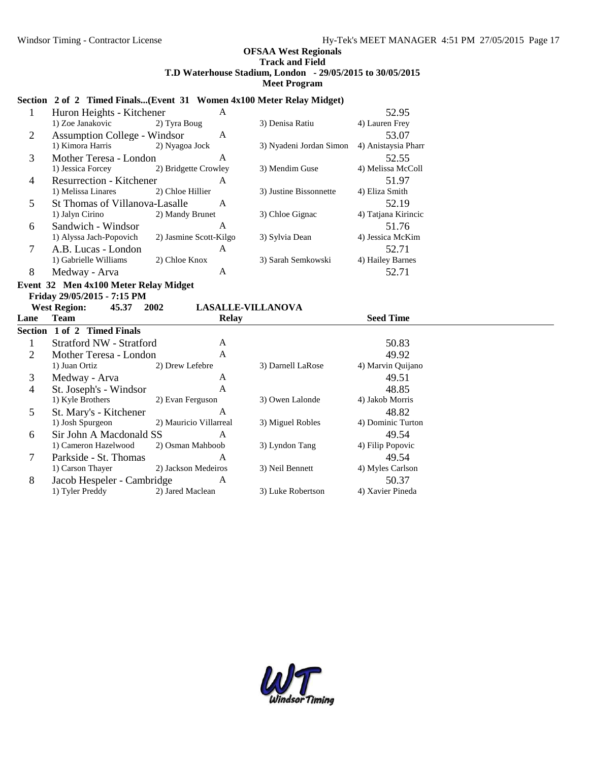**OFSAA West Regionals**
**Track and Field**
**T.D Waterhouse Stadium, London - 29/05/2015 to 30/05/2015**
**Meet Program**

**Section 2 of 2 Timed Finals...(Event 31 Women 4x100 Meter Relay Midget)**

| Lane | Team | Relay | | Seed Time |
|---|---|---|---|---|
| 1 | Huron Heights - Kitchener | A | | 52.95 |
| | 1) Zoe Janakovic | 2) Tyra Boug | 3) Denisa Ratiu | 4) Lauren Frey |
| 2 | Assumption College - Windsor | A | | 53.07 |
| | 1) Kimora Harris | 2) Nyagoa Jock | 3) Nyadeni Jordan Simon | 4) Anistaysia Pharr |
| 3 | Mother Teresa - London | A | | 52.55 |
| | 1) Jessica Forcey | 2) Bridgette Crowley | 3) Mendim Guse | 4) Melissa McColl |
| 4 | Resurrection - Kitchener | A | | 51.97 |
| | 1) Melissa Linares | 2) Chloe Hillier | 3) Justine Bissonnette | 4) Eliza Smith |
| 5 | St Thomas of Villanova-Lasalle | A | | 52.19 |
| | 1) Jalyn Cirino | 2) Mandy Brunet | 3) Chloe Gignac | 4) Tatjana Kirincic |
| 6 | Sandwich - Windsor | A | | 51.76 |
| | 1) Alyssa Jach-Popovich | 2) Jasmine Scott-Kilgo | 3) Sylvia Dean | 4) Jessica McKim |
| 7 | A.B. Lucas - London | A | | 52.71 |
| | 1) Gabrielle Williams | 2) Chloe Knox | 3) Sarah Semkowski | 4) Hailey Barnes |
| 8 | Medway - Arva | A | | 52.71 |

**Event 32 Men 4x100 Meter Relay Midget**
**Friday 29/05/2015 - 7:15 PM**
**West Region: 45.37 2002 LASALLE-VILLANOVA**

| Lane | Team | Relay | | Seed Time |
|---|---|---|---|---|
| **Section 1 of 2 Timed Finals** | | | | |
| 1 | Stratford NW - Stratford | A | | 50.83 |
| 2 | Mother Teresa - London | A | | 49.92 |
| | 1) Juan Ortiz | 2) Drew Lefebre | 3) Darnell LaRose | 4) Marvin Quijano |
| 3 | Medway - Arva | A | | 49.51 |
| 4 | St. Joseph's - Windsor | A | | 48.85 |
| | 1) Kyle Brothers | 2) Evan Ferguson | 3) Owen Lalonde | 4) Jakob Morris |
| 5 | St. Mary's - Kitchener | A | | 48.82 |
| | 1) Josh Spurgeon | 2) Mauricio Villarreal | 3) Miguel Robles | 4) Dominic Turton |
| 6 | Sir John A Macdonald SS | A | | 49.54 |
| | 1) Cameron Hazelwood | 2) Osman Mahboob | 3) Lyndon Tang | 4) Filip Popovic |
| 7 | Parkside - St. Thomas | A | | 49.54 |
| | 1) Carson Thayer | 2) Jackson Medeiros | 3) Neil Bennett | 4) Myles Carlson |
| 8 | Jacob Hespeler - Cambridge | A | | 50.37 |
| | 1) Tyler Preddy | 2) Jared Maclean | 3) Luke Robertson | 4) Xavier Pineda |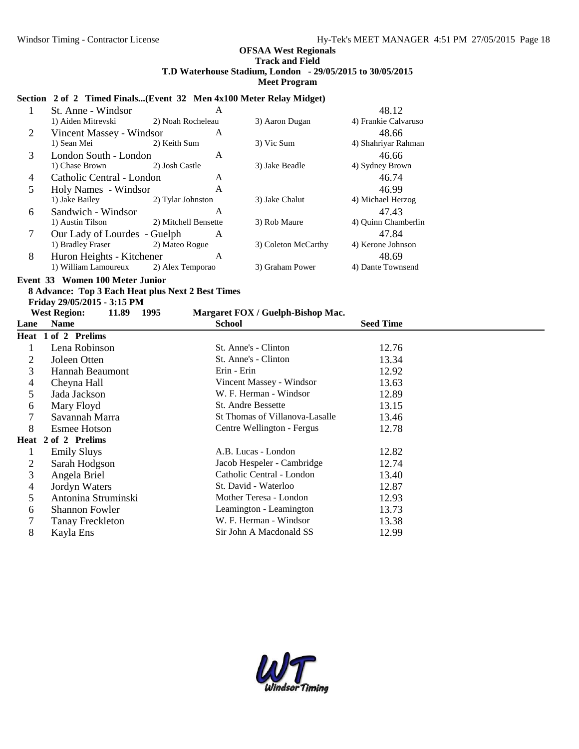**OFSAA West Regionals**
**Track and Field**
**T.D Waterhouse Stadium, London - 29/05/2015 to 30/05/2015**
**Meet Program**

### Section 2 of 2 Timed Finals...(Event 32 Men 4x100 Meter Relay Midget)

| Lane | Team | Relay | | Seed Time |
|---|---|---|---|---|
| 1 | St. Anne - Windsor | A | | 48.12 |
| | 1) Aiden Mitrevski | 2) Noah Rocheleau | 3) Aaron Dugan | 4) Frankie Calvaruso |
| 2 | Vincent Massey - Windsor | A | | 48.66 |
| | 1) Sean Mei | 2) Keith Sum | 3) Vic Sum | 4) Shahriyar Rahman |
| 3 | London South - London | A | | 46.66 |
| | 1) Chase Brown | 2) Josh Castle | 3) Jake Beadle | 4) Sydney Brown |
| 4 | Catholic Central - London | A | | 46.74 |
| 5 | Holy Names - Windsor | A | | 46.99 |
| | 1) Jake Bailey | 2) Tylar Johnston | 3) Jake Chalut | 4) Michael Herzog |
| 6 | Sandwich - Windsor | A | | 47.43 |
| | 1) Austin Tilson | 2) Mitchell Bensette | 3) Rob Maure | 4) Quinn Chamberlin |
| 7 | Our Lady of Lourdes - Guelph | A | | 47.84 |
| | 1) Bradley Fraser | 2) Mateo Rogue | 3) Coleton McCarthy | 4) Kerone Johnson |
| 8 | Huron Heights - Kitchener | A | | 48.69 |
| | 1) William Lamoureux | 2) Alex Temporao | 3) Graham Power | 4) Dante Townsend |

### Event 33 Women 100 Meter Junior

**8 Advance: Top 3 Each Heat plus Next 2 Best Times**
**Friday 29/05/2015 - 3:15 PM**
**West Region: 11.89 1995 Margaret FOX / Guelph-Bishop Mac.**

| Lane | Name | School | Seed Time |
|---|---|---|---|
| **Heat 1 of 2 Prelims** | | | |
| 1 | Lena Robinson | St. Anne's - Clinton | 12.76 |
| 2 | Joleen Otten | St. Anne's - Clinton | 13.34 |
| 3 | Hannah Beaumont | Erin - Erin | 12.92 |
| 4 | Cheyna Hall | Vincent Massey - Windsor | 13.63 |
| 5 | Jada Jackson | W. F. Herman - Windsor | 12.89 |
| 6 | Mary Floyd | St. Andre Bessette | 13.15 |
| 7 | Savannah Marra | St Thomas of Villanova-Lasalle | 13.46 |
| 8 | Esmee Hotson | Centre Wellington - Fergus | 12.78 |
| **Heat 2 of 2 Prelims** | | | |
| 1 | Emily Sluys | A.B. Lucas - London | 12.82 |
| 2 | Sarah Hodgson | Jacob Hespeler - Cambridge | 12.74 |
| 3 | Angela Briel | Catholic Central - London | 13.40 |
| 4 | Jordyn Waters | St. David - Waterloo | 12.87 |
| 5 | Antonina Struminski | Mother Teresa - London | 12.93 |
| 6 | Shannon Fowler | Leamington - Leamington | 13.73 |
| 7 | Tanay Freckleton | W. F. Herman - Windsor | 13.38 |
| 8 | Kayla Ens | Sir John A Macdonald SS | 12.99 |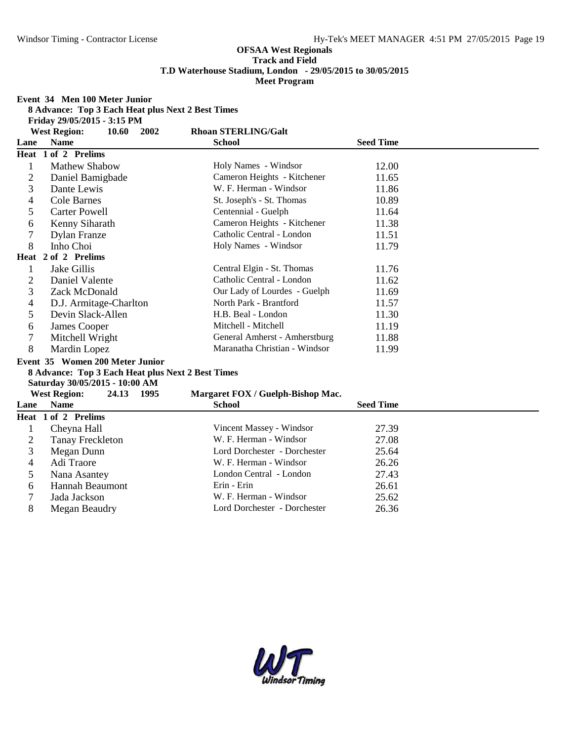**OFSAA West Regionals**
**Track and Field**
**T.D Waterhouse Stadium, London - 29/05/2015 to 30/05/2015**
**Meet Program**

**Event 34 Men 100 Meter Junior**
**8 Advance: Top 3 Each Heat plus Next 2 Best Times**
**Friday 29/05/2015 - 3:15 PM**
**West Region: 10.60 2002 Rhoan STERLING/Galt**

| Lane | Name | School | Seed Time |
|---|---|---|---|
| **Heat 1 of 2 Prelims** | | | |
| 1 | Mathew Shabow | Holy Names - Windsor | 12.00 |
| 2 | Daniel Bamigbade | Cameron Heights - Kitchener | 11.65 |
| 3 | Dante Lewis | W. F. Herman - Windsor | 11.86 |
| 4 | Cole Barnes | St. Joseph's - St. Thomas | 10.89 |
| 5 | Carter Powell | Centennial - Guelph | 11.64 |
| 6 | Kenny Siharath | Cameron Heights - Kitchener | 11.38 |
| 7 | Dylan Franze | Catholic Central - London | 11.51 |
| 8 | Inho Choi | Holy Names - Windsor | 11.79 |
| **Heat 2 of 2 Prelims** | | | |
| 1 | Jake Gillis | Central Elgin - St. Thomas | 11.76 |
| 2 | Daniel Valente | Catholic Central - London | 11.62 |
| 3 | Zack McDonald | Our Lady of Lourdes - Guelph | 11.69 |
| 4 | D.J. Armitage-Charlton | North Park - Brantford | 11.57 |
| 5 | Devin Slack-Allen | H.B. Beal - London | 11.30 |
| 6 | James Cooper | Mitchell - Mitchell | 11.19 |
| 7 | Mitchell Wright | General Amherst - Amherstburg | 11.88 |
| 8 | Mardin Lopez | Maranatha Christian - Windsor | 11.99 |

**Event 35 Women 200 Meter Junior**
**8 Advance: Top 3 Each Heat plus Next 2 Best Times**
**Saturday 30/05/2015 - 10:00 AM**
**West Region: 24.13 1995 Margaret FOX / Guelph-Bishop Mac.**

| Lane | Name | School | Seed Time |
|---|---|---|---|
| **Heat 1 of 2 Prelims** | | | |
| 1 | Cheyna Hall | Vincent Massey - Windsor | 27.39 |
| 2 | Tanay Freckleton | W. F. Herman - Windsor | 27.08 |
| 3 | Megan Dunn | Lord Dorchester - Dorchester | 25.64 |
| 4 | Adi Traore | W. F. Herman - Windsor | 26.26 |
| 5 | Nana Asantey | London Central - London | 27.43 |
| 6 | Hannah Beaumont | Erin - Erin | 26.61 |
| 7 | Jada Jackson | W. F. Herman - Windsor | 25.62 |
| 8 | Megan Beaudry | Lord Dorchester - Dorchester | 26.36 |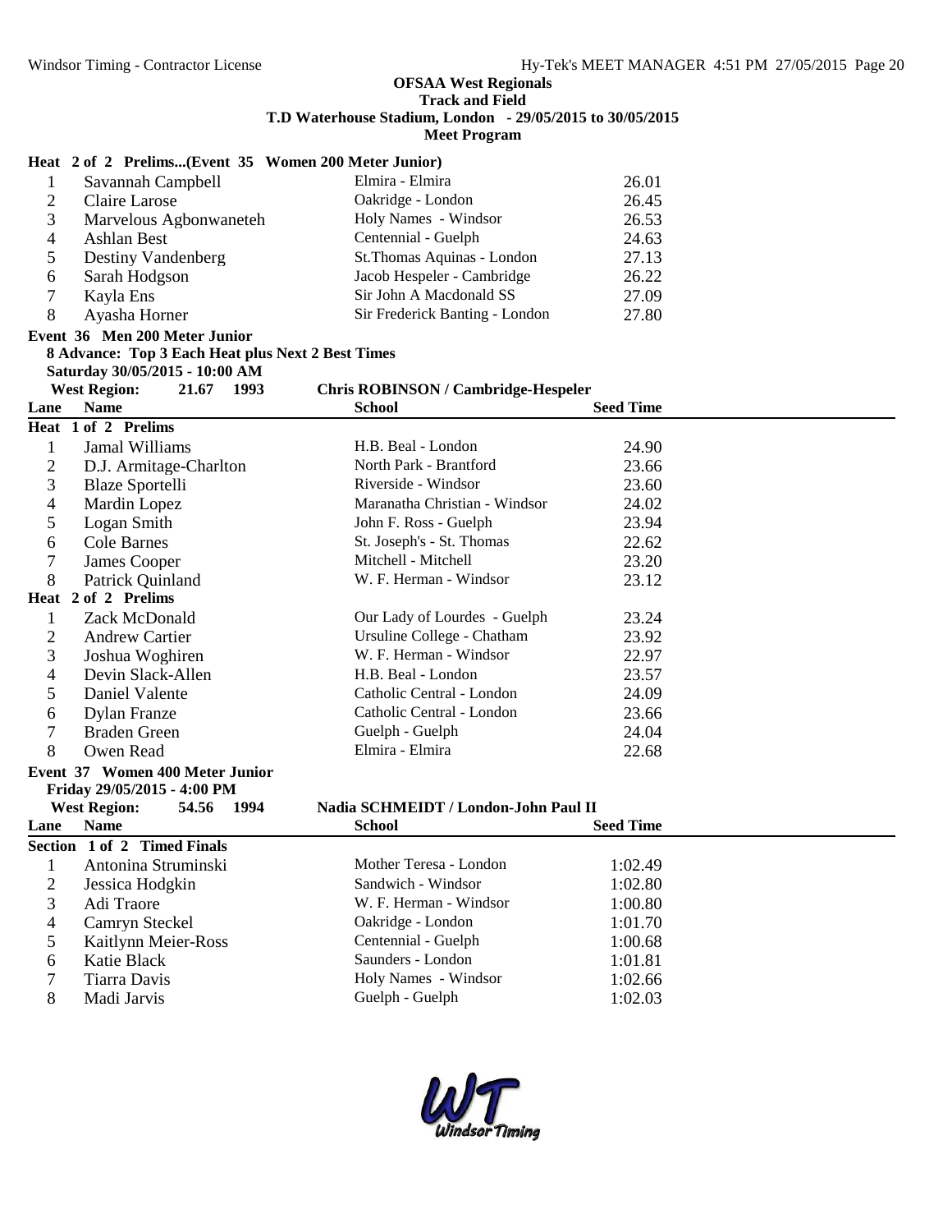**OFSAA West Regionals**
**Track and Field**
**T.D Waterhouse Stadium, London - 29/05/2015 to 30/05/2015**
**Meet Program**

**Heat 2 of 2 Prelims...(Event 35 Women 200 Meter Junior)**

| Lane | Name | School | Seed Time |
|---|---|---|---|
| 1 | Savannah Campbell | Elmira - Elmira | 26.01 |
| 2 | Claire Larose | Oakridge - London | 26.45 |
| 3 | Marvelous Agbonwaneteh | Holy Names - Windsor | 26.53 |
| 4 | Ashlan Best | Centennial - Guelph | 24.63 |
| 5 | Destiny Vandenberg | St.Thomas Aquinas - London | 27.13 |
| 6 | Sarah Hodgson | Jacob Hespeler - Cambridge | 26.22 |
| 7 | Kayla Ens | Sir John A Macdonald SS | 27.09 |
| 8 | Ayasha Horner | Sir Frederick Banting - London | 27.80 |

**Event 36 Men 200 Meter Junior**

**8 Advance: Top 3 Each Heat plus Next 2 Best Times**

**Saturday 30/05/2015 - 10:00 AM**

**West Region: 21.67 1993 Chris ROBINSON / Cambridge-Hespeler**

| Lane | Name | School | Seed Time |
|---|---|---|---|
| **Heat 1 of 2 Prelims** | | | |
| 1 | Jamal Williams | H.B. Beal - London | 24.90 |
| 2 | D.J. Armitage-Charlton | North Park - Brantford | 23.66 |
| 3 | Blaze Sportelli | Riverside - Windsor | 23.60 |
| 4 | Mardin Lopez | Maranatha Christian - Windsor | 24.02 |
| 5 | Logan Smith | John F. Ross - Guelph | 23.94 |
| 6 | Cole Barnes | St. Joseph's - St. Thomas | 22.62 |
| 7 | James Cooper | Mitchell - Mitchell | 23.20 |
| 8 | Patrick Quinland | W. F. Herman - Windsor | 23.12 |
| **Heat 2 of 2 Prelims** | | | |
| 1 | Zack McDonald | Our Lady of Lourdes - Guelph | 23.24 |
| 2 | Andrew Cartier | Ursuline College - Chatham | 23.92 |
| 3 | Joshua Woghiren | W. F. Herman - Windsor | 22.97 |
| 4 | Devin Slack-Allen | H.B. Beal - London | 23.57 |
| 5 | Daniel Valente | Catholic Central - London | 24.09 |
| 6 | Dylan Franze | Catholic Central - London | 23.66 |
| 7 | Braden Green | Guelph - Guelph | 24.04 |
| 8 | Owen Read | Elmira - Elmira | 22.68 |

**Event 37 Women 400 Meter Junior**

**Friday 29/05/2015 - 4:00 PM**

**West Region: 54.56 1994 Nadia SCHMEIDT / London-John Paul II**

| Lane | Name | School | Seed Time |
|---|---|---|---|
| **Section 1 of 2 Timed Finals** | | | |
| 1 | Antonina Struminski | Mother Teresa - London | 1:02.49 |
| 2 | Jessica Hodgkin | Sandwich - Windsor | 1:02.80 |
| 3 | Adi Traore | W. F. Herman - Windsor | 1:00.80 |
| 4 | Camryn Steckel | Oakridge - London | 1:01.70 |
| 5 | Kaitlynn Meier-Ross | Centennial - Guelph | 1:00.68 |
| 6 | Katie Black | Saunders - London | 1:01.81 |
| 7 | Tiarra Davis | Holy Names - Windsor | 1:02.66 |
| 8 | Madi Jarvis | Guelph - Guelph | 1:02.03 |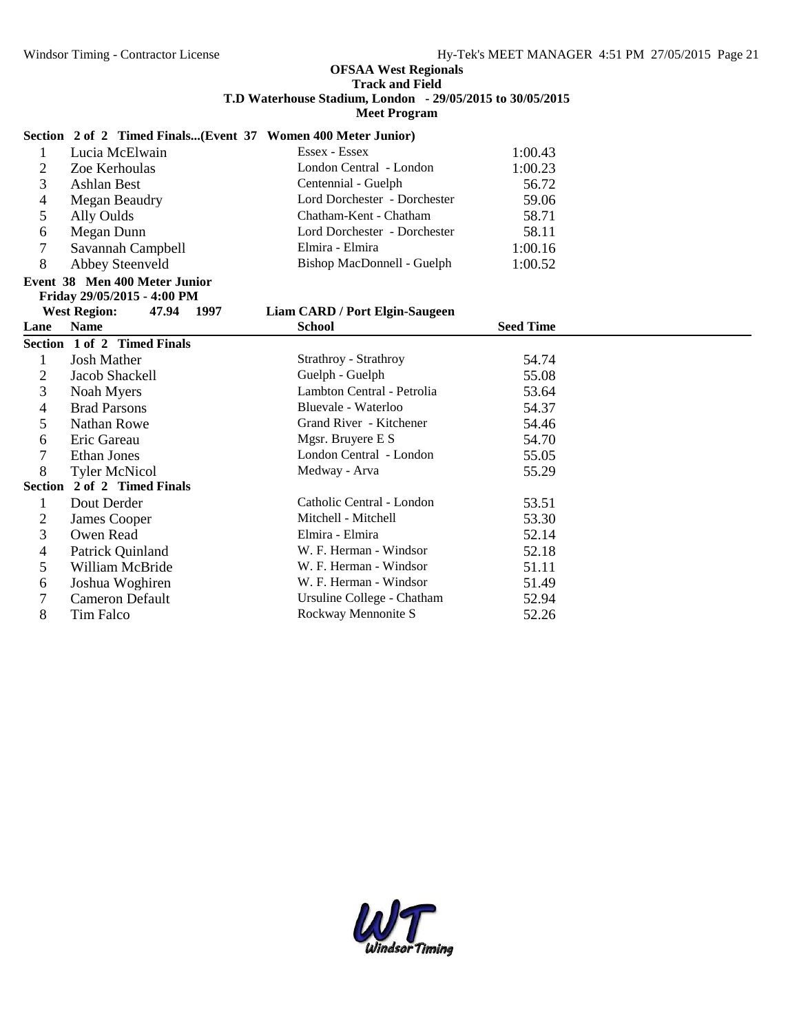**OFSAA West Regionals**
**Track and Field**
**T.D Waterhouse Stadium, London - 29/05/2015 to 30/05/2015**
**Meet Program**

**Section 2 of 2 Timed Finals...(Event 37 Women 400 Meter Junior)**

| Lane | Name | School | Seed Time |
|---|---|---|---|
| 1 | Lucia McElwain | Essex - Essex | 1:00.43 |
| 2 | Zoe Kerhoulas | London Central - London | 1:00.23 |
| 3 | Ashlan Best | Centennial - Guelph | 56.72 |
| 4 | Megan Beaudry | Lord Dorchester - Dorchester | 59.06 |
| 5 | Ally Oulds | Chatham-Kent - Chatham | 58.71 |
| 6 | Megan Dunn | Lord Dorchester - Dorchester | 58.11 |
| 7 | Savannah Campbell | Elmira - Elmira | 1:00.16 |
| 8 | Abbey Steenveld | Bishop MacDonnell - Guelph | 1:00.52 |

**Event 38 Men 400 Meter Junior**
**Friday 29/05/2015 - 4:00 PM**
**West Region: 47.94 1997 Liam CARD / Port Elgin-Saugeen**

| Lane | Name | School | Seed Time |
|---|---|---|---|
| **Section 1 of 2 Timed Finals** | | | |
| 1 | Josh Mather | Strathroy - Strathroy | 54.74 |
| 2 | Jacob Shackell | Guelph - Guelph | 55.08 |
| 3 | Noah Myers | Lambton Central - Petrolia | 53.64 |
| 4 | Brad Parsons | Bluevale - Waterloo | 54.37 |
| 5 | Nathan Rowe | Grand River - Kitchener | 54.46 |
| 6 | Eric Gareau | Mgsr. Bruyere E S | 54.70 |
| 7 | Ethan Jones | London Central - London | 55.05 |
| 8 | Tyler McNicol | Medway - Arva | 55.29 |
| **Section 2 of 2 Timed Finals** | | | |
| 1 | Dout Derder | Catholic Central - London | 53.51 |
| 2 | James Cooper | Mitchell - Mitchell | 53.30 |
| 3 | Owen Read | Elmira - Elmira | 52.14 |
| 4 | Patrick Quinland | W. F. Herman - Windsor | 52.18 |
| 5 | William McBride | W. F. Herman - Windsor | 51.11 |
| 6 | Joshua Woghiren | W. F. Herman - Windsor | 51.49 |
| 7 | Cameron Default | Ursuline College - Chatham | 52.94 |
| 8 | Tim Falco | Rockway Mennonite S | 52.26 |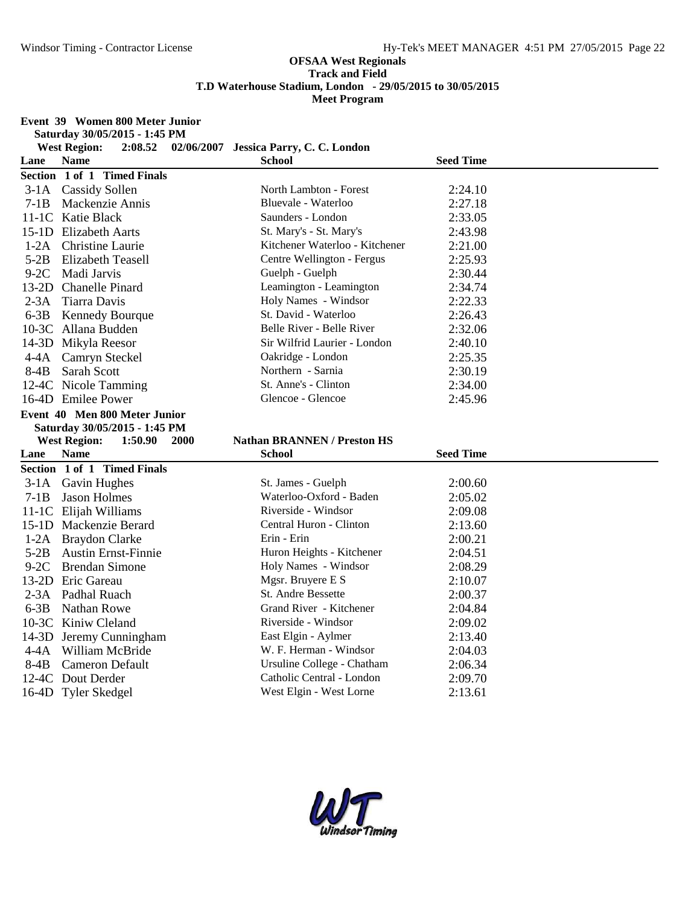**OFSAA West Regionals**
**Track and Field**
**T.D Waterhouse Stadium, London - 29/05/2015 to 30/05/2015**
**Meet Program**

**Event 39 Women 800 Meter Junior**
**Saturday 30/05/2015 - 1:45 PM**
**West Region: 2:08.52 02/06/2007 Jessica Parry, C. C. London**

| Lane | Name | School | Seed Time |
|---|---|---|---|
| **Section 1 of 1 Timed Finals** | | | |
| 3-1A | Cassidy Sollen | North Lambton - Forest | 2:24.10 |
| 7-1B | Mackenzie Annis | Bluevale - Waterloo | 2:27.18 |
| 11-1C | Katie Black | Saunders - London | 2:33.05 |
| 15-1D | Elizabeth Aarts | St. Mary's - St. Mary's | 2:43.98 |
| 1-2A | Christine Laurie | Kitchener Waterloo - Kitchener | 2:21.00 |
| 5-2B | Elizabeth Teasell | Centre Wellington - Fergus | 2:25.93 |
| 9-2C | Madi Jarvis | Guelph - Guelph | 2:30.44 |
| 13-2D | Chanelle Pinard | Leamington - Leamington | 2:34.74 |
| 2-3A | Tiarra Davis | Holy Names - Windsor | 2:22.33 |
| 6-3B | Kennedy Bourque | St. David - Waterloo | 2:26.43 |
| 10-3C | Allana Budden | Belle River - Belle River | 2:32.06 |
| 14-3D | Mikyla Reesor | Sir Wilfrid Laurier - London | 2:40.10 |
| 4-4A | Camryn Steckel | Oakridge - London | 2:25.35 |
| 8-4B | Sarah Scott | Northern - Sarnia | 2:30.19 |
| 12-4C | Nicole Tamming | St. Anne's - Clinton | 2:34.00 |
| 16-4D | Emilee Power | Glencoe - Glencoe | 2:45.96 |

**Event 40 Men 800 Meter Junior**
**Saturday 30/05/2015 - 1:45 PM**
**West Region: 1:50.90 2000 Nathan BRANNEN / Preston HS**

| Lane | Name | School | Seed Time |
|---|---|---|---|
| **Section 1 of 1 Timed Finals** | | | |
| 3-1A | Gavin Hughes | St. James - Guelph | 2:00.60 |
| 7-1B | Jason Holmes | Waterloo-Oxford - Baden | 2:05.02 |
| 11-1C | Elijah Williams | Riverside - Windsor | 2:09.08 |
| 15-1D | Mackenzie Berard | Central Huron - Clinton | 2:13.60 |
| 1-2A | Braydon Clarke | Erin - Erin | 2:00.21 |
| 5-2B | Austin Ernst-Finnie | Huron Heights - Kitchener | 2:04.51 |
| 9-2C | Brendan Simone | Holy Names - Windsor | 2:08.29 |
| 13-2D | Eric Gareau | Mgsr. Bruyere E S | 2:10.07 |
| 2-3A | Padhal Ruach | St. Andre Bessette | 2:00.37 |
| 6-3B | Nathan Rowe | Grand River - Kitchener | 2:04.84 |
| 10-3C | Kiniw Cleland | Riverside - Windsor | 2:09.02 |
| 14-3D | Jeremy Cunningham | East Elgin - Aylmer | 2:13.40 |
| 4-4A | William McBride | W. F. Herman - Windsor | 2:04.03 |
| 8-4B | Cameron Default | Ursuline College - Chatham | 2:06.34 |
| 12-4C | Dout Derder | Catholic Central - London | 2:09.70 |
| 16-4D | Tyler Skedgel | West Elgin - West Lorne | 2:13.61 |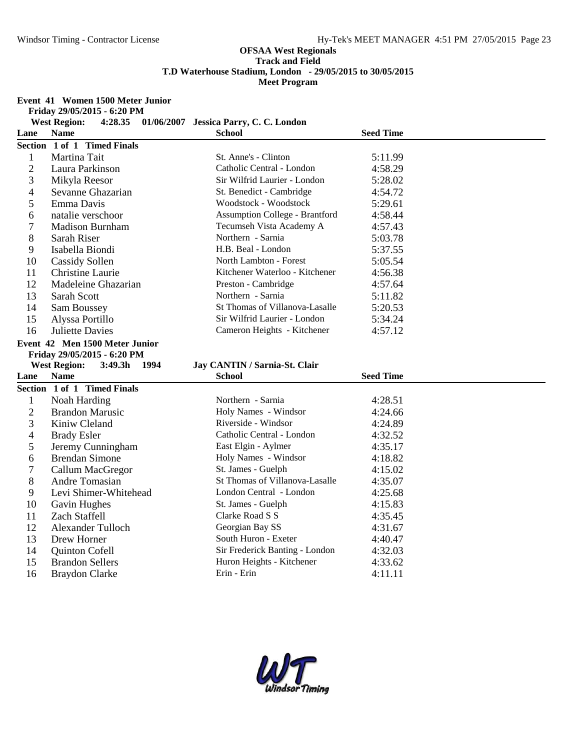# OFSAA West Regionals
## Track and Field
## T.D Waterhouse Stadium, London - 29/05/2015 to 30/05/2015
## Meet Program

**Event 41 Women 1500 Meter Junior**

**Friday 29/05/2015 - 6:20 PM**

**West Region: 4:28.35 01/06/2007 Jessica Parry, C. C. London**

| Lane | Name | School | Seed Time |
|---|---|---|---|
| **Section 1 of 1 Timed Finals** | | | |
| 1 | Martina Tait | St. Anne's - Clinton | 5:11.99 |
| 2 | Laura Parkinson | Catholic Central - London | 4:58.29 |
| 3 | Mikyla Reesor | Sir Wilfrid Laurier - London | 5:28.02 |
| 4 | Sevanne Ghazarian | St. Benedict - Cambridge | 4:54.72 |
| 5 | Emma Davis | Woodstock - Woodstock | 5:29.61 |
| 6 | natalie verschoor | Assumption College - Brantford | 4:58.44 |
| 7 | Madison Burnham | Tecumseh Vista Academy A | 4:57.43 |
| 8 | Sarah Riser | Northern - Sarnia | 5:03.78 |
| 9 | Isabella Biondi | H.B. Beal - London | 5:37.55 |
| 10 | Cassidy Sollen | North Lambton - Forest | 5:05.54 |
| 11 | Christine Laurie | Kitchener Waterloo - Kitchener | 4:56.38 |
| 12 | Madeleine Ghazarian | Preston - Cambridge | 4:57.64 |
| 13 | Sarah Scott | Northern - Sarnia | 5:11.82 |
| 14 | Sam Boussey | St Thomas of Villanova-Lasalle | 5:20.53 |
| 15 | Alyssa Portillo | Sir Wilfrid Laurier - London | 5:34.24 |
| 16 | Juliette Davies | Cameron Heights - Kitchener | 4:57.12 |

**Event 42 Men 1500 Meter Junior**

**Friday 29/05/2015 - 6:20 PM**

**West Region: 3:49.3h 1994 Jay CANTIN / Sarnia-St. Clair**

| Lane | Name | School | Seed Time |
|---|---|---|---|
| **Section 1 of 1 Timed Finals** | | | |
| 1 | Noah Harding | Northern - Sarnia | 4:28.51 |
| 2 | Brandon Marusic | Holy Names - Windsor | 4:24.66 |
| 3 | Kiniw Cleland | Riverside - Windsor | 4:24.89 |
| 4 | Brady Esler | Catholic Central - London | 4:32.52 |
| 5 | Jeremy Cunningham | East Elgin - Aylmer | 4:35.17 |
| 6 | Brendan Simone | Holy Names - Windsor | 4:18.82 |
| 7 | Callum MacGregor | St. James - Guelph | 4:15.02 |
| 8 | Andre Tomasian | St Thomas of Villanova-Lasalle | 4:35.07 |
| 9 | Levi Shimer-Whitehead | London Central - London | 4:25.68 |
| 10 | Gavin Hughes | St. James - Guelph | 4:15.83 |
| 11 | Zach Staffell | Clarke Road S S | 4:35.45 |
| 12 | Alexander Tulloch | Georgian Bay SS | 4:31.67 |
| 13 | Drew Horner | South Huron - Exeter | 4:40.47 |
| 14 | Quinton Cofell | Sir Frederick Banting - London | 4:32.03 |
| 15 | Brandon Sellers | Huron Heights - Kitchener | 4:33.62 |
| 16 | Braydon Clarke | Erin - Erin | 4:11.11 |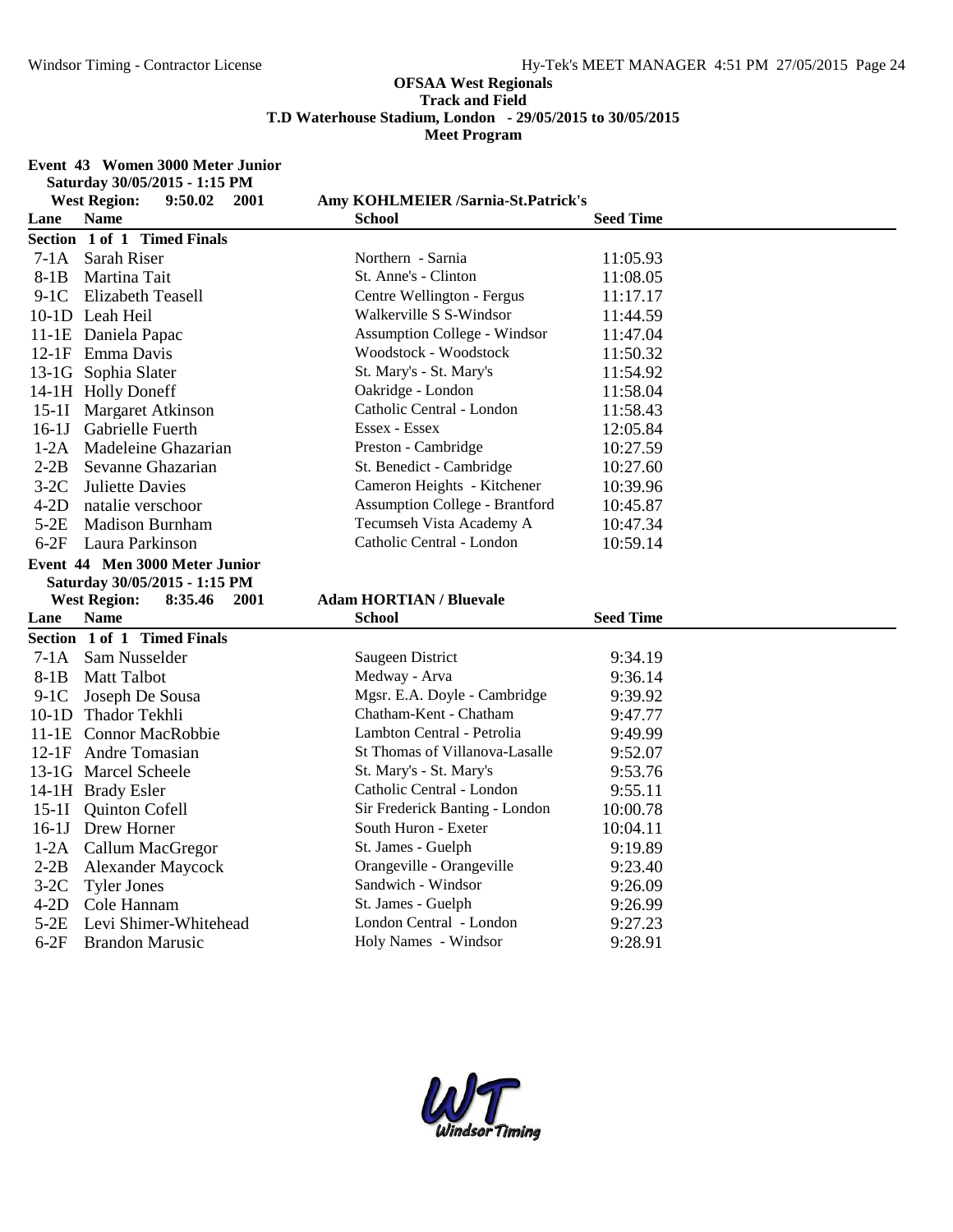**OFSAA West Regionals**
**Track and Field**
**T.D Waterhouse Stadium, London - 29/05/2015 to 30/05/2015**
**Meet Program**

**Event 43 Women 3000 Meter Junior**
**Saturday 30/05/2015 - 1:15 PM**
**West Region: 9:50.02 2001 Amy KOHLMEIER /Sarnia-St.Patrick's**

| Lane | Name | School | Seed Time |
|---|---|---|---|
| **Section 1 of 1 Timed Finals** | | | |
| 7-1A | Sarah Riser | Northern - Sarnia | 11:05.93 |
| 8-1B | Martina Tait | St. Anne's - Clinton | 11:08.05 |
| 9-1C | Elizabeth Teasell | Centre Wellington - Fergus | 11:17.17 |
| 10-1D | Leah Heil | Walkerville S S-Windsor | 11:44.59 |
| 11-1E | Daniela Papac | Assumption College - Windsor | 11:47.04 |
| 12-1F | Emma Davis | Woodstock - Woodstock | 11:50.32 |
| 13-1G | Sophia Slater | St. Mary's - St. Mary's | 11:54.92 |
| 14-1H | Holly Doneff | Oakridge - London | 11:58.04 |
| 15-1I | Margaret Atkinson | Catholic Central - London | 11:58.43 |
| 16-1J | Gabrielle Fuerth | Essex - Essex | 12:05.84 |
| 1-2A | Madeleine Ghazarian | Preston - Cambridge | 10:27.59 |
| 2-2B | Sevanne Ghazarian | St. Benedict - Cambridge | 10:27.60 |
| 3-2C | Juliette Davies | Cameron Heights - Kitchener | 10:39.96 |
| 4-2D | natalie verschoor | Assumption College - Brantford | 10:45.87 |
| 5-2E | Madison Burnham | Tecumseh Vista Academy A | 10:47.34 |
| 6-2F | Laura Parkinson | Catholic Central - London | 10:59.14 |

**Event 44 Men 3000 Meter Junior**
**Saturday 30/05/2015 - 1:15 PM**
**West Region: 8:35.46 2001 Adam HORTIAN / Bluevale**

| Lane | Name | School | Seed Time |
|---|---|---|---|
| **Section 1 of 1 Timed Finals** | | | |
| 7-1A | Sam Nusselder | Saugeen District | 9:34.19 |
| 8-1B | Matt Talbot | Medway - Arva | 9:36.14 |
| 9-1C | Joseph De Sousa | Mgsr. E.A. Doyle - Cambridge | 9:39.92 |
| 10-1D | Thador Tekhli | Chatham-Kent - Chatham | 9:47.77 |
| 11-1E | Connor MacRobbie | Lambton Central - Petrolia | 9:49.99 |
| 12-1F | Andre Tomasian | St Thomas of Villanova-Lasalle | 9:52.07 |
| 13-1G | Marcel Scheele | St. Mary's - St. Mary's | 9:53.76 |
| 14-1H | Brady Esler | Catholic Central - London | 9:55.11 |
| 15-1I | Quinton Cofell | Sir Frederick Banting - London | 10:00.78 |
| 16-1J | Drew Horner | South Huron - Exeter | 10:04.11 |
| 1-2A | Callum MacGregor | St. James - Guelph | 9:19.89 |
| 2-2B | Alexander Maycock | Orangeville - Orangeville | 9:23.40 |
| 3-2C | Tyler Jones | Sandwich - Windsor | 9:26.09 |
| 4-2D | Cole Hannam | St. James - Guelph | 9:26.99 |
| 5-2E | Levi Shimer-Whitehead | London Central - London | 9:27.23 |
| 6-2F | Brandon Marusic | Holy Names - Windsor | 9:28.91 |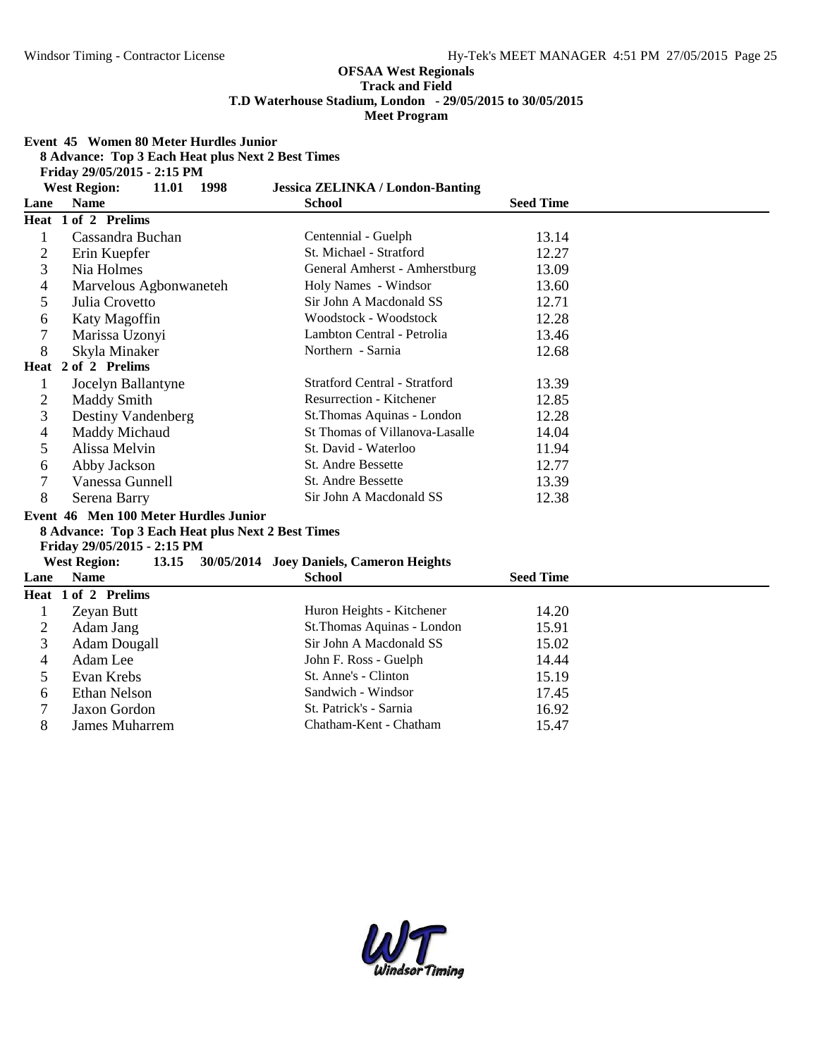# OFSAA West Regionals
## Track and Field
### T.D Waterhouse Stadium, London - 29/05/2015 to 30/05/2015
### Meet Program

**Event 45 Women 80 Meter Hurdles Junior**

**8 Advance: Top 3 Each Heat plus Next 2 Best Times**

**Friday 29/05/2015 - 2:15 PM**

**West Region: 11.01 1998 Jessica ZELINKA / London-Banting**

| Lane | Name | School | Seed Time |
|---|---|---|---|
| **Heat 1 of 2 Prelims** | | | |
| 1 | Cassandra Buchan | Centennial - Guelph | 13.14 |
| 2 | Erin Kuepfer | St. Michael - Stratford | 12.27 |
| 3 | Nia Holmes | General Amherst - Amherstburg | 13.09 |
| 4 | Marvelous Agbonwaneteh | Holy Names - Windsor | 13.60 |
| 5 | Julia Crovetto | Sir John A Macdonald SS | 12.71 |
| 6 | Katy Magoffin | Woodstock - Woodstock | 12.28 |
| 7 | Marissa Uzonyi | Lambton Central - Petrolia | 13.46 |
| 8 | Skyla Minaker | Northern - Sarnia | 12.68 |
| **Heat 2 of 2 Prelims** | | | |
| 1 | Jocelyn Ballantyne | Stratford Central - Stratford | 13.39 |
| 2 | Maddy Smith | Resurrection - Kitchener | 12.85 |
| 3 | Destiny Vandenberg | St.Thomas Aquinas - London | 12.28 |
| 4 | Maddy Michaud | St Thomas of Villanova-Lasalle | 14.04 |
| 5 | Alissa Melvin | St. David - Waterloo | 11.94 |
| 6 | Abby Jackson | St. Andre Bessette | 12.77 |
| 7 | Vanessa Gunnell | St. Andre Bessette | 13.39 |
| 8 | Serena Barry | Sir John A Macdonald SS | 12.38 |

**Event 46 Men 100 Meter Hurdles Junior**

**8 Advance: Top 3 Each Heat plus Next 2 Best Times**

**Friday 29/05/2015 - 2:15 PM**

**West Region: 13.15 30/05/2014 Joey Daniels, Cameron Heights**

| Lane | Name | School | Seed Time |
|---|---|---|---|
| **Heat 1 of 2 Prelims** | | | |
| 1 | Zeyan Butt | Huron Heights - Kitchener | 14.20 |
| 2 | Adam Jang | St.Thomas Aquinas - London | 15.91 |
| 3 | Adam Dougall | Sir John A Macdonald SS | 15.02 |
| 4 | Adam Lee | John F. Ross - Guelph | 14.44 |
| 5 | Evan Krebs | St. Anne's - Clinton | 15.19 |
| 6 | Ethan Nelson | Sandwich - Windsor | 17.45 |
| 7 | Jaxon Gordon | St. Patrick's - Sarnia | 16.92 |
| 8 | James Muharrem | Chatham-Kent - Chatham | 15.47 |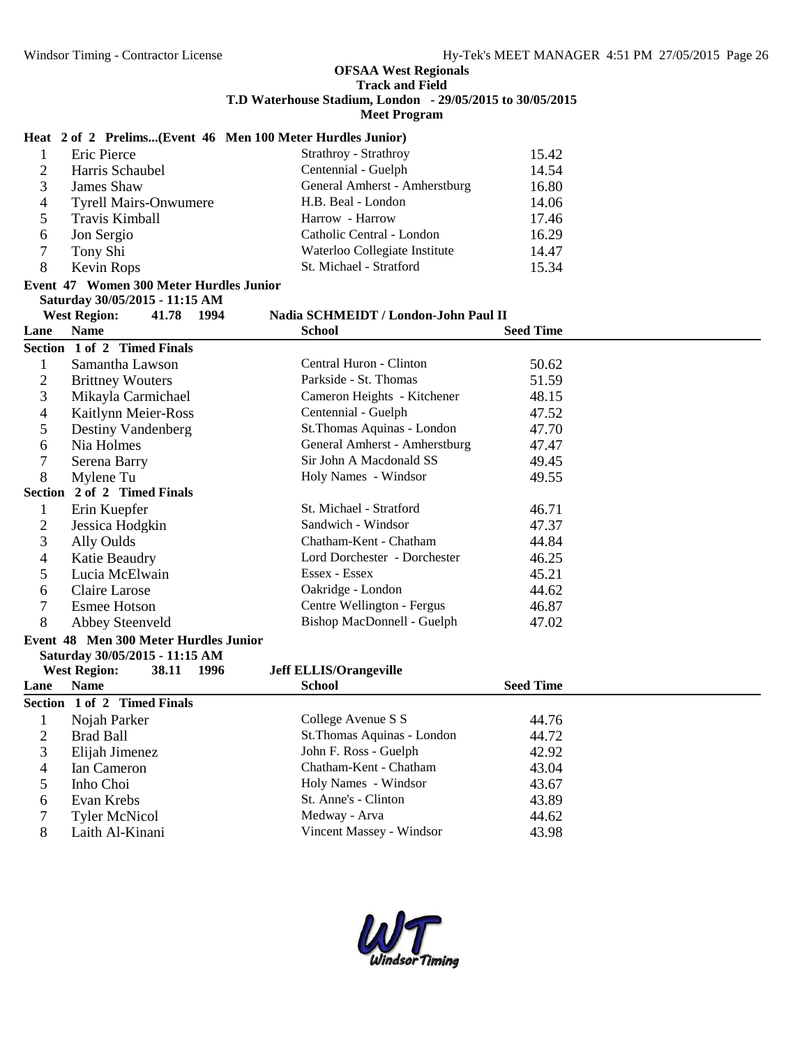**OFSAA West Regionals**
**Track and Field**
**T.D Waterhouse Stadium, London - 29/05/2015 to 30/05/2015**
**Meet Program**

### Heat 2 of 2 Prelims...(Event 46 Men 100 Meter Hurdles Junior)

| Lane | Name | School | Seed Time |
|---|---|---|---|
| 1 | Eric Pierce | Strathroy - Strathroy | 15.42 |
| 2 | Harris Schaubel | Centennial - Guelph | 14.54 |
| 3 | James Shaw | General Amherst - Amherstburg | 16.80 |
| 4 | Tyrell Mairs-Onwumere | H.B. Beal - London | 14.06 |
| 5 | Travis Kimball | Harrow - Harrow | 17.46 |
| 6 | Jon Sergio | Catholic Central - London | 16.29 |
| 7 | Tony Shi | Waterloo Collegiate Institute | 14.47 |
| 8 | Kevin Rops | St. Michael - Stratford | 15.34 |

### Event 47 Women 300 Meter Hurdles Junior

Saturday 30/05/2015 - 11:15 AM

West Region: 41.78 1994 Nadia SCHMEIDT / London-John Paul II

| Lane | Name | School | Seed Time |
|---|---|---|---|
| **Section 1 of 2 Timed Finals** | | | |
| 1 | Samantha Lawson | Central Huron - Clinton | 50.62 |
| 2 | Brittney Wouters | Parkside - St. Thomas | 51.59 |
| 3 | Mikayla Carmichael | Cameron Heights - Kitchener | 48.15 |
| 4 | Kaitlynn Meier-Ross | Centennial - Guelph | 47.52 |
| 5 | Destiny Vandenberg | St.Thomas Aquinas - London | 47.70 |
| 6 | Nia Holmes | General Amherst - Amherstburg | 47.47 |
| 7 | Serena Barry | Sir John A Macdonald SS | 49.45 |
| 8 | Mylene Tu | Holy Names - Windsor | 49.55 |
| **Section 2 of 2 Timed Finals** | | | |
| 1 | Erin Kuepfer | St. Michael - Stratford | 46.71 |
| 2 | Jessica Hodgkin | Sandwich - Windsor | 47.37 |
| 3 | Ally Oulds | Chatham-Kent - Chatham | 44.84 |
| 4 | Katie Beaudry | Lord Dorchester - Dorchester | 46.25 |
| 5 | Lucia McElwain | Essex - Essex | 45.21 |
| 6 | Claire Larose | Oakridge - London | 44.62 |
| 7 | Esmee Hotson | Centre Wellington - Fergus | 46.87 |
| 8 | Abbey Steenveld | Bishop MacDonnell - Guelph | 47.02 |

### Event 48 Men 300 Meter Hurdles Junior

Saturday 30/05/2015 - 11:15 AM

West Region: 38.11 1996 Jeff ELLIS/Orangeville

| Lane | Name | School | Seed Time |
|---|---|---|---|
| **Section 1 of 2 Timed Finals** | | | |
| 1 | Nojah Parker | College Avenue S S | 44.76 |
| 2 | Brad Ball | St.Thomas Aquinas - London | 44.72 |
| 3 | Elijah Jimenez | John F. Ross - Guelph | 42.92 |
| 4 | Ian Cameron | Chatham-Kent - Chatham | 43.04 |
| 5 | Inho Choi | Holy Names - Windsor | 43.67 |
| 6 | Evan Krebs | St. Anne's - Clinton | 43.89 |
| 7 | Tyler McNicol | Medway - Arva | 44.62 |
| 8 | Laith Al-Kinani | Vincent Massey - Windsor | 43.98 |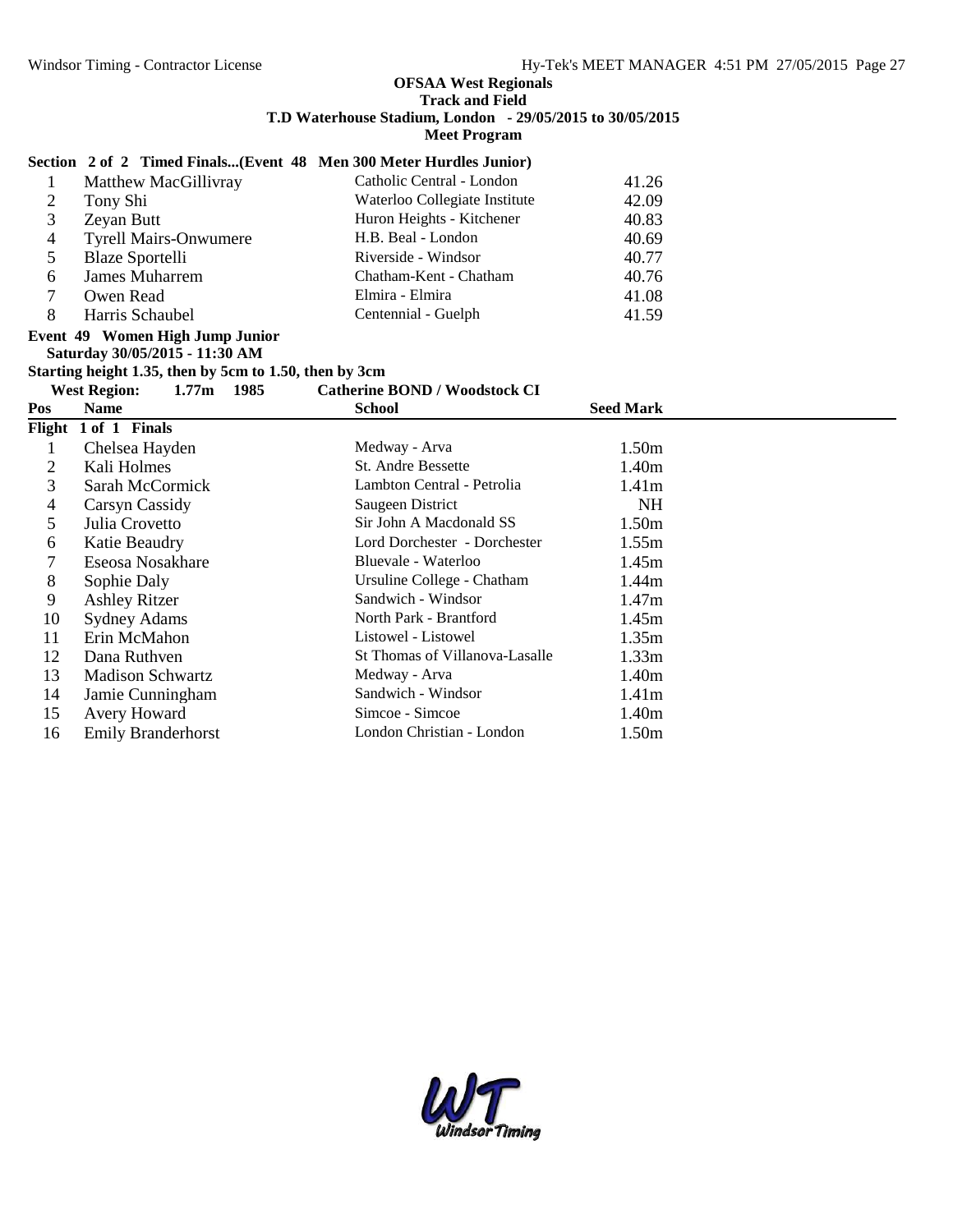**OFSAA West Regionals**
**Track and Field**
**T.D Waterhouse Stadium, London - 29/05/2015 to 30/05/2015**
**Meet Program**

**Section 2 of 2 Timed Finals...(Event 48 Men 300 Meter Hurdles Junior)**

| | | | |
|---|---|---|---|
| 1 | Matthew MacGillivray | Catholic Central - London | 41.26 |
| 2 | Tony Shi | Waterloo Collegiate Institute | 42.09 |
| 3 | Zeyan Butt | Huron Heights - Kitchener | 40.83 |
| 4 | Tyrell Mairs-Onwumere | H.B. Beal - London | 40.69 |
| 5 | Blaze Sportelli | Riverside - Windsor | 40.77 |
| 6 | James Muharrem | Chatham-Kent - Chatham | 40.76 |
| 7 | Owen Read | Elmira - Elmira | 41.08 |
| 8 | Harris Schaubel | Centennial - Guelph | 41.59 |

**Event 49 Women High Jump Junior**
**Saturday 30/05/2015 - 11:30 AM**
**Starting height 1.35, then by 5cm to 1.50, then by 3cm**
**West Region: 1.77m 1985 Catherine BOND / Woodstock CI**

| Pos | Name | School | Seed Mark |
|---|---|---|---|
| **Flight 1 of 1 Finals** | | | |
| 1 | Chelsea Hayden | Medway - Arva | 1.50m |
| 2 | Kali Holmes | St. Andre Bessette | 1.40m |
| 3 | Sarah McCormick | Lambton Central - Petrolia | 1.41m |
| 4 | Carsyn Cassidy | Saugeen District | NH |
| 5 | Julia Crovetto | Sir John A Macdonald SS | 1.50m |
| 6 | Katie Beaudry | Lord Dorchester - Dorchester | 1.55m |
| 7 | Eseosa Nosakhare | Bluevale - Waterloo | 1.45m |
| 8 | Sophie Daly | Ursuline College - Chatham | 1.44m |
| 9 | Ashley Ritzer | Sandwich - Windsor | 1.47m |
| 10 | Sydney Adams | North Park - Brantford | 1.45m |
| 11 | Erin McMahon | Listowel - Listowel | 1.35m |
| 12 | Dana Ruthven | St Thomas of Villanova-Lasalle | 1.33m |
| 13 | Madison Schwartz | Medway - Arva | 1.40m |
| 14 | Jamie Cunningham | Sandwich - Windsor | 1.41m |
| 15 | Avery Howard | Simcoe - Simcoe | 1.40m |
| 16 | Emily Branderhorst | London Christian - London | 1.50m |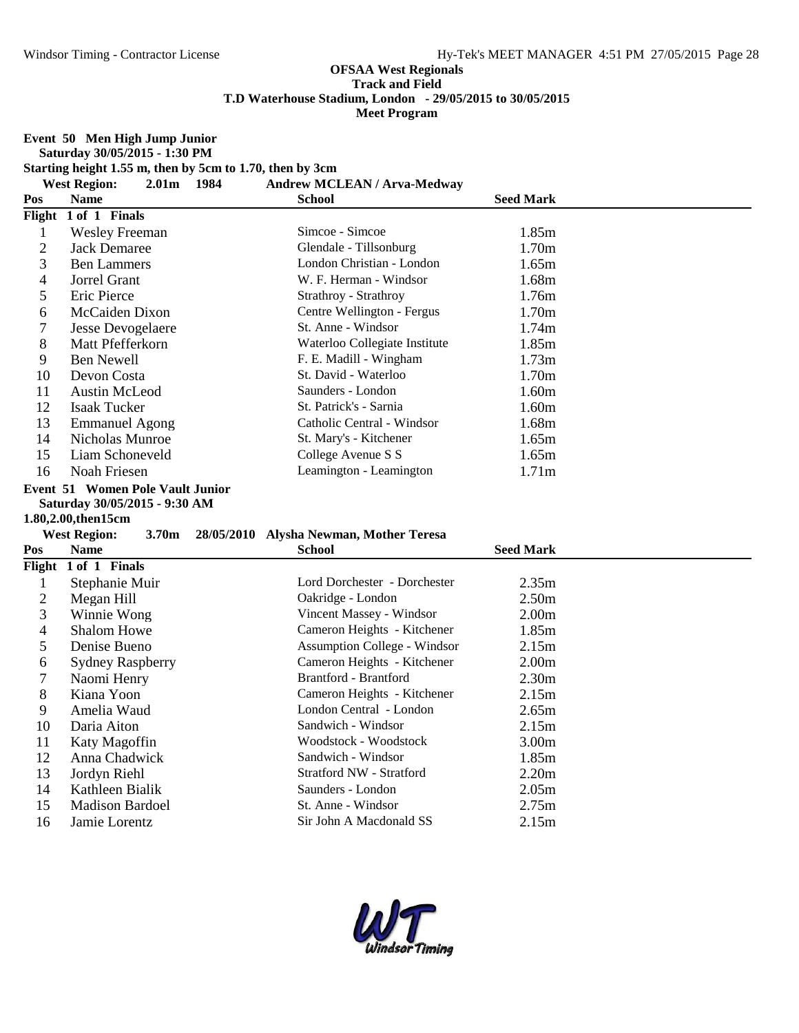# OFSAA West Regionals
## Track and Field
### T.D Waterhouse Stadium, London - 29/05/2015 to 30/05/2015
### Meet Program

**Event 50 Men High Jump Junior**
**Saturday 30/05/2015 - 1:30 PM**
**Starting height 1.55 m, then by 5cm to 1.70, then by 3cm**
**West Region: 2.01m 1984 Andrew MCLEAN / Arva-Medway**

| Pos | Name | School | Seed Mark |
|---|---|---|---|
| **Flight 1 of 1 Finals** | | | |
| 1 | Wesley Freeman | Simcoe - Simcoe | 1.85m |
| 2 | Jack Demaree | Glendale - Tillsonburg | 1.70m |
| 3 | Ben Lammers | London Christian - London | 1.65m |
| 4 | Jorrel Grant | W. F. Herman - Windsor | 1.68m |
| 5 | Eric Pierce | Strathroy - Strathroy | 1.76m |
| 6 | McCaiden Dixon | Centre Wellington - Fergus | 1.70m |
| 7 | Jesse Devogelaere | St. Anne - Windsor | 1.74m |
| 8 | Matt Pfefferkorn | Waterloo Collegiate Institute | 1.85m |
| 9 | Ben Newell | F. E. Madill - Wingham | 1.73m |
| 10 | Devon Costa | St. David - Waterloo | 1.70m |
| 11 | Austin McLeod | Saunders - London | 1.60m |
| 12 | Isaak Tucker | St. Patrick's - Sarnia | 1.60m |
| 13 | Emmanuel Agong | Catholic Central - Windsor | 1.68m |
| 14 | Nicholas Munroe | St. Mary's - Kitchener | 1.65m |
| 15 | Liam Schoneveld | College Avenue S S | 1.65m |
| 16 | Noah Friesen | Leamington - Leamington | 1.71m |

**Event 51 Women Pole Vault Junior**
**Saturday 30/05/2015 - 9:30 AM**
**1.80,2.00,then15cm**
**West Region: 3.70m 28/05/2010 Alysha Newman, Mother Teresa**

| Pos | Name | School | Seed Mark |
|---|---|---|---|
| **Flight 1 of 1 Finals** | | | |
| 1 | Stephanie Muir | Lord Dorchester - Dorchester | 2.35m |
| 2 | Megan Hill | Oakridge - London | 2.50m |
| 3 | Winnie Wong | Vincent Massey - Windsor | 2.00m |
| 4 | Shalom Howe | Cameron Heights - Kitchener | 1.85m |
| 5 | Denise Bueno | Assumption College - Windsor | 2.15m |
| 6 | Sydney Raspberry | Cameron Heights - Kitchener | 2.00m |
| 7 | Naomi Henry | Brantford - Brantford | 2.30m |
| 8 | Kiana Yoon | Cameron Heights - Kitchener | 2.15m |
| 9 | Amelia Waud | London Central - London | 2.65m |
| 10 | Daria Aiton | Sandwich - Windsor | 2.15m |
| 11 | Katy Magoffin | Woodstock - Woodstock | 3.00m |
| 12 | Anna Chadwick | Sandwich - Windsor | 1.85m |
| 13 | Jordyn Riehl | Stratford NW - Stratford | 2.20m |
| 14 | Kathleen Bialik | Saunders - London | 2.05m |
| 15 | Madison Bardoel | St. Anne - Windsor | 2.75m |
| 16 | Jamie Lorentz | Sir John A Macdonald SS | 2.15m |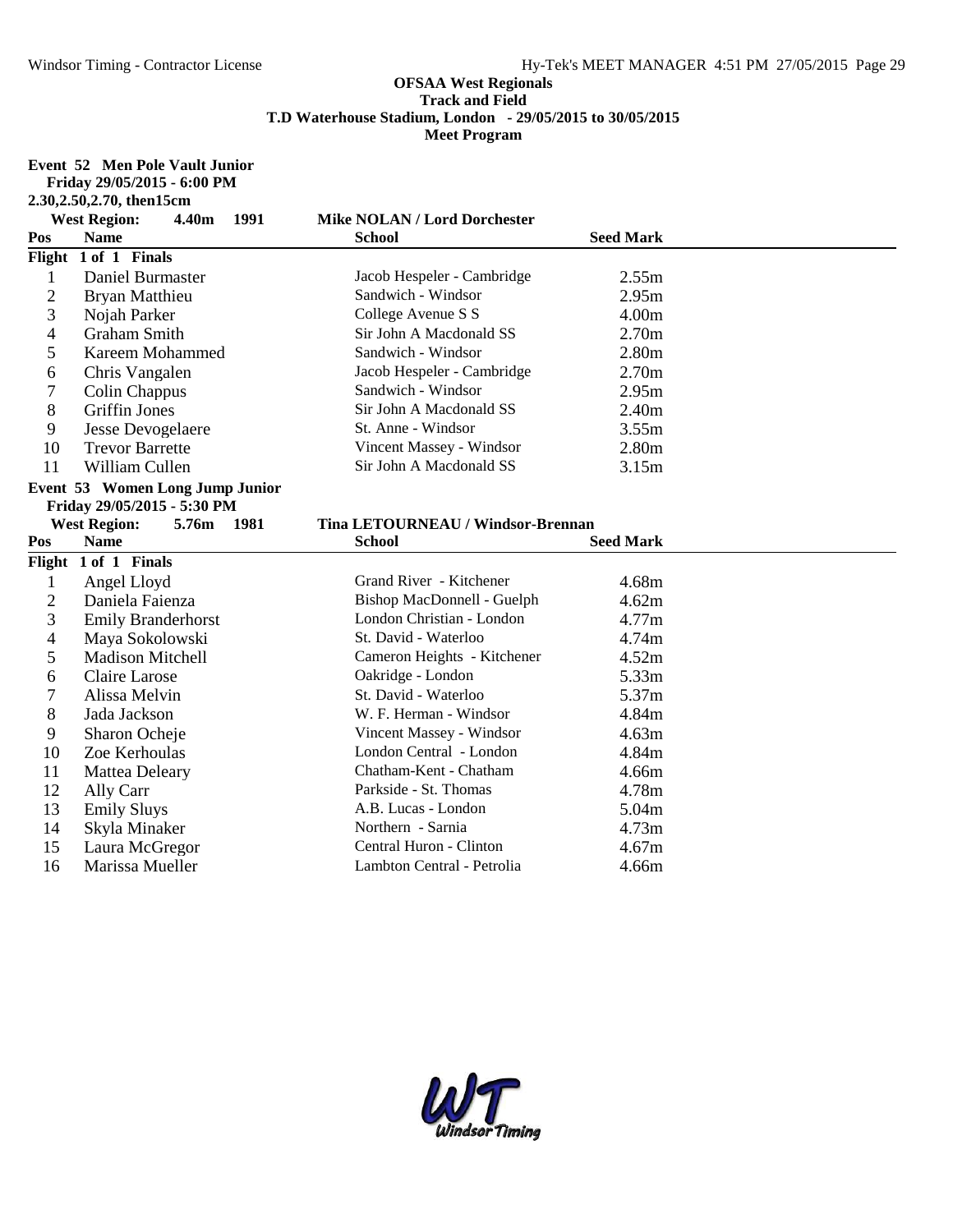**OFSAA West Regionals**
**Track and Field**
**T.D Waterhouse Stadium, London - 29/05/2015 to 30/05/2015**
**Meet Program**

**Event 52 Men Pole Vault Junior**
**Friday 29/05/2015 - 6:00 PM**
**2.30,2.50,2.70, then15cm**
**West Region: 4.40m 1991 Mike NOLAN / Lord Dorchester**

| Pos | Name | School | Seed Mark |
|---|---|---|---|
| **Flight 1 of 1 Finals** | | | |
| 1 | Daniel Burmaster | Jacob Hespeler - Cambridge | 2.55m |
| 2 | Bryan Matthieu | Sandwich - Windsor | 2.95m |
| 3 | Nojah Parker | College Avenue S S | 4.00m |
| 4 | Graham Smith | Sir John A Macdonald SS | 2.70m |
| 5 | Kareem Mohammed | Sandwich - Windsor | 2.80m |
| 6 | Chris Vangalen | Jacob Hespeler - Cambridge | 2.70m |
| 7 | Colin Chappus | Sandwich - Windsor | 2.95m |
| 8 | Griffin Jones | Sir John A Macdonald SS | 2.40m |
| 9 | Jesse Devogelaere | St. Anne - Windsor | 3.55m |
| 10 | Trevor Barrette | Vincent Massey - Windsor | 2.80m |
| 11 | William Cullen | Sir John A Macdonald SS | 3.15m |

**Event 53 Women Long Jump Junior**
**Friday 29/05/2015 - 5:30 PM**
**West Region: 5.76m 1981 Tina LETOURNEAU / Windsor-Brennan**

| Pos | Name | School | Seed Mark |
|---|---|---|---|
| **Flight 1 of 1 Finals** | | | |
| 1 | Angel Lloyd | Grand River - Kitchener | 4.68m |
| 2 | Daniela Faienza | Bishop MacDonnell - Guelph | 4.62m |
| 3 | Emily Branderhorst | London Christian - London | 4.77m |
| 4 | Maya Sokolowski | St. David - Waterloo | 4.74m |
| 5 | Madison Mitchell | Cameron Heights - Kitchener | 4.52m |
| 6 | Claire Larose | Oakridge - London | 5.33m |
| 7 | Alissa Melvin | St. David - Waterloo | 5.37m |
| 8 | Jada Jackson | W. F. Herman - Windsor | 4.84m |
| 9 | Sharon Ocheje | Vincent Massey - Windsor | 4.63m |
| 10 | Zoe Kerhoulas | London Central - London | 4.84m |
| 11 | Mattea Deleary | Chatham-Kent - Chatham | 4.66m |
| 12 | Ally Carr | Parkside - St. Thomas | 4.78m |
| 13 | Emily Sluys | A.B. Lucas - London | 5.04m |
| 14 | Skyla Minaker | Northern - Sarnia | 4.73m |
| 15 | Laura McGregor | Central Huron - Clinton | 4.67m |
| 16 | Marissa Mueller | Lambton Central - Petrolia | 4.66m |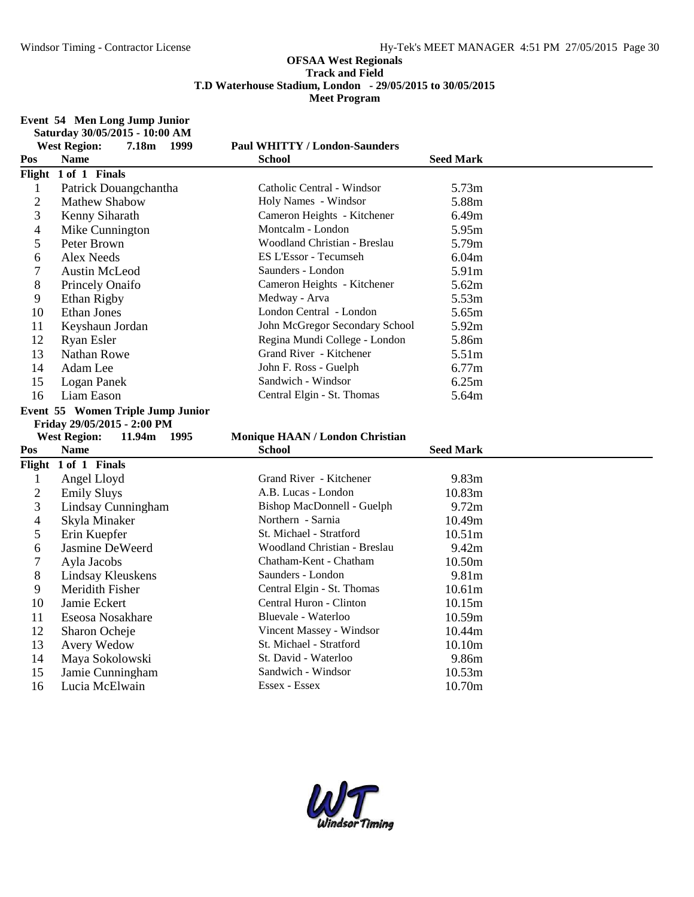**OFSAA West Regionals**
**Track and Field**
**T.D Waterhouse Stadium, London - 29/05/2015 to 30/05/2015**
**Meet Program**

**Event 54 Men Long Jump Junior**
**Saturday 30/05/2015 - 10:00 AM**
**West Region: 7.18m 1999 Paul WHITTY / London-Saunders**

| Pos | Name | School | Seed Mark |
|---|---|---|---|
| **Flight 1 of 1 Finals** | | | |
| 1 | Patrick Douangchantha | Catholic Central - Windsor | 5.73m |
| 2 | Mathew Shabow | Holy Names - Windsor | 5.88m |
| 3 | Kenny Siharath | Cameron Heights - Kitchener | 6.49m |
| 4 | Mike Cunnington | Montcalm - London | 5.95m |
| 5 | Peter Brown | Woodland Christian - Breslau | 5.79m |
| 6 | Alex Needs | ES L'Essor - Tecumseh | 6.04m |
| 7 | Austin McLeod | Saunders - London | 5.91m |
| 8 | Princely Onaifo | Cameron Heights - Kitchener | 5.62m |
| 9 | Ethan Rigby | Medway - Arva | 5.53m |
| 10 | Ethan Jones | London Central - London | 5.65m |
| 11 | Keyshaun Jordan | John McGregor Secondary School | 5.92m |
| 12 | Ryan Esler | Regina Mundi College - London | 5.86m |
| 13 | Nathan Rowe | Grand River - Kitchener | 5.51m |
| 14 | Adam Lee | John F. Ross - Guelph | 6.77m |
| 15 | Logan Panek | Sandwich - Windsor | 6.25m |
| 16 | Liam Eason | Central Elgin - St. Thomas | 5.64m |

**Event 55 Women Triple Jump Junior**
**Friday 29/05/2015 - 2:00 PM**
**West Region: 11.94m 1995 Monique HAAN / London Christian**

| Pos | Name | School | Seed Mark |
|---|---|---|---|
| **Flight 1 of 1 Finals** | | | |
| 1 | Angel Lloyd | Grand River - Kitchener | 9.83m |
| 2 | Emily Sluys | A.B. Lucas - London | 10.83m |
| 3 | Lindsay Cunningham | Bishop MacDonnell - Guelph | 9.72m |
| 4 | Skyla Minaker | Northern - Sarnia | 10.49m |
| 5 | Erin Kuepfer | St. Michael - Stratford | 10.51m |
| 6 | Jasmine DeWeerd | Woodland Christian - Breslau | 9.42m |
| 7 | Ayla Jacobs | Chatham-Kent - Chatham | 10.50m |
| 8 | Lindsay Kleuskens | Saunders - London | 9.81m |
| 9 | Meridith Fisher | Central Elgin - St. Thomas | 10.61m |
| 10 | Jamie Eckert | Central Huron - Clinton | 10.15m |
| 11 | Eseosa Nosakhare | Bluevale - Waterloo | 10.59m |
| 12 | Sharon Ocheje | Vincent Massey - Windsor | 10.44m |
| 13 | Avery Wedow | St. Michael - Stratford | 10.10m |
| 14 | Maya Sokolowski | St. David - Waterloo | 9.86m |
| 15 | Jamie Cunningham | Sandwich - Windsor | 10.53m |
| 16 | Lucia McElwain | Essex - Essex | 10.70m |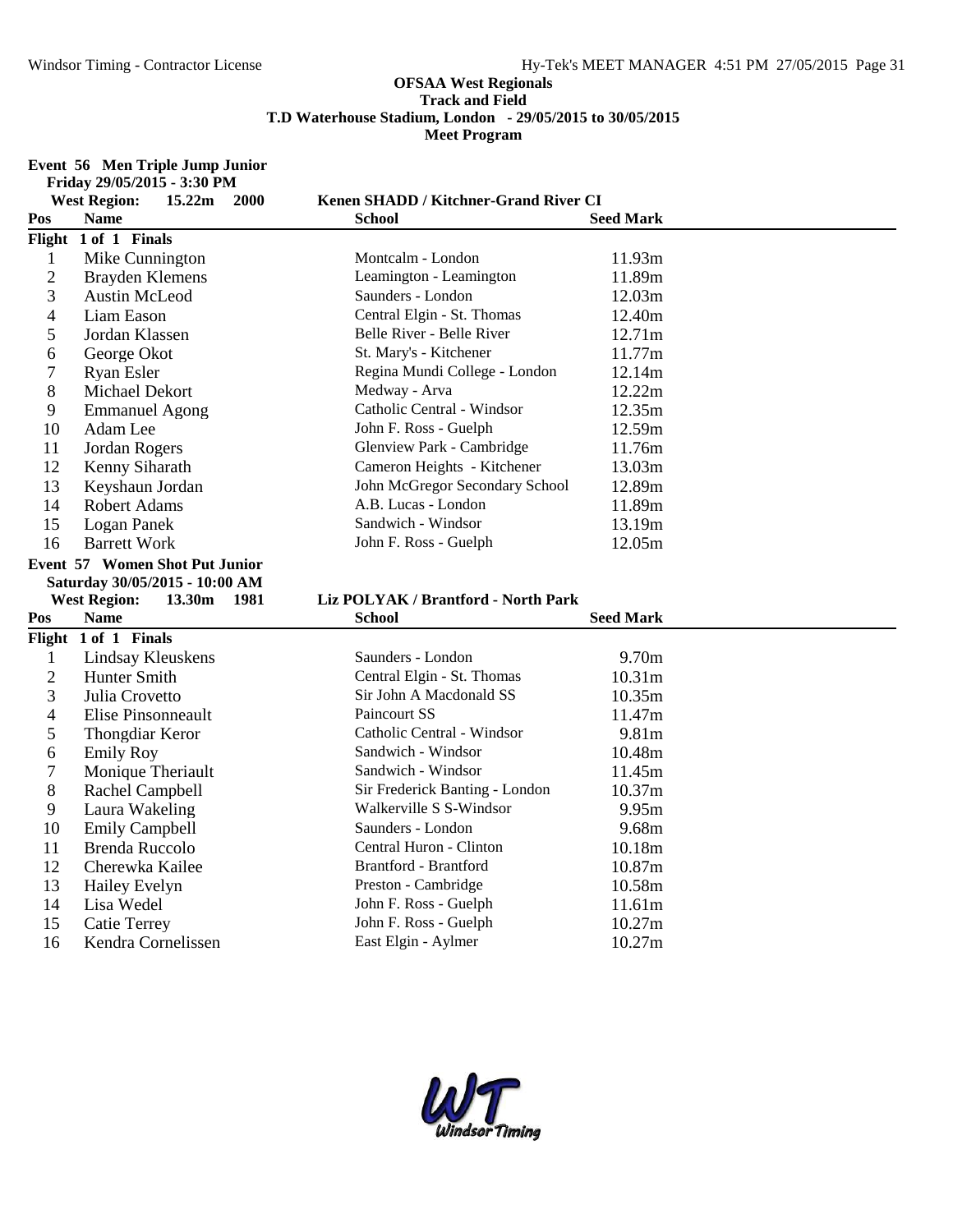**OFSAA West Regionals**
**Track and Field**
**T.D Waterhouse Stadium, London - 29/05/2015 to 30/05/2015**
**Meet Program**

**Event 56 Men Triple Jump Junior**
**Friday 29/05/2015 - 3:30 PM**

**West Region: 15.22m 2000 Kenen SHADD / Kitchner-Grand River CI**

| Pos | Name | School | Seed Mark |
|---|---|---|---|
| **Flight 1 of 1 Finals** | | | |
| 1 | Mike Cunnington | Montcalm - London | 11.93m |
| 2 | Brayden Klemens | Leamington - Leamington | 11.89m |
| 3 | Austin McLeod | Saunders - London | 12.03m |
| 4 | Liam Eason | Central Elgin - St. Thomas | 12.40m |
| 5 | Jordan Klassen | Belle River - Belle River | 12.71m |
| 6 | George Okot | St. Mary's - Kitchener | 11.77m |
| 7 | Ryan Esler | Regina Mundi College - London | 12.14m |
| 8 | Michael Dekort | Medway - Arva | 12.22m |
| 9 | Emmanuel Agong | Catholic Central - Windsor | 12.35m |
| 10 | Adam Lee | John F. Ross - Guelph | 12.59m |
| 11 | Jordan Rogers | Glenview Park - Cambridge | 11.76m |
| 12 | Kenny Siharath | Cameron Heights - Kitchener | 13.03m |
| 13 | Keyshaun Jordan | John McGregor Secondary School | 12.89m |
| 14 | Robert Adams | A.B. Lucas - London | 11.89m |
| 15 | Logan Panek | Sandwich - Windsor | 13.19m |
| 16 | Barrett Work | John F. Ross - Guelph | 12.05m |

**Event 57 Women Shot Put Junior**
**Saturday 30/05/2015 - 10:00 AM**

**West Region: 13.30m 1981 Liz POLYAK / Brantford - North Park**

| Pos | Name | School | Seed Mark |
|---|---|---|---|
| **Flight 1 of 1 Finals** | | | |
| 1 | Lindsay Kleuskens | Saunders - London | 9.70m |
| 2 | Hunter Smith | Central Elgin - St. Thomas | 10.31m |
| 3 | Julia Crovetto | Sir John A Macdonald SS | 10.35m |
| 4 | Elise Pinsonneault | Paincourt SS | 11.47m |
| 5 | Thongdiar Keror | Catholic Central - Windsor | 9.81m |
| 6 | Emily Roy | Sandwich - Windsor | 10.48m |
| 7 | Monique Theriault | Sandwich - Windsor | 11.45m |
| 8 | Rachel Campbell | Sir Frederick Banting - London | 10.37m |
| 9 | Laura Wakeling | Walkerville S S-Windsor | 9.95m |
| 10 | Emily Campbell | Saunders - London | 9.68m |
| 11 | Brenda Ruccolo | Central Huron - Clinton | 10.18m |
| 12 | Cherewka Kailee | Brantford - Brantford | 10.87m |
| 13 | Hailey Evelyn | Preston - Cambridge | 10.58m |
| 14 | Lisa Wedel | John F. Ross - Guelph | 11.61m |
| 15 | Catie Terrey | John F. Ross - Guelph | 10.27m |
| 16 | Kendra Cornelissen | East Elgin - Aylmer | 10.27m |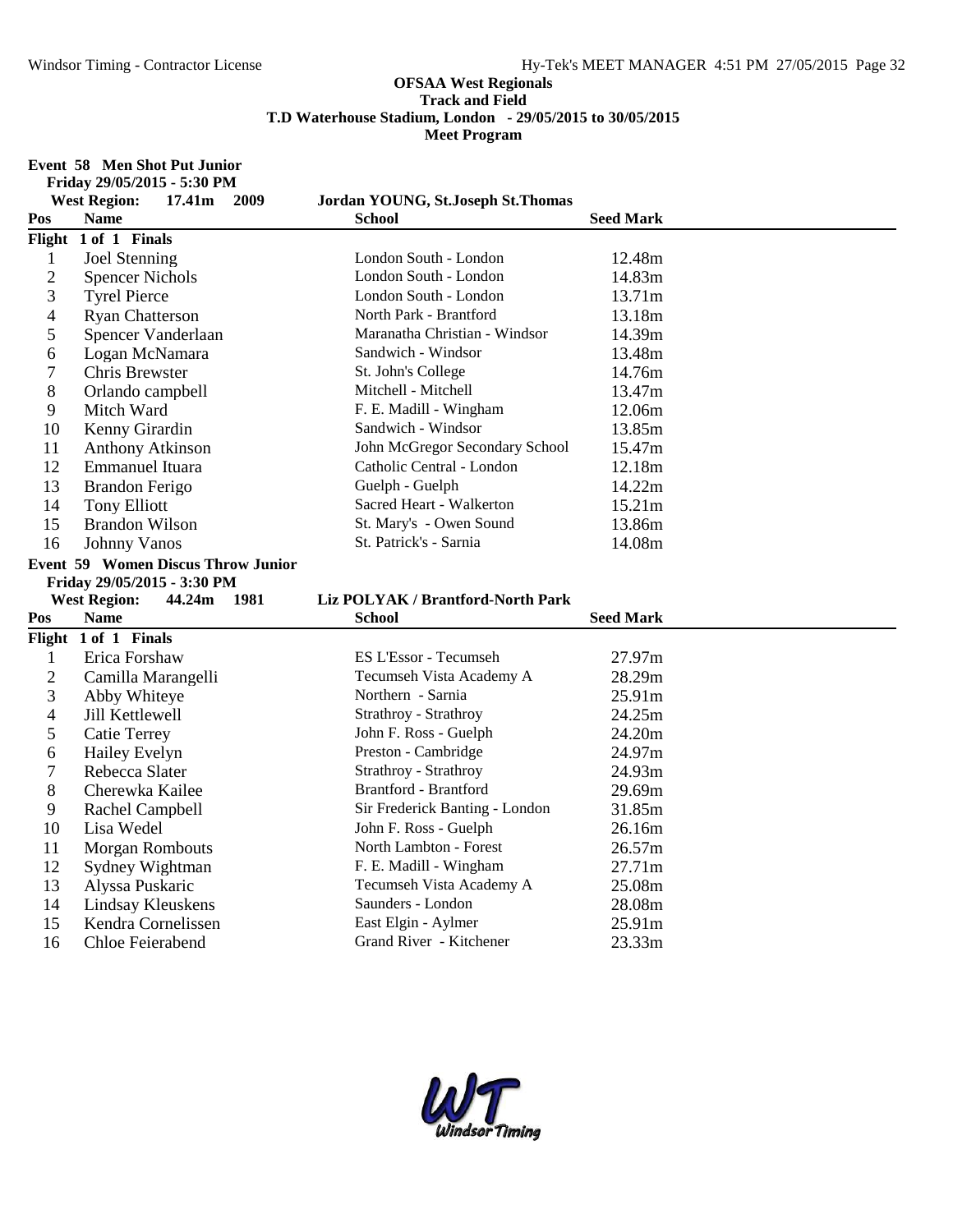**OFSAA West Regionals**
**Track and Field**
**T.D Waterhouse Stadium, London - 29/05/2015 to 30/05/2015**
**Meet Program**

**Event 58 Men Shot Put Junior**
**Friday 29/05/2015 - 5:30 PM**
**West Region: 17.41m 2009 Jordan YOUNG, St.Joseph St.Thomas**

| Pos | Name | School | Seed Mark |
|---|---|---|---|
| **Flight 1 of 1 Finals** | | | |
| 1 | Joel Stenning | London South - London | 12.48m |
| 2 | Spencer Nichols | London South - London | 14.83m |
| 3 | Tyrel Pierce | London South - London | 13.71m |
| 4 | Ryan Chatterson | North Park - Brantford | 13.18m |
| 5 | Spencer Vanderlaan | Maranatha Christian - Windsor | 14.39m |
| 6 | Logan McNamara | Sandwich - Windsor | 13.48m |
| 7 | Chris Brewster | St. John's College | 14.76m |
| 8 | Orlando campbell | Mitchell - Mitchell | 13.47m |
| 9 | Mitch Ward | F. E. Madill - Wingham | 12.06m |
| 10 | Kenny Girardin | Sandwich - Windsor | 13.85m |
| 11 | Anthony Atkinson | John McGregor Secondary School | 15.47m |
| 12 | Emmanuel Ituara | Catholic Central - London | 12.18m |
| 13 | Brandon Ferigo | Guelph - Guelph | 14.22m |
| 14 | Tony Elliott | Sacred Heart - Walkerton | 15.21m |
| 15 | Brandon Wilson | St. Mary's - Owen Sound | 13.86m |
| 16 | Johnny Vanos | St. Patrick's - Sarnia | 14.08m |

**Event 59 Women Discus Throw Junior**
**Friday 29/05/2015 - 3:30 PM**
**West Region: 44.24m 1981 Liz POLYAK / Brantford-North Park**

| Pos | Name | School | Seed Mark |
|---|---|---|---|
| **Flight 1 of 1 Finals** | | | |
| 1 | Erica Forshaw | ES L'Essor - Tecumseh | 27.97m |
| 2 | Camilla Marangelli | Tecumseh Vista Academy A | 28.29m |
| 3 | Abby Whiteye | Northern - Sarnia | 25.91m |
| 4 | Jill Kettlewell | Strathroy - Strathroy | 24.25m |
| 5 | Catie Terrey | John F. Ross - Guelph | 24.20m |
| 6 | Hailey Evelyn | Preston - Cambridge | 24.97m |
| 7 | Rebecca Slater | Strathroy - Strathroy | 24.93m |
| 8 | Cherewka Kailee | Brantford - Brantford | 29.69m |
| 9 | Rachel Campbell | Sir Frederick Banting - London | 31.85m |
| 10 | Lisa Wedel | John F. Ross - Guelph | 26.16m |
| 11 | Morgan Rombouts | North Lambton - Forest | 26.57m |
| 12 | Sydney Wightman | F. E. Madill - Wingham | 27.71m |
| 13 | Alyssa Puskaric | Tecumseh Vista Academy A | 25.08m |
| 14 | Lindsay Kleuskens | Saunders - London | 28.08m |
| 15 | Kendra Cornelissen | East Elgin - Aylmer | 25.91m |
| 16 | Chloe Feierabend | Grand River - Kitchener | 23.33m |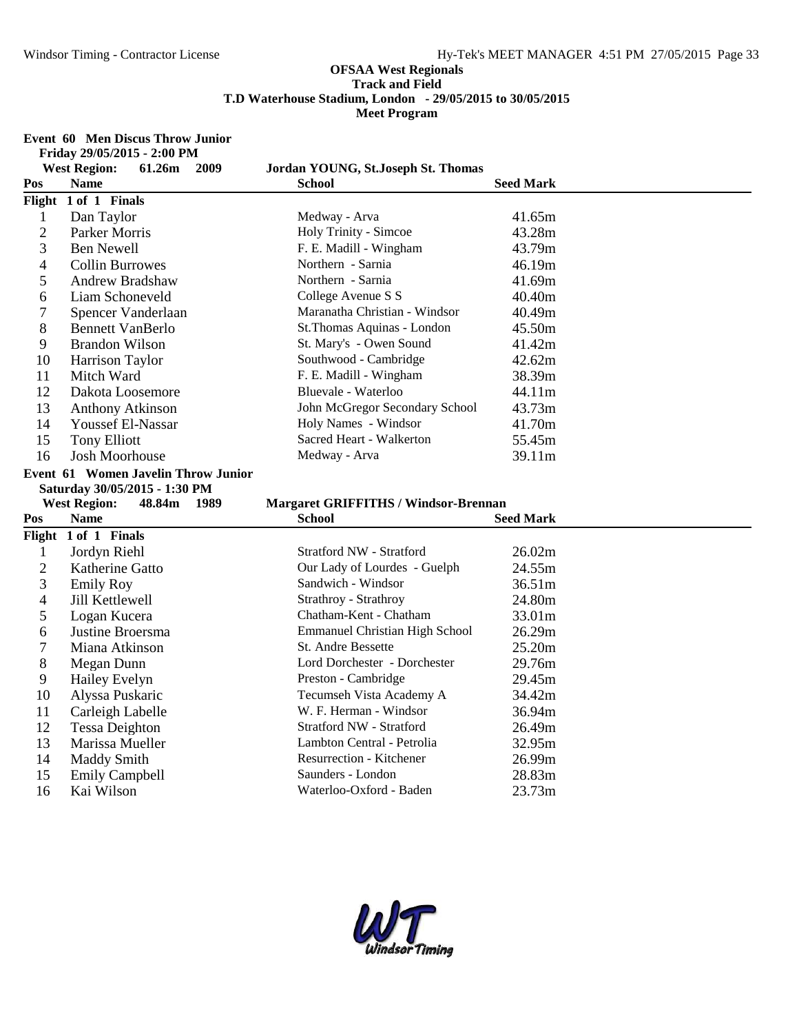**OFSAA West Regionals**
**Track and Field**
**T.D Waterhouse Stadium, London - 29/05/2015 to 30/05/2015**
**Meet Program**

**Event 60 Men Discus Throw Junior**
**Friday 29/05/2015 - 2:00 PM**

**West Region: 61.26m 2009 Jordan YOUNG, St.Joseph St. Thomas**

| Pos | Name | School | Seed Mark |
|---|---|---|---|
| **Flight 1 of 1 Finals** | | | |
| 1 | Dan Taylor | Medway - Arva | 41.65m |
| 2 | Parker Morris | Holy Trinity - Simcoe | 43.28m |
| 3 | Ben Newell | F. E. Madill - Wingham | 43.79m |
| 4 | Collin Burrowes | Northern - Sarnia | 46.19m |
| 5 | Andrew Bradshaw | Northern - Sarnia | 41.69m |
| 6 | Liam Schoneveld | College Avenue S S | 40.40m |
| 7 | Spencer Vanderlaan | Maranatha Christian - Windsor | 40.49m |
| 8 | Bennett VanBerlo | St.Thomas Aquinas - London | 45.50m |
| 9 | Brandon Wilson | St. Mary's - Owen Sound | 41.42m |
| 10 | Harrison Taylor | Southwood - Cambridge | 42.62m |
| 11 | Mitch Ward | F. E. Madill - Wingham | 38.39m |
| 12 | Dakota Loosemore | Bluevale - Waterloo | 44.11m |
| 13 | Anthony Atkinson | John McGregor Secondary School | 43.73m |
| 14 | Youssef El-Nassar | Holy Names - Windsor | 41.70m |
| 15 | Tony Elliott | Sacred Heart - Walkerton | 55.45m |
| 16 | Josh Moorhouse | Medway - Arva | 39.11m |

**Event 61 Women Javelin Throw Junior**
**Saturday 30/05/2015 - 1:30 PM**

**West Region: 48.84m 1989 Margaret GRIFFITHS / Windsor-Brennan**

| Pos | Name | School | Seed Mark |
|---|---|---|---|
| **Flight 1 of 1 Finals** | | | |
| 1 | Jordyn Riehl | Stratford NW - Stratford | 26.02m |
| 2 | Katherine Gatto | Our Lady of Lourdes - Guelph | 24.55m |
| 3 | Emily Roy | Sandwich - Windsor | 36.51m |
| 4 | Jill Kettlewell | Strathroy - Strathroy | 24.80m |
| 5 | Logan Kucera | Chatham-Kent - Chatham | 33.01m |
| 6 | Justine Broersma | Emmanuel Christian High School | 26.29m |
| 7 | Miana Atkinson | St. Andre Bessette | 25.20m |
| 8 | Megan Dunn | Lord Dorchester - Dorchester | 29.76m |
| 9 | Hailey Evelyn | Preston - Cambridge | 29.45m |
| 10 | Alyssa Puskaric | Tecumseh Vista Academy A | 34.42m |
| 11 | Carleigh Labelle | W. F. Herman - Windsor | 36.94m |
| 12 | Tessa Deighton | Stratford NW - Stratford | 26.49m |
| 13 | Marissa Mueller | Lambton Central - Petrolia | 32.95m |
| 14 | Maddy Smith | Resurrection - Kitchener | 26.99m |
| 15 | Emily Campbell | Saunders - London | 28.83m |
| 16 | Kai Wilson | Waterloo-Oxford - Baden | 23.73m |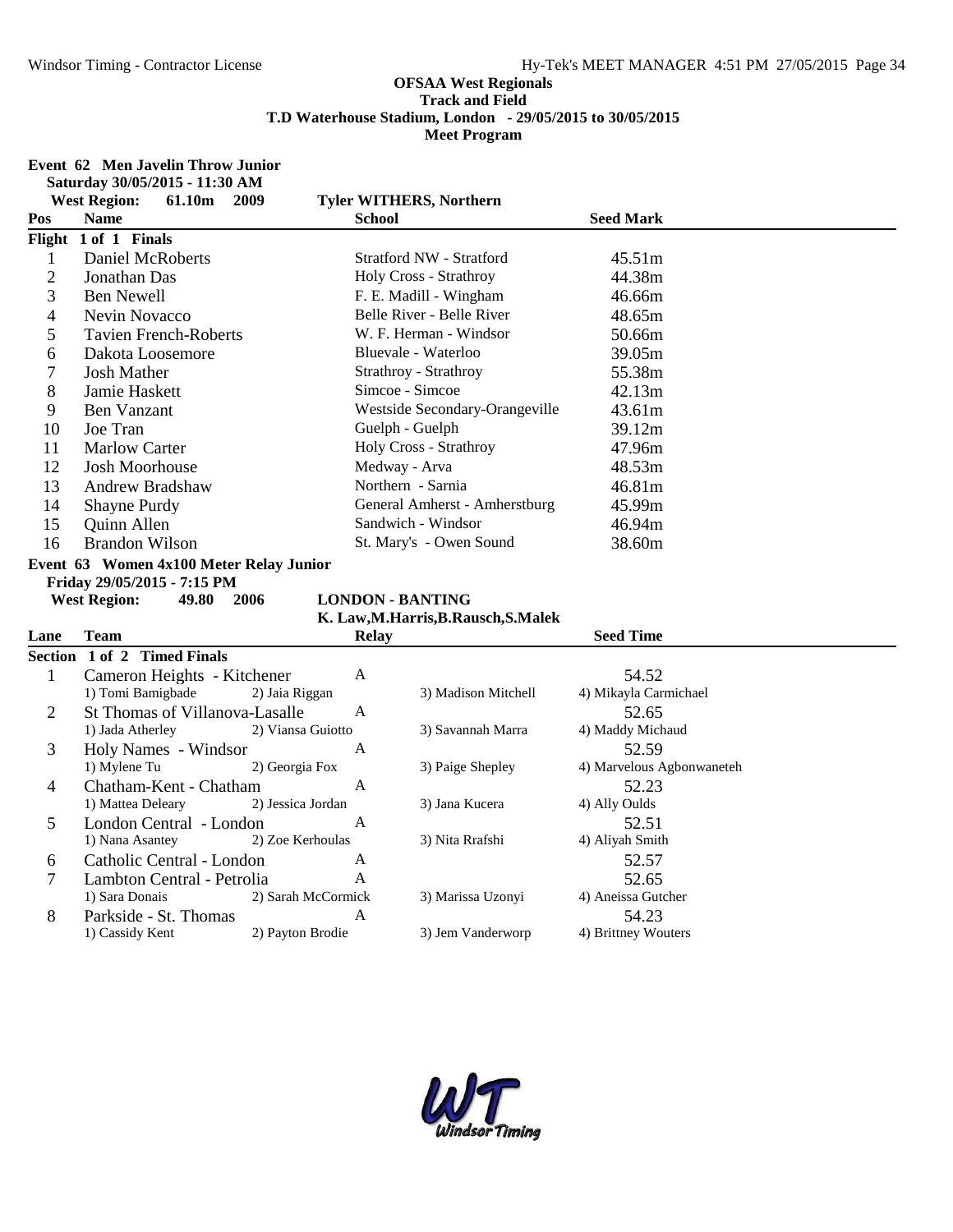**OFSAA West Regionals**
**Track and Field**
**T.D Waterhouse Stadium, London - 29/05/2015 to 30/05/2015**
**Meet Program**

**Event 62 Men Javelin Throw Junior**
**Saturday 30/05/2015 - 11:30 AM**
**West Region: 61.10m 2009 Tyler WITHERS, Northern**

| Pos | Name | School | Seed Mark |
|---|---|---|---|
| **Flight 1 of 1 Finals** | | | |
| 1 | Daniel McRoberts | Stratford NW - Stratford | 45.51m |
| 2 | Jonathan Das | Holy Cross - Strathroy | 44.38m |
| 3 | Ben Newell | F. E. Madill - Wingham | 46.66m |
| 4 | Nevin Novacco | Belle River - Belle River | 48.65m |
| 5 | Tavien French-Roberts | W. F. Herman - Windsor | 50.66m |
| 6 | Dakota Loosemore | Bluevale - Waterloo | 39.05m |
| 7 | Josh Mather | Strathroy - Strathroy | 55.38m |
| 8 | Jamie Haskett | Simcoe - Simcoe | 42.13m |
| 9 | Ben Vanzant | Westside Secondary-Orangeville | 43.61m |
| 10 | Joe Tran | Guelph - Guelph | 39.12m |
| 11 | Marlow Carter | Holy Cross - Strathroy | 47.96m |
| 12 | Josh Moorhouse | Medway - Arva | 48.53m |
| 13 | Andrew Bradshaw | Northern - Sarnia | 46.81m |
| 14 | Shayne Purdy | General Amherst - Amherstburg | 45.99m |
| 15 | Quinn Allen | Sandwich - Windsor | 46.94m |
| 16 | Brandon Wilson | St. Mary's - Owen Sound | 38.60m |

**Event 63 Women 4x100 Meter Relay Junior**
**Friday 29/05/2015 - 7:15 PM**
**West Region: 49.80 2006 LONDON - BANTING**
**K. Law,M.Harris,B.Rausch,S.Malek**

| Lane | Team | Relay | | Seed Time |
|---|---|---|---|---|
| **Section 1 of 2 Timed Finals** | | | | |
| 1 | Cameron Heights - Kitchener | A | | 54.52 |
| | 1) Tomi Bamigbade | 2) Jaia Riggan | 3) Madison Mitchell | 4) Mikayla Carmichael |
| 2 | St Thomas of Villanova-Lasalle | A | | 52.65 |
| | 1) Jada Atherley | 2) Viansa Guiotto | 3) Savannah Marra | 4) Maddy Michaud |
| 3 | Holy Names - Windsor | A | | 52.59 |
| | 1) Mylene Tu | 2) Georgia Fox | 3) Paige Shepley | 4) Marvelous Agbonwaneteh |
| 4 | Chatham-Kent - Chatham | A | | 52.23 |
| | 1) Mattea Deleary | 2) Jessica Jordan | 3) Jana Kucera | 4) Ally Oulds |
| 5 | London Central - London | A | | 52.51 |
| | 1) Nana Asantey | 2) Zoe Kerhoulas | 3) Nita Rrafshi | 4) Aliyah Smith |
| 6 | Catholic Central - London | A | | 52.57 |
| 7 | Lambton Central - Petrolia | A | | 52.65 |
| | 1) Sara Donais | 2) Sarah McCormick | 3) Marissa Uzonyi | 4) Aneissa Gutcher |
| 8 | Parkside - St. Thomas | A | | 54.23 |
| | 1) Cassidy Kent | 2) Payton Brodie | 3) Jem Vanderworp | 4) Brittney Wouters |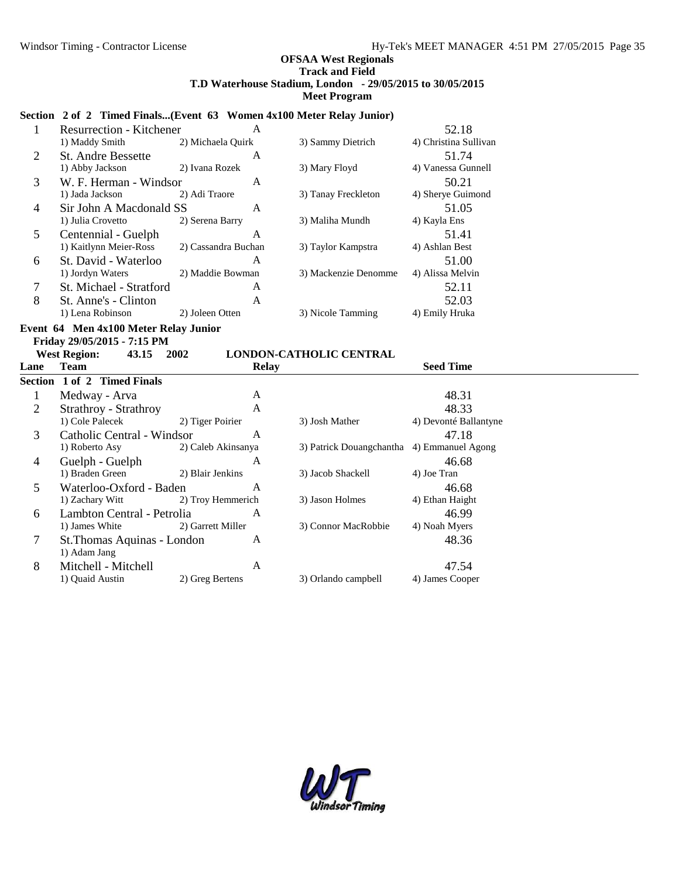**OFSAA West Regionals**
**Track and Field**
**T.D Waterhouse Stadium, London - 29/05/2015 to 30/05/2015**
**Meet Program**

### Section 2 of 2 Timed Finals...(Event 63 Women 4x100 Meter Relay Junior)

| Lane | Team | Relay | | Seed Time |
|---|---|---|---|---|
| 1 | Resurrection - Kitchener | A | | 52.18 |
| | 1) Maddy Smith | 2) Michaela Quirk | 3) Sammy Dietrich | 4) Christina Sullivan |
| 2 | St. Andre Bessette | A | | 51.74 |
| | 1) Abby Jackson | 2) Ivana Rozek | 3) Mary Floyd | 4) Vanessa Gunnell |
| 3 | W. F. Herman - Windsor | A | | 50.21 |
| | 1) Jada Jackson | 2) Adi Traore | 3) Tanay Freckleton | 4) Sherye Guimond |
| 4 | Sir John A Macdonald SS | A | | 51.05 |
| | 1) Julia Crovetto | 2) Serena Barry | 3) Maliha Mundh | 4) Kayla Ens |
| 5 | Centennial - Guelph | A | | 51.41 |
| | 1) Kaitlynn Meier-Ross | 2) Cassandra Buchan | 3) Taylor Kampstra | 4) Ashlan Best |
| 6 | St. David - Waterloo | A | | 51.00 |
| | 1) Jordyn Waters | 2) Maddie Bowman | 3) Mackenzie Denomme | 4) Alissa Melvin |
| 7 | St. Michael - Stratford | A | | 52.11 |
| 8 | St. Anne's - Clinton | A | | 52.03 |
| | 1) Lena Robinson | 2) Joleen Otten | 3) Nicole Tamming | 4) Emily Hruka |

### Event 64 Men 4x100 Meter Relay Junior

**Friday 29/05/2015 - 7:15 PM**

**West Region: 43.15 2002 LONDON-CATHOLIC CENTRAL**

| Lane | Team | Relay | | Seed Time |
|---|---|---|---|---|
| **Section 1 of 2 Timed Finals** | | | | |
| 1 | Medway - Arva | A | | 48.31 |
| 2 | Strathroy - Strathroy | A | | 48.33 |
| | 1) Cole Palecek | 2) Tiger Poirier | 3) Josh Mather | 4) Devonté Ballantyne |
| 3 | Catholic Central - Windsor | A | | 47.18 |
| | 1) Roberto Asy | 2) Caleb Akinsanya | 3) Patrick Douangchantha | 4) Emmanuel Agong |
| 4 | Guelph - Guelph | A | | 46.68 |
| | 1) Braden Green | 2) Blair Jenkins | 3) Jacob Shackell | 4) Joe Tran |
| 5 | Waterloo-Oxford - Baden | A | | 46.68 |
| | 1) Zachary Witt | 2) Troy Hemmerich | 3) Jason Holmes | 4) Ethan Haight |
| 6 | Lambton Central - Petrolia | A | | 46.99 |
| | 1) James White | 2) Garrett Miller | 3) Connor MacRobbie | 4) Noah Myers |
| 7 | St.Thomas Aquinas - London | A | | 48.36 |
| | 1) Adam Jang | | | |
| 8 | Mitchell - Mitchell | A | | 47.54 |
| | 1) Quaid Austin | 2) Greg Bertens | 3) Orlando campbell | 4) James Cooper |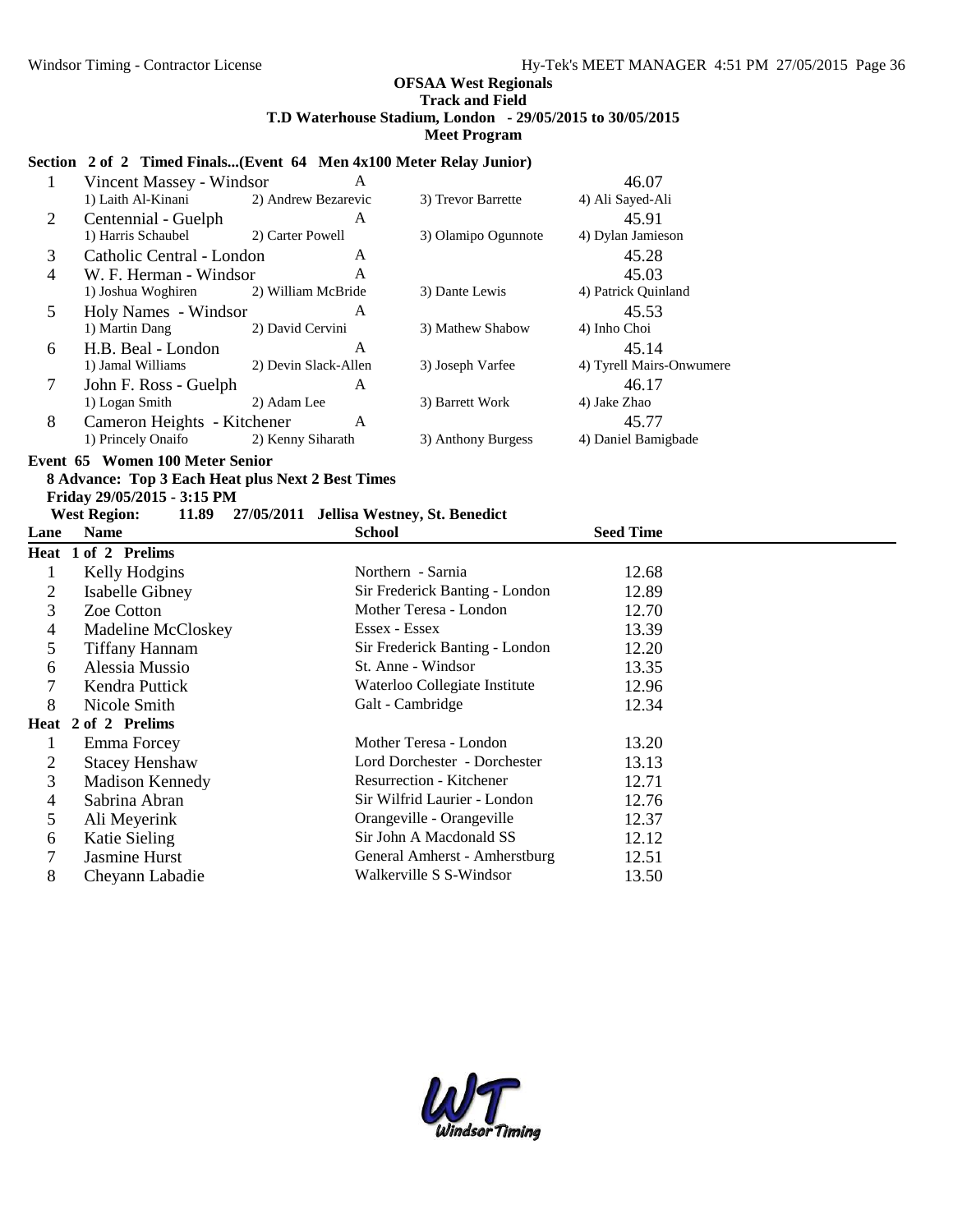**OFSAA West Regionals**
**Track and Field**
**T.D Waterhouse Stadium, London - 29/05/2015 to 30/05/2015**
**Meet Program**

**Section 2 of 2 Timed Finals...(Event 64 Men 4x100 Meter Relay Junior)**

| Lane | Team | Relay | Seed Time |
|---|---|---|---|
| 1 | Vincent Massey - Windsor | A | 46.07 |
| | 1) Laith Al-Kinani 2) Andrew Bezarevic 3) Trevor Barrette 4) Ali Sayed-Ali | | |
| 2 | Centennial - Guelph | A | 45.91 |
| | 1) Harris Schaubel 2) Carter Powell 3) Olamipo Ogunnote 4) Dylan Jamieson | | |
| 3 | Catholic Central - London | A | 45.28 |
| 4 | W. F. Herman - Windsor | A | 45.03 |
| | 1) Joshua Woghiren 2) William McBride 3) Dante Lewis 4) Patrick Quinland | | |
| 5 | Holy Names - Windsor | A | 45.53 |
| | 1) Martin Dang 2) David Cervini 3) Mathew Shabow 4) Inho Choi | | |
| 6 | H.B. Beal - London | A | 45.14 |
| | 1) Jamal Williams 2) Devin Slack-Allen 3) Joseph Varfee 4) Tyrell Mairs-Onwumere | | |
| 7 | John F. Ross - Guelph | A | 46.17 |
| | 1) Logan Smith 2) Adam Lee 3) Barrett Work 4) Jake Zhao | | |
| 8 | Cameron Heights - Kitchener | A | 45.77 |
| | 1) Princely Onaifo 2) Kenny Siharath 3) Anthony Burgess 4) Daniel Bamigbade | | |

**Event 65 Women 100 Meter Senior**
**8 Advance: Top 3 Each Heat plus Next 2 Best Times**
**Friday 29/05/2015 - 3:15 PM**
**West Region: 11.89 27/05/2011 Jellisa Westney, St. Benedict**

| Lane | Name | School | Seed Time |
|---|---|---|---|
| **Heat 1 of 2 Prelims** | | | |
| 1 | Kelly Hodgins | Northern - Sarnia | 12.68 |
| 2 | Isabelle Gibney | Sir Frederick Banting - London | 12.89 |
| 3 | Zoe Cotton | Mother Teresa - London | 12.70 |
| 4 | Madeline McCloskey | Essex - Essex | 13.39 |
| 5 | Tiffany Hannam | Sir Frederick Banting - London | 12.20 |
| 6 | Alessia Mussio | St. Anne - Windsor | 13.35 |
| 7 | Kendra Puttick | Waterloo Collegiate Institute | 12.96 |
| 8 | Nicole Smith | Galt - Cambridge | 12.34 |
| **Heat 2 of 2 Prelims** | | | |
| 1 | Emma Forcey | Mother Teresa - London | 13.20 |
| 2 | Stacey Henshaw | Lord Dorchester - Dorchester | 13.13 |
| 3 | Madison Kennedy | Resurrection - Kitchener | 12.71 |
| 4 | Sabrina Abran | Sir Wilfrid Laurier - London | 12.76 |
| 5 | Ali Meyerink | Orangeville - Orangeville | 12.37 |
| 6 | Katie Sieling | Sir John A Macdonald SS | 12.12 |
| 7 | Jasmine Hurst | General Amherst - Amherstburg | 12.51 |
| 8 | Cheyann Labadie | Walkerville S S-Windsor | 13.50 |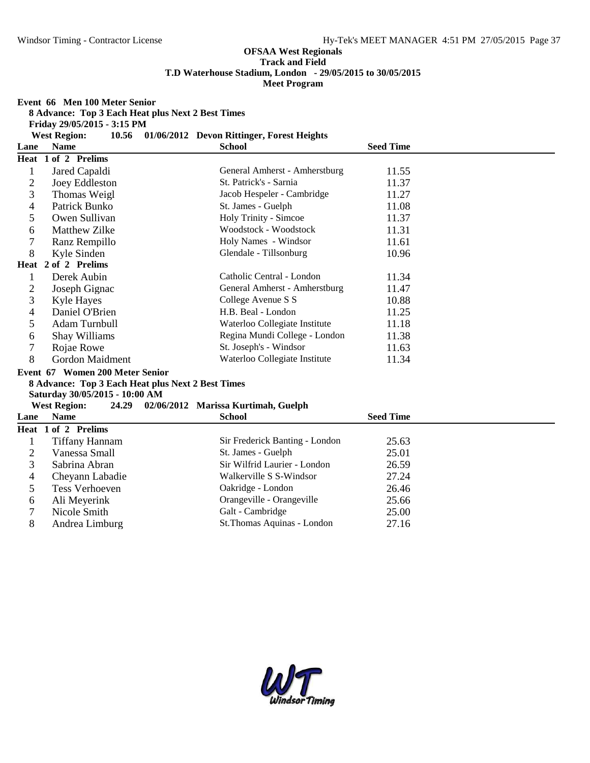## OFSAA West Regionals
## Track and Field
## T.D Waterhouse Stadium, London - 29/05/2015 to 30/05/2015
## Meet Program

### Event 66 Men 100 Meter Senior

**8 Advance: Top 3 Each Heat plus Next 2 Best Times**
**Friday 29/05/2015 - 3:15 PM**
**West Region: 10.56 01/06/2012 Devon Rittinger, Forest Heights**

| Lane | Name | School | Seed Time |
|---|---|---|---|
| **Heat 1 of 2 Prelims** | | | |
| 1 | Jared Capaldi | General Amherst - Amherstburg | 11.55 |
| 2 | Joey Eddleston | St. Patrick's - Sarnia | 11.37 |
| 3 | Thomas Weigl | Jacob Hespeler - Cambridge | 11.27 |
| 4 | Patrick Bunko | St. James - Guelph | 11.08 |
| 5 | Owen Sullivan | Holy Trinity - Simcoe | 11.37 |
| 6 | Matthew Zilke | Woodstock - Woodstock | 11.31 |
| 7 | Ranz Rempillo | Holy Names - Windsor | 11.61 |
| 8 | Kyle Sinden | Glendale - Tillsonburg | 10.96 |
| **Heat 2 of 2 Prelims** | | | |
| 1 | Derek Aubin | Catholic Central - London | 11.34 |
| 2 | Joseph Gignac | General Amherst - Amherstburg | 11.47 |
| 3 | Kyle Hayes | College Avenue S S | 10.88 |
| 4 | Daniel O'Brien | H.B. Beal - London | 11.25 |
| 5 | Adam Turnbull | Waterloo Collegiate Institute | 11.18 |
| 6 | Shay Williams | Regina Mundi College - London | 11.38 |
| 7 | Rojae Rowe | St. Joseph's - Windsor | 11.63 |
| 8 | Gordon Maidment | Waterloo Collegiate Institute | 11.34 |

### Event 67 Women 200 Meter Senior

**8 Advance: Top 3 Each Heat plus Next 2 Best Times**
**Saturday 30/05/2015 - 10:00 AM**
**West Region: 24.29 02/06/2012 Marissa Kurtimah, Guelph**

| Lane | Name | School | Seed Time |
|---|---|---|---|
| **Heat 1 of 2 Prelims** | | | |
| 1 | Tiffany Hannam | Sir Frederick Banting - London | 25.63 |
| 2 | Vanessa Small | St. James - Guelph | 25.01 |
| 3 | Sabrina Abran | Sir Wilfrid Laurier - London | 26.59 |
| 4 | Cheyann Labadie | Walkerville S S-Windsor | 27.24 |
| 5 | Tess Verhoeven | Oakridge - London | 26.46 |
| 6 | Ali Meyerink | Orangeville - Orangeville | 25.66 |
| 7 | Nicole Smith | Galt - Cambridge | 25.00 |
| 8 | Andrea Limburg | St.Thomas Aquinas - London | 27.16 |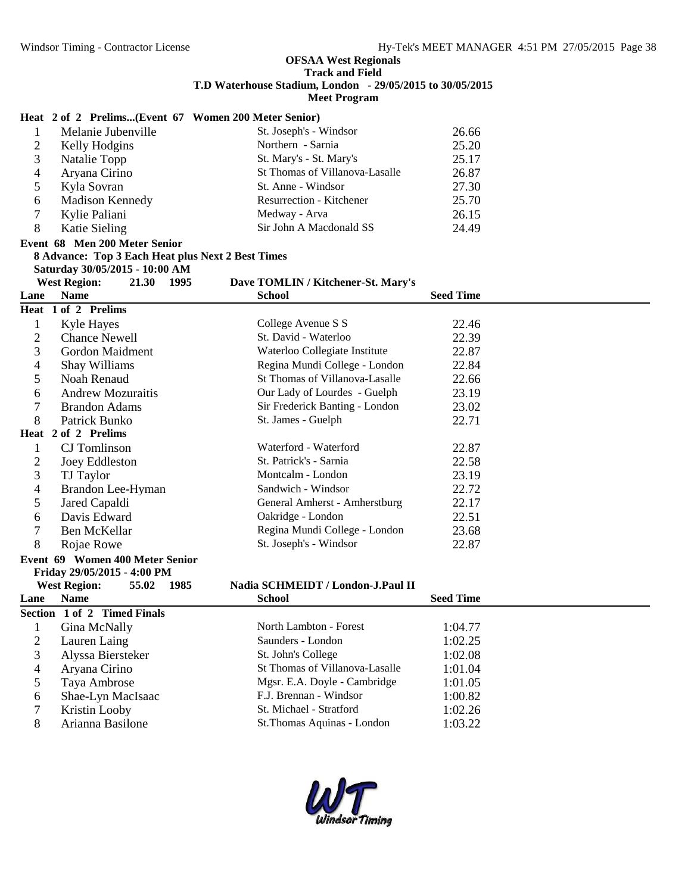**OFSAA West Regionals**
**Track and Field**
**T.D Waterhouse Stadium, London - 29/05/2015 to 30/05/2015**
**Meet Program**

**Heat 2 of 2 Prelims...(Event 67 Women 200 Meter Senior)**

| Lane | Name | School | Seed Time |
|---|---|---|---|
| 1 | Melanie Jubenville | St. Joseph's - Windsor | 26.66 |
| 2 | Kelly Hodgins | Northern - Sarnia | 25.20 |
| 3 | Natalie Topp | St. Mary's - St. Mary's | 25.17 |
| 4 | Aryana Cirino | St Thomas of Villanova-Lasalle | 26.87 |
| 5 | Kyla Sovran | St. Anne - Windsor | 27.30 |
| 6 | Madison Kennedy | Resurrection - Kitchener | 25.70 |
| 7 | Kylie Paliani | Medway - Arva | 26.15 |
| 8 | Katie Sieling | Sir John A Macdonald SS | 24.49 |

**Event 68 Men 200 Meter Senior**

**8 Advance: Top 3 Each Heat plus Next 2 Best Times**

**Saturday 30/05/2015 - 10:00 AM**

**West Region: 21.30 1995 Dave TOMLIN / Kitchener-St. Mary's**

| Lane | Name | School | Seed Time |
|---|---|---|---|
| **Heat 1 of 2 Prelims** | | | |
| 1 | Kyle Hayes | College Avenue S S | 22.46 |
| 2 | Chance Newell | St. David - Waterloo | 22.39 |
| 3 | Gordon Maidment | Waterloo Collegiate Institute | 22.87 |
| 4 | Shay Williams | Regina Mundi College - London | 22.84 |
| 5 | Noah Renaud | St Thomas of Villanova-Lasalle | 22.66 |
| 6 | Andrew Mozuraitis | Our Lady of Lourdes - Guelph | 23.19 |
| 7 | Brandon Adams | Sir Frederick Banting - London | 23.02 |
| 8 | Patrick Bunko | St. James - Guelph | 22.71 |
| **Heat 2 of 2 Prelims** | | | |
| 1 | CJ Tomlinson | Waterford - Waterford | 22.87 |
| 2 | Joey Eddleston | St. Patrick's - Sarnia | 22.58 |
| 3 | TJ Taylor | Montcalm - London | 23.19 |
| 4 | Brandon Lee-Hyman | Sandwich - Windsor | 22.72 |
| 5 | Jared Capaldi | General Amherst - Amherstburg | 22.17 |
| 6 | Davis Edward | Oakridge - London | 22.51 |
| 7 | Ben McKellar | Regina Mundi College - London | 23.68 |
| 8 | Rojae Rowe | St. Joseph's - Windsor | 22.87 |

**Event 69 Women 400 Meter Senior**

**Friday 29/05/2015 - 4:00 PM**

**West Region: 55.02 1985 Nadia SCHMEIDT / London-J.Paul II**

| Lane | Name | School | Seed Time |
|---|---|---|---|
| **Section 1 of 2 Timed Finals** | | | |
| 1 | Gina McNally | North Lambton - Forest | 1:04.77 |
| 2 | Lauren Laing | Saunders - London | 1:02.25 |
| 3 | Alyssa Biersteker | St. John's College | 1:02.08 |
| 4 | Aryana Cirino | St Thomas of Villanova-Lasalle | 1:01.04 |
| 5 | Taya Ambrose | Mgsr. E.A. Doyle - Cambridge | 1:01.05 |
| 6 | Shae-Lyn MacIsaac | F.J. Brennan - Windsor | 1:00.82 |
| 7 | Kristin Looby | St. Michael - Stratford | 1:02.26 |
| 8 | Arianna Basilone | St.Thomas Aquinas - London | 1:03.22 |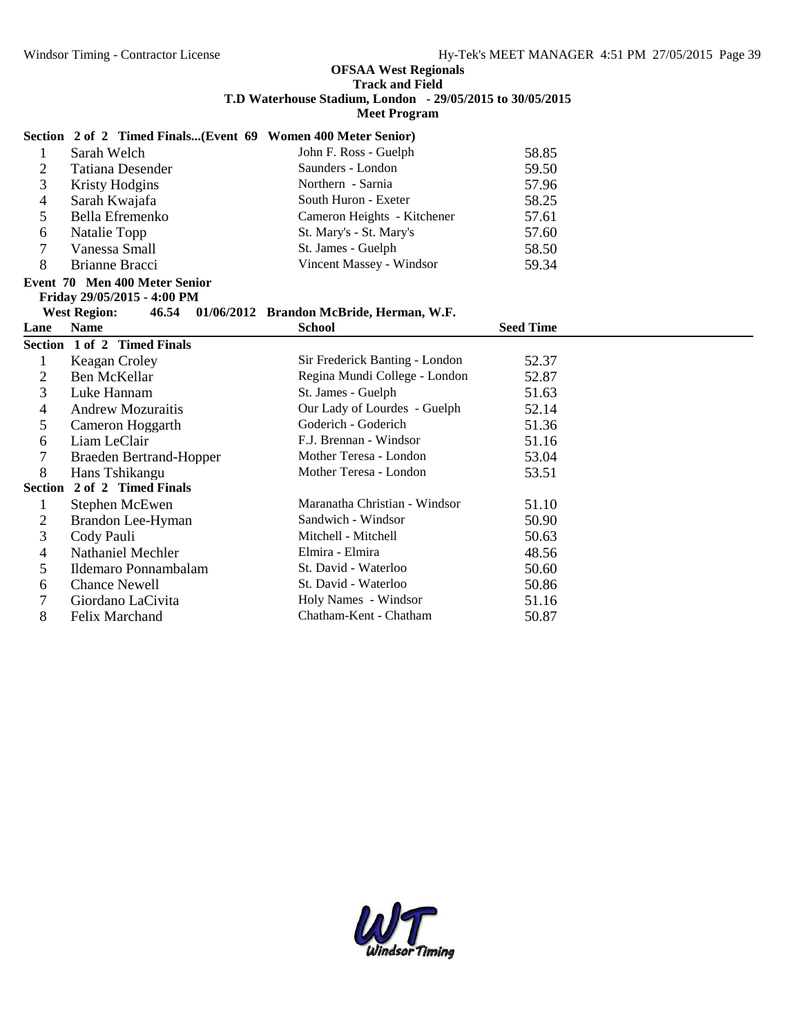**OFSAA West Regionals**
**Track and Field**
**T.D Waterhouse Stadium, London - 29/05/2015 to 30/05/2015**
**Meet Program**

**Section 2 of 2 Timed Finals...(Event 69 Women 400 Meter Senior)**

| Lane | Name | School | Seed Time |
|---|---|---|---|
| 1 | Sarah Welch | John F. Ross - Guelph | 58.85 |
| 2 | Tatiana Desender | Saunders - London | 59.50 |
| 3 | Kristy Hodgins | Northern - Sarnia | 57.96 |
| 4 | Sarah Kwajafa | South Huron - Exeter | 58.25 |
| 5 | Bella Efremenko | Cameron Heights - Kitchener | 57.61 |
| 6 | Natalie Topp | St. Mary's - St. Mary's | 57.60 |
| 7 | Vanessa Small | St. James - Guelph | 58.50 |
| 8 | Brianne Bracci | Vincent Massey - Windsor | 59.34 |

**Event 70 Men 400 Meter Senior**
**Friday 29/05/2015 - 4:00 PM**
**West Region: 46.54 01/06/2012 Brandon McBride, Herman, W.F.**

| Lane | Name | School | Seed Time |
|---|---|---|---|
| **Section 1 of 2 Timed Finals** | | | |
| 1 | Keagan Croley | Sir Frederick Banting - London | 52.37 |
| 2 | Ben McKellar | Regina Mundi College - London | 52.87 |
| 3 | Luke Hannam | St. James - Guelph | 51.63 |
| 4 | Andrew Mozuraitis | Our Lady of Lourdes - Guelph | 52.14 |
| 5 | Cameron Hoggarth | Goderich - Goderich | 51.36 |
| 6 | Liam LeClair | F.J. Brennan - Windsor | 51.16 |
| 7 | Braeden Bertrand-Hopper | Mother Teresa - London | 53.04 |
| 8 | Hans Tshikangu | Mother Teresa - London | 53.51 |
| **Section 2 of 2 Timed Finals** | | | |
| 1 | Stephen McEwen | Maranatha Christian - Windsor | 51.10 |
| 2 | Brandon Lee-Hyman | Sandwich - Windsor | 50.90 |
| 3 | Cody Pauli | Mitchell - Mitchell | 50.63 |
| 4 | Nathaniel Mechler | Elmira - Elmira | 48.56 |
| 5 | Ildemaro Ponnambalam | St. David - Waterloo | 50.60 |
| 6 | Chance Newell | St. David - Waterloo | 50.86 |
| 7 | Giordano LaCivita | Holy Names - Windsor | 51.16 |
| 8 | Felix Marchand | Chatham-Kent - Chatham | 50.87 |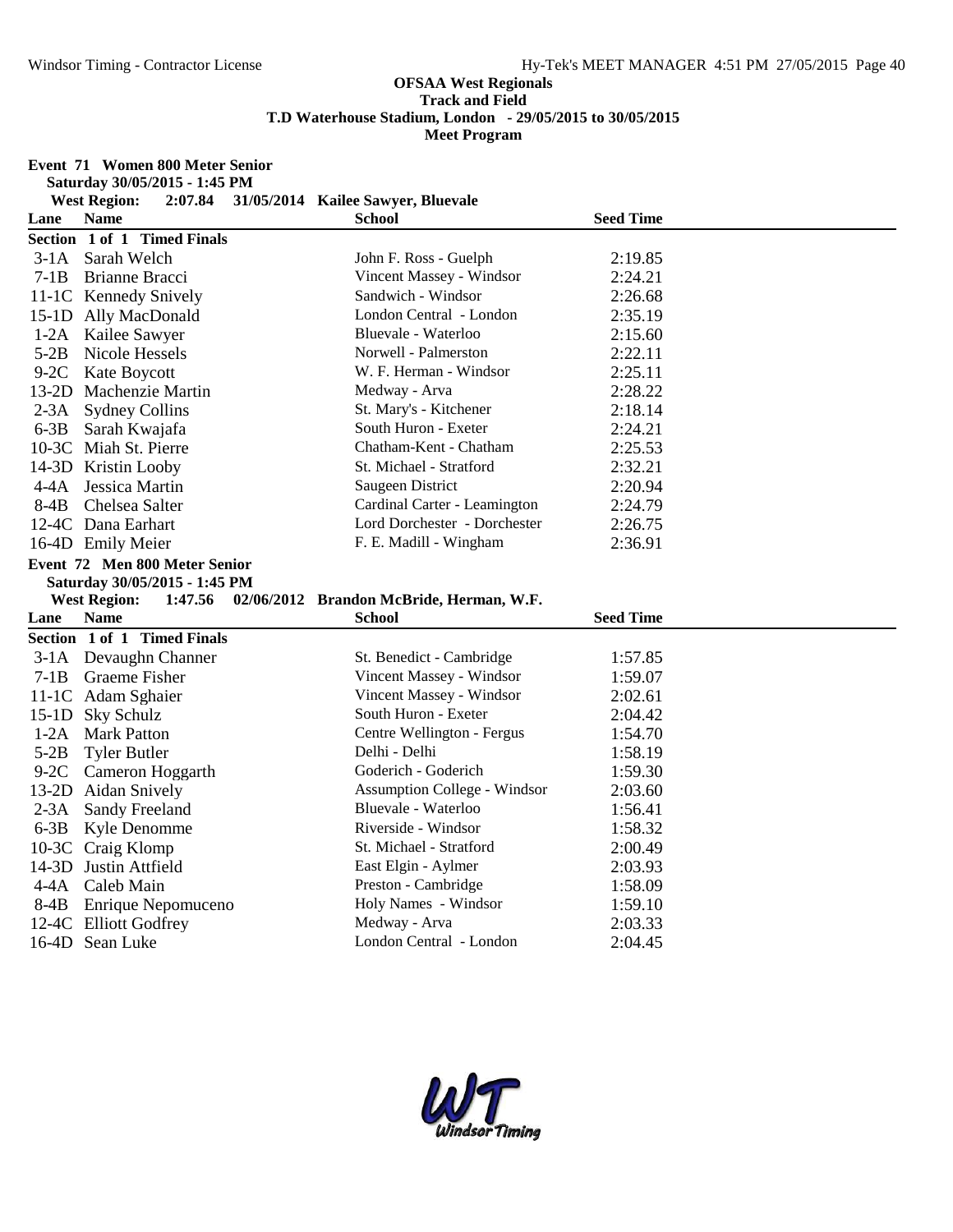**OFSAA West Regionals**
**Track and Field**
**T.D Waterhouse Stadium, London - 29/05/2015 to 30/05/2015**
**Meet Program**

**Event 71 Women 800 Meter Senior**
**Saturday 30/05/2015 - 1:45 PM**
**West Region: 2:07.84 31/05/2014 Kailee Sawyer, Bluevale**

| Lane | Name | School | Seed Time |
|---|---|---|---|
| **Section 1 of 1 Timed Finals** | | | |
| 3-1A | Sarah Welch | John F. Ross - Guelph | 2:19.85 |
| 7-1B | Brianne Bracci | Vincent Massey - Windsor | 2:24.21 |
| 11-1C | Kennedy Snively | Sandwich - Windsor | 2:26.68 |
| 15-1D | Ally MacDonald | London Central - London | 2:35.19 |
| 1-2A | Kailee Sawyer | Bluevale - Waterloo | 2:15.60 |
| 5-2B | Nicole Hessels | Norwell - Palmerston | 2:22.11 |
| 9-2C | Kate Boycott | W. F. Herman - Windsor | 2:25.11 |
| 13-2D | Machenzie Martin | Medway - Arva | 2:28.22 |
| 2-3A | Sydney Collins | St. Mary's - Kitchener | 2:18.14 |
| 6-3B | Sarah Kwajafa | South Huron - Exeter | 2:24.21 |
| 10-3C | Miah St. Pierre | Chatham-Kent - Chatham | 2:25.53 |
| 14-3D | Kristin Looby | St. Michael - Stratford | 2:32.21 |
| 4-4A | Jessica Martin | Saugeen District | 2:20.94 |
| 8-4B | Chelsea Salter | Cardinal Carter - Leamington | 2:24.79 |
| 12-4C | Dana Earhart | Lord Dorchester - Dorchester | 2:26.75 |
| 16-4D | Emily Meier | F. E. Madill - Wingham | 2:36.91 |

**Event 72 Men 800 Meter Senior**
**Saturday 30/05/2015 - 1:45 PM**
**West Region: 1:47.56 02/06/2012 Brandon McBride, Herman, W.F.**

| Lane | Name | School | Seed Time |
|---|---|---|---|
| **Section 1 of 1 Timed Finals** | | | |
| 3-1A | Devaughn Channer | St. Benedict - Cambridge | 1:57.85 |
| 7-1B | Graeme Fisher | Vincent Massey - Windsor | 1:59.07 |
| 11-1C | Adam Sghaier | Vincent Massey - Windsor | 2:02.61 |
| 15-1D | Sky Schulz | South Huron - Exeter | 2:04.42 |
| 1-2A | Mark Patton | Centre Wellington - Fergus | 1:54.70 |
| 5-2B | Tyler Butler | Delhi - Delhi | 1:58.19 |
| 9-2C | Cameron Hoggarth | Goderich - Goderich | 1:59.30 |
| 13-2D | Aidan Snively | Assumption College - Windsor | 2:03.60 |
| 2-3A | Sandy Freeland | Bluevale - Waterloo | 1:56.41 |
| 6-3B | Kyle Denomme | Riverside - Windsor | 1:58.32 |
| 10-3C | Craig Klomp | St. Michael - Stratford | 2:00.49 |
| 14-3D | Justin Attfield | East Elgin - Aylmer | 2:03.93 |
| 4-4A | Caleb Main | Preston - Cambridge | 1:58.09 |
| 8-4B | Enrique Nepomuceno | Holy Names - Windsor | 1:59.10 |
| 12-4C | Elliott Godfrey | Medway - Arva | 2:03.33 |
| 16-4D | Sean Luke | London Central - London | 2:04.45 |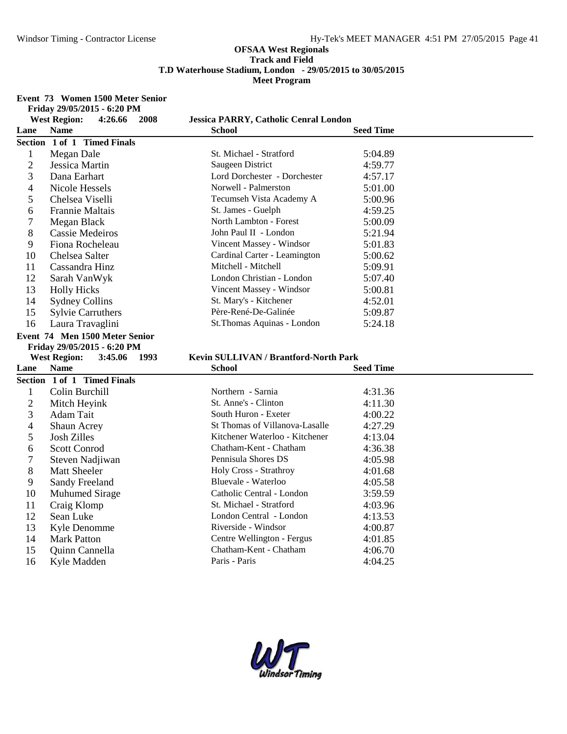**OFSAA West Regionals**
**Track and Field**
**T.D Waterhouse Stadium, London - 29/05/2015 to 30/05/2015**
**Meet Program**

**Event 73 Women 1500 Meter Senior**
**Friday 29/05/2015 - 6:20 PM**
**West Region: 4:26.66 2008 Jessica PARRY, Catholic Cenral London**

**Section 1 of 1 Timed Finals**

| Lane | Name | School | Seed Time |
|---|---|---|---|
| 1 | Megan Dale | St. Michael - Stratford | 5:04.89 |
| 2 | Jessica Martin | Saugeen District | 4:59.77 |
| 3 | Dana Earhart | Lord Dorchester - Dorchester | 4:57.17 |
| 4 | Nicole Hessels | Norwell - Palmerston | 5:01.00 |
| 5 | Chelsea Viselli | Tecumseh Vista Academy A | 5:00.96 |
| 6 | Frannie Maltais | St. James - Guelph | 4:59.25 |
| 7 | Megan Black | North Lambton - Forest | 5:00.09 |
| 8 | Cassie Medeiros | John Paul II - London | 5:21.94 |
| 9 | Fiona Rocheleau | Vincent Massey - Windsor | 5:01.83 |
| 10 | Chelsea Salter | Cardinal Carter - Leamington | 5:00.62 |
| 11 | Cassandra Hinz | Mitchell - Mitchell | 5:09.91 |
| 12 | Sarah VanWyk | London Christian - London | 5:07.40 |
| 13 | Holly Hicks | Vincent Massey - Windsor | 5:00.81 |
| 14 | Sydney Collins | St. Mary's - Kitchener | 4:52.01 |
| 15 | Sylvie Carruthers | Père-René-De-Galinée | 5:09.87 |
| 16 | Laura Travaglini | St.Thomas Aquinas - London | 5:24.18 |

**Event 74 Men 1500 Meter Senior**
**Friday 29/05/2015 - 6:20 PM**
**West Region: 3:45.06 1993 Kevin SULLIVAN / Brantford-North Park**

**Section 1 of 1 Timed Finals**

| Lane | Name | School | Seed Time |
|---|---|---|---|
| 1 | Colin Burchill | Northern - Sarnia | 4:31.36 |
| 2 | Mitch Heyink | St. Anne's - Clinton | 4:11.30 |
| 3 | Adam Tait | South Huron - Exeter | 4:00.22 |
| 4 | Shaun Acrey | St Thomas of Villanova-Lasalle | 4:27.29 |
| 5 | Josh Zilles | Kitchener Waterloo - Kitchener | 4:13.04 |
| 6 | Scott Conrod | Chatham-Kent - Chatham | 4:36.38 |
| 7 | Steven Nadjiwan | Pennisula Shores DS | 4:05.98 |
| 8 | Matt Sheeler | Holy Cross - Strathroy | 4:01.68 |
| 9 | Sandy Freeland | Bluevale - Waterloo | 4:05.58 |
| 10 | Muhumed Sirage | Catholic Central - London | 3:59.59 |
| 11 | Craig Klomp | St. Michael - Stratford | 4:03.96 |
| 12 | Sean Luke | London Central - London | 4:13.53 |
| 13 | Kyle Denomme | Riverside - Windsor | 4:00.87 |
| 14 | Mark Patton | Centre Wellington - Fergus | 4:01.85 |
| 15 | Quinn Cannella | Chatham-Kent - Chatham | 4:06.70 |
| 16 | Kyle Madden | Paris - Paris | 4:04.25 |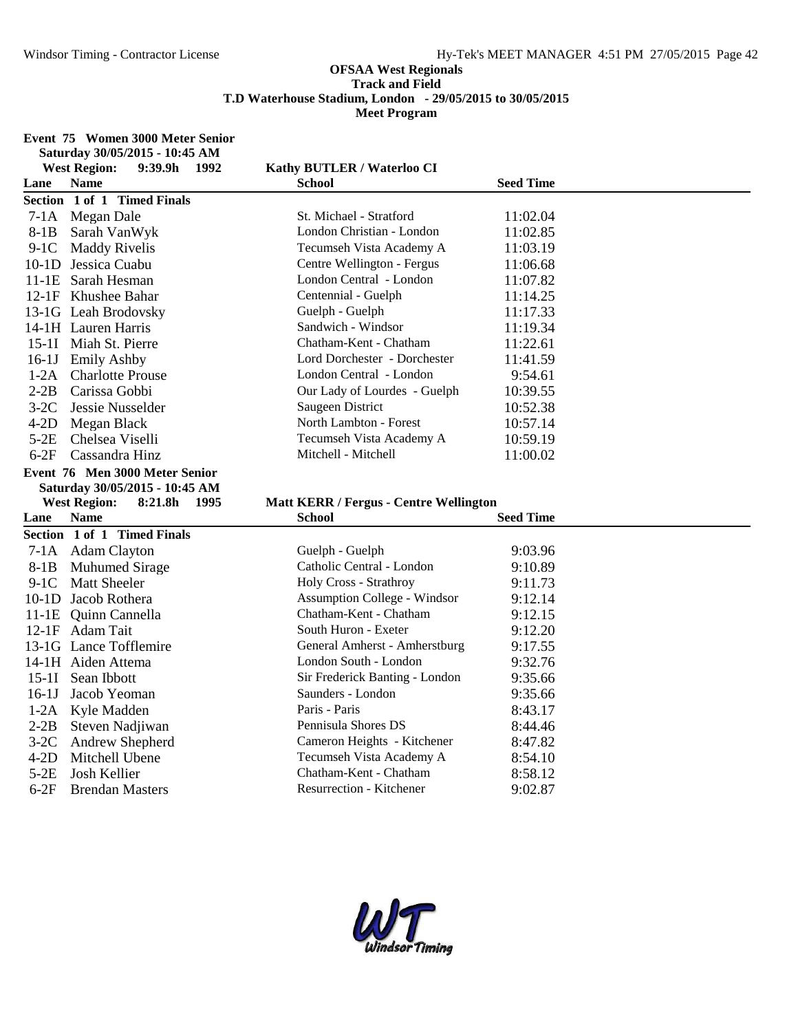# OFSAA West Regionals
## Track and Field
### T.D Waterhouse Stadium, London - 29/05/2015 to 30/05/2015
### Meet Program

**Event 75 Women 3000 Meter Senior**
**Saturday 30/05/2015 - 10:45 AM**
**West Region: 9:39.9h 1992 Kathy BUTLER / Waterloo CI**

| Lane | Name | School | Seed Time |
|---|---|---|---|
| **Section 1 of 1 Timed Finals** | | | |
| 7-1A | Megan Dale | St. Michael - Stratford | 11:02.04 |
| 8-1B | Sarah VanWyk | London Christian - London | 11:02.85 |
| 9-1C | Maddy Rivelis | Tecumseh Vista Academy A | 11:03.19 |
| 10-1D | Jessica Cuabu | Centre Wellington - Fergus | 11:06.68 |
| 11-1E | Sarah Hesman | London Central - London | 11:07.82 |
| 12-1F | Khushee Bahar | Centennial - Guelph | 11:14.25 |
| 13-1G | Leah Brodovsky | Guelph - Guelph | 11:17.33 |
| 14-1H | Lauren Harris | Sandwich - Windsor | 11:19.34 |
| 15-1I | Miah St. Pierre | Chatham-Kent - Chatham | 11:22.61 |
| 16-1J | Emily Ashby | Lord Dorchester - Dorchester | 11:41.59 |
| 1-2A | Charlotte Prouse | London Central - London | 9:54.61 |
| 2-2B | Carissa Gobbi | Our Lady of Lourdes - Guelph | 10:39.55 |
| 3-2C | Jessie Nusselder | Saugeen District | 10:52.38 |
| 4-2D | Megan Black | North Lambton - Forest | 10:57.14 |
| 5-2E | Chelsea Viselli | Tecumseh Vista Academy A | 10:59.19 |
| 6-2F | Cassandra Hinz | Mitchell - Mitchell | 11:00.02 |

**Event 76 Men 3000 Meter Senior**
**Saturday 30/05/2015 - 10:45 AM**
**West Region: 8:21.8h 1995 Matt KERR / Fergus - Centre Wellington**

| Lane | Name | School | Seed Time |
|---|---|---|---|
| **Section 1 of 1 Timed Finals** | | | |
| 7-1A | Adam Clayton | Guelph - Guelph | 9:03.96 |
| 8-1B | Muhumed Sirage | Catholic Central - London | 9:10.89 |
| 9-1C | Matt Sheeler | Holy Cross - Strathroy | 9:11.73 |
| 10-1D | Jacob Rothera | Assumption College - Windsor | 9:12.14 |
| 11-1E | Quinn Cannella | Chatham-Kent - Chatham | 9:12.15 |
| 12-1F | Adam Tait | South Huron - Exeter | 9:12.20 |
| 13-1G | Lance Tofflemire | General Amherst - Amherstburg | 9:17.55 |
| 14-1H | Aiden Attema | London South - London | 9:32.76 |
| 15-1I | Sean Ibbott | Sir Frederick Banting - London | 9:35.66 |
| 16-1J | Jacob Yeoman | Saunders - London | 9:35.66 |
| 1-2A | Kyle Madden | Paris - Paris | 8:43.17 |
| 2-2B | Steven Nadjiwan | Pennisula Shores DS | 8:44.46 |
| 3-2C | Andrew Shepherd | Cameron Heights - Kitchener | 8:47.82 |
| 4-2D | Mitchell Ubene | Tecumseh Vista Academy A | 8:54.10 |
| 5-2E | Josh Kellier | Chatham-Kent - Chatham | 8:58.12 |
| 6-2F | Brendan Masters | Resurrection - Kitchener | 9:02.87 |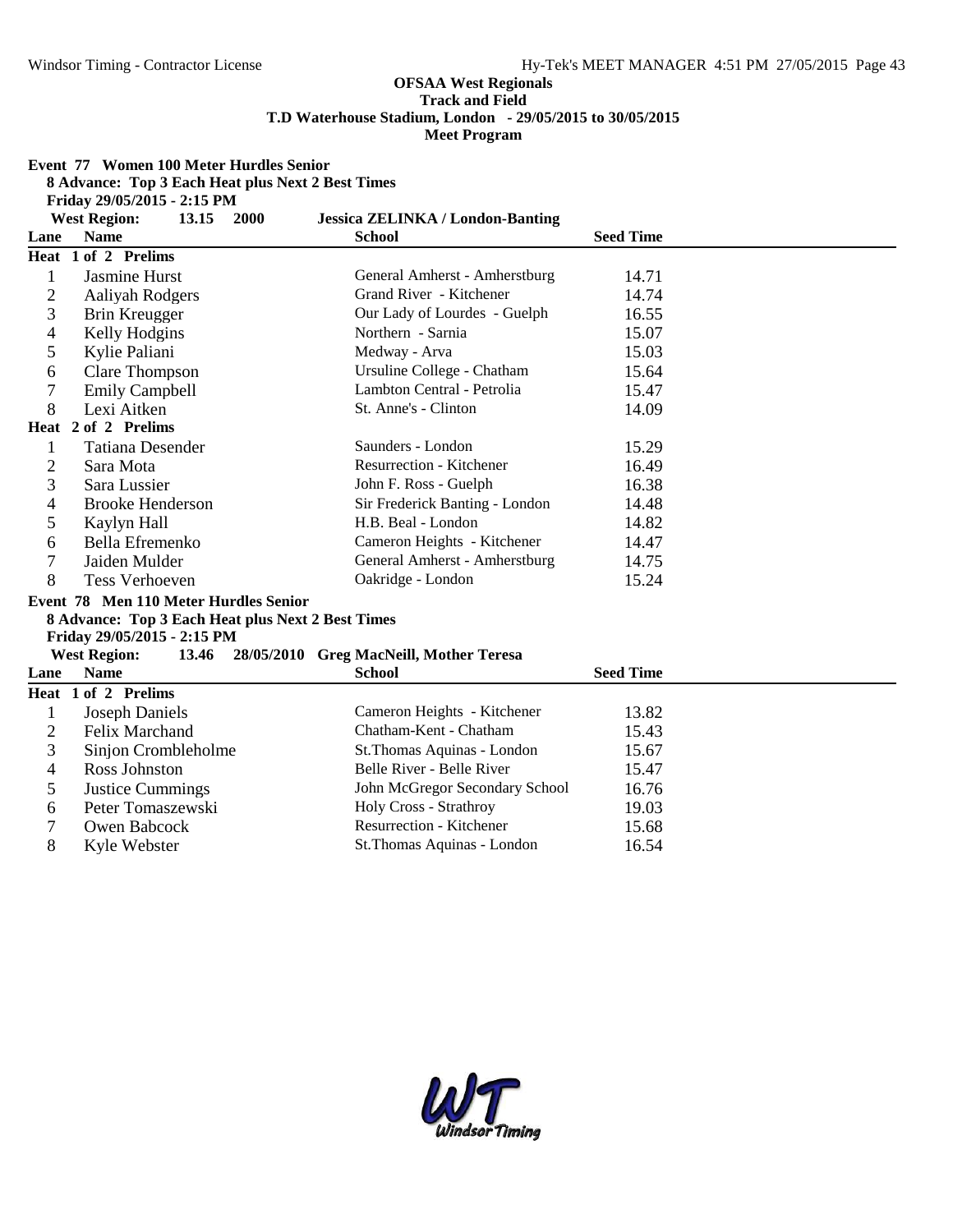**OFSAA West Regionals**
**Track and Field**
**T.D Waterhouse Stadium, London - 29/05/2015 to 30/05/2015**
**Meet Program**

**Event 77 Women 100 Meter Hurdles Senior**

**8 Advance: Top 3 Each Heat plus Next 2 Best Times**

**Friday 29/05/2015 - 2:15 PM**

**West Region: 13.15 2000 Jessica ZELINKA / London-Banting**

| Lane | Name | School | Seed Time |
|---|---|---|---|
| **Heat 1 of 2 Prelims** | | | |
| 1 | Jasmine Hurst | General Amherst - Amherstburg | 14.71 |
| 2 | Aaliyah Rodgers | Grand River - Kitchener | 14.74 |
| 3 | Brin Kreugger | Our Lady of Lourdes - Guelph | 16.55 |
| 4 | Kelly Hodgins | Northern - Sarnia | 15.07 |
| 5 | Kylie Paliani | Medway - Arva | 15.03 |
| 6 | Clare Thompson | Ursuline College - Chatham | 15.64 |
| 7 | Emily Campbell | Lambton Central - Petrolia | 15.47 |
| 8 | Lexi Aitken | St. Anne's - Clinton | 14.09 |
| **Heat 2 of 2 Prelims** | | | |
| 1 | Tatiana Desender | Saunders - London | 15.29 |
| 2 | Sara Mota | Resurrection - Kitchener | 16.49 |
| 3 | Sara Lussier | John F. Ross - Guelph | 16.38 |
| 4 | Brooke Henderson | Sir Frederick Banting - London | 14.48 |
| 5 | Kaylyn Hall | H.B. Beal - London | 14.82 |
| 6 | Bella Efremenko | Cameron Heights - Kitchener | 14.47 |
| 7 | Jaiden Mulder | General Amherst - Amherstburg | 14.75 |
| 8 | Tess Verhoeven | Oakridge - London | 15.24 |

**Event 78 Men 110 Meter Hurdles Senior**

**8 Advance: Top 3 Each Heat plus Next 2 Best Times**

**Friday 29/05/2015 - 2:15 PM**

**West Region: 13.46 28/05/2010 Greg MacNeill, Mother Teresa**

| Lane | Name | School | Seed Time |
|---|---|---|---|
| **Heat 1 of 2 Prelims** | | | |
| 1 | Joseph Daniels | Cameron Heights - Kitchener | 13.82 |
| 2 | Felix Marchand | Chatham-Kent - Chatham | 15.43 |
| 3 | Sinjon Crombleholme | St.Thomas Aquinas - London | 15.67 |
| 4 | Ross Johnston | Belle River - Belle River | 15.47 |
| 5 | Justice Cummings | John McGregor Secondary School | 16.76 |
| 6 | Peter Tomaszewski | Holy Cross - Strathroy | 19.03 |
| 7 | Owen Babcock | Resurrection - Kitchener | 15.68 |
| 8 | Kyle Webster | St.Thomas Aquinas - London | 16.54 |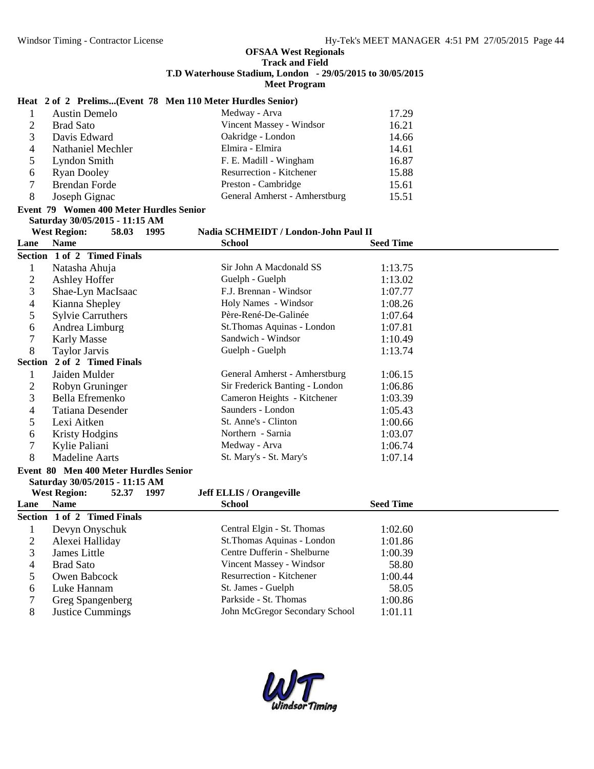**OFSAA West Regionals**
**Track and Field**
**T.D Waterhouse Stadium, London - 29/05/2015 to 30/05/2015**
**Meet Program**

**Heat 2 of 2 Prelims...(Event 78 Men 110 Meter Hurdles Senior)**

| Lane | Name | School | Seed Time |
|---|---|---|---|
| 1 | Austin Demelo | Medway - Arva | 17.29 |
| 2 | Brad Sato | Vincent Massey - Windsor | 16.21 |
| 3 | Davis Edward | Oakridge - London | 14.66 |
| 4 | Nathaniel Mechler | Elmira - Elmira | 14.61 |
| 5 | Lyndon Smith | F. E. Madill - Wingham | 16.87 |
| 6 | Ryan Dooley | Resurrection - Kitchener | 15.88 |
| 7 | Brendan Forde | Preston - Cambridge | 15.61 |
| 8 | Joseph Gignac | General Amherst - Amherstburg | 15.51 |

**Event 79 Women 400 Meter Hurdles Senior**
**Saturday 30/05/2015 - 11:15 AM**
**West Region: 58.03 1995 Nadia SCHMEIDT / London-John Paul II**

| Lane | Name | School | Seed Time |
|---|---|---|---|
| **Section 1 of 2 Timed Finals** | | | |
| 1 | Natasha Ahuja | Sir John A Macdonald SS | 1:13.75 |
| 2 | Ashley Hoffer | Guelph - Guelph | 1:13.02 |
| 3 | Shae-Lyn MacIsaac | F.J. Brennan - Windsor | 1:07.77 |
| 4 | Kianna Shepley | Holy Names - Windsor | 1:08.26 |
| 5 | Sylvie Carruthers | Père-René-De-Galinée | 1:07.64 |
| 6 | Andrea Limburg | St.Thomas Aquinas - London | 1:07.81 |
| 7 | Karly Masse | Sandwich - Windsor | 1:10.49 |
| 8 | Taylor Jarvis | Guelph - Guelph | 1:13.74 |
| **Section 2 of 2 Timed Finals** | | | |
| 1 | Jaiden Mulder | General Amherst - Amherstburg | 1:06.15 |
| 2 | Robyn Gruninger | Sir Frederick Banting - London | 1:06.86 |
| 3 | Bella Efremenko | Cameron Heights - Kitchener | 1:03.39 |
| 4 | Tatiana Desender | Saunders - London | 1:05.43 |
| 5 | Lexi Aitken | St. Anne's - Clinton | 1:00.66 |
| 6 | Kristy Hodgins | Northern - Sarnia | 1:03.07 |
| 7 | Kylie Paliani | Medway - Arva | 1:06.74 |
| 8 | Madeline Aarts | St. Mary's - St. Mary's | 1:07.14 |

**Event 80 Men 400 Meter Hurdles Senior**
**Saturday 30/05/2015 - 11:15 AM**
**West Region: 52.37 1997 Jeff ELLIS / Orangeville**

| Lane | Name | School | Seed Time |
|---|---|---|---|
| **Section 1 of 2 Timed Finals** | | | |
| 1 | Devyn Onyschuk | Central Elgin - St. Thomas | 1:02.60 |
| 2 | Alexei Halliday | St.Thomas Aquinas - London | 1:01.86 |
| 3 | James Little | Centre Dufferin - Shelburne | 1:00.39 |
| 4 | Brad Sato | Vincent Massey - Windsor | 58.80 |
| 5 | Owen Babcock | Resurrection - Kitchener | 1:00.44 |
| 6 | Luke Hannam | St. James - Guelph | 58.05 |
| 7 | Greg Spangenberg | Parkside - St. Thomas | 1:00.86 |
| 8 | Justice Cummings | John McGregor Secondary School | 1:01.11 |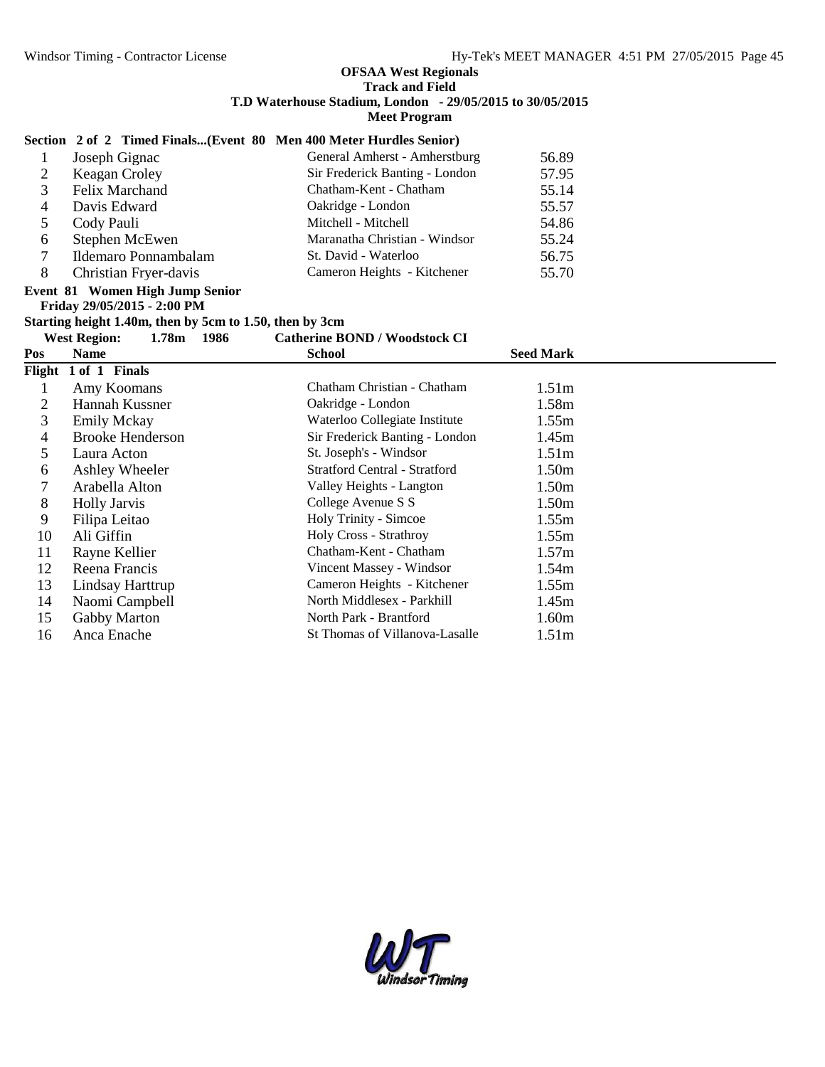**OFSAA West Regionals**
**Track and Field**
**T.D Waterhouse Stadium, London - 29/05/2015 to 30/05/2015**
**Meet Program**

**Section 2 of 2 Timed Finals...(Event 80 Men 400 Meter Hurdles Senior)**

| | | | |
|---|---|---|---|
| 1 | Joseph Gignac | General Amherst - Amherstburg | 56.89 |
| 2 | Keagan Croley | Sir Frederick Banting - London | 57.95 |
| 3 | Felix Marchand | Chatham-Kent - Chatham | 55.14 |
| 4 | Davis Edward | Oakridge - London | 55.57 |
| 5 | Cody Pauli | Mitchell - Mitchell | 54.86 |
| 6 | Stephen McEwen | Maranatha Christian - Windsor | 55.24 |
| 7 | Ildemaro Ponnambalam | St. David - Waterloo | 56.75 |
| 8 | Christian Fryer-davis | Cameron Heights - Kitchener | 55.70 |

**Event 81 Women High Jump Senior**
**Friday 29/05/2015 - 2:00 PM**
**Starting height 1.40m, then by 5cm to 1.50, then by 3cm**
**West Region: 1.78m 1986 Catherine BOND / Woodstock CI**

| Pos | Name | School | Seed Mark |
|---|---|---|---|
| **Flight 1 of 1 Finals** | | | |
| 1 | Amy Koomans | Chatham Christian - Chatham | 1.51m |
| 2 | Hannah Kussner | Oakridge - London | 1.58m |
| 3 | Emily Mckay | Waterloo Collegiate Institute | 1.55m |
| 4 | Brooke Henderson | Sir Frederick Banting - London | 1.45m |
| 5 | Laura Acton | St. Joseph's - Windsor | 1.51m |
| 6 | Ashley Wheeler | Stratford Central - Stratford | 1.50m |
| 7 | Arabella Alton | Valley Heights - Langton | 1.50m |
| 8 | Holly Jarvis | College Avenue S S | 1.50m |
| 9 | Filipa Leitao | Holy Trinity - Simcoe | 1.55m |
| 10 | Ali Giffin | Holy Cross - Strathroy | 1.55m |
| 11 | Rayne Kellier | Chatham-Kent - Chatham | 1.57m |
| 12 | Reena Francis | Vincent Massey - Windsor | 1.54m |
| 13 | Lindsay Harttrup | Cameron Heights - Kitchener | 1.55m |
| 14 | Naomi Campbell | North Middlesex - Parkhill | 1.45m |
| 15 | Gabby Marton | North Park - Brantford | 1.60m |
| 16 | Anca Enache | St Thomas of Villanova-Lasalle | 1.51m |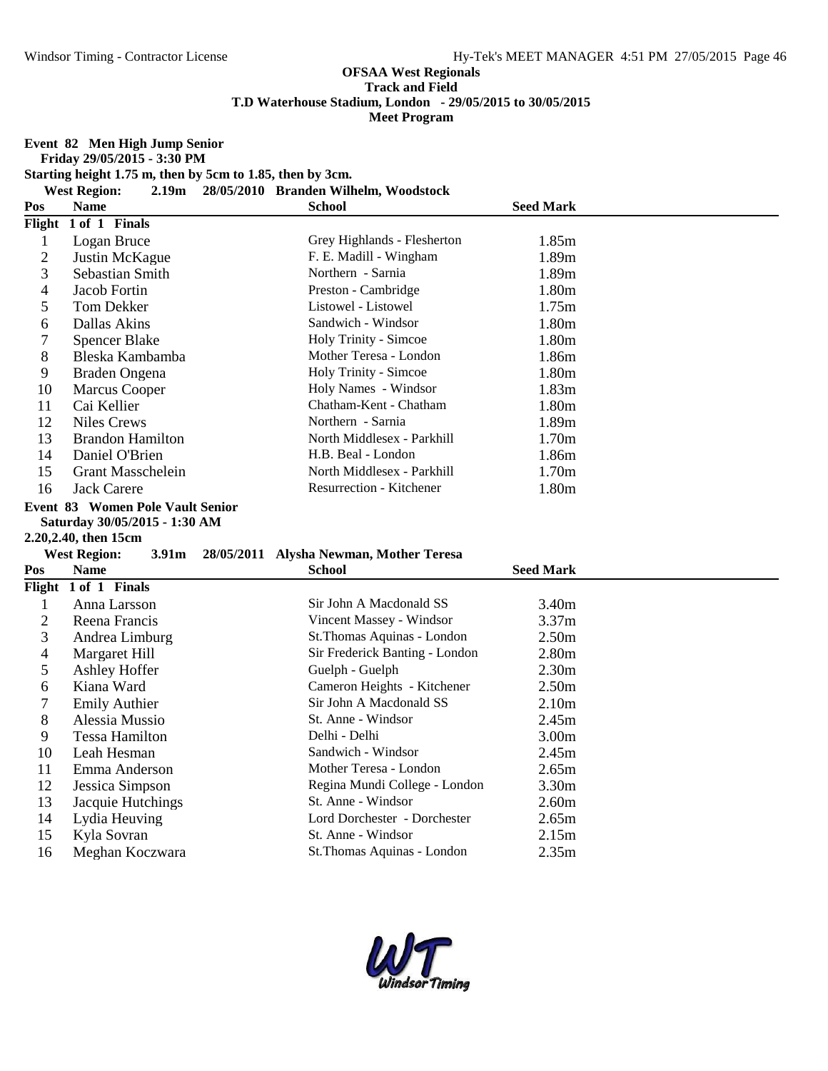**OFSAA West Regionals**
**Track and Field**
**T.D Waterhouse Stadium, London - 29/05/2015 to 30/05/2015**
**Meet Program**

**Event 82 Men High Jump Senior**
**Friday 29/05/2015 - 3:30 PM**
**Starting height 1.75 m, then by 5cm to 1.85, then by 3cm.**

**West Region: 2.19m 28/05/2010 Branden Wilhelm, Woodstock**

| Pos | Name | School | Seed Mark |
|---|---|---|---|
| **Flight 1 of 1 Finals** | | | |
| 1 | Logan Bruce | Grey Highlands - Flesherton | 1.85m |
| 2 | Justin McKague | F. E. Madill - Wingham | 1.89m |
| 3 | Sebastian Smith | Northern - Sarnia | 1.89m |
| 4 | Jacob Fortin | Preston - Cambridge | 1.80m |
| 5 | Tom Dekker | Listowel - Listowel | 1.75m |
| 6 | Dallas Akins | Sandwich - Windsor | 1.80m |
| 7 | Spencer Blake | Holy Trinity - Simcoe | 1.80m |
| 8 | Bleska Kambamba | Mother Teresa - London | 1.86m |
| 9 | Braden Ongena | Holy Trinity - Simcoe | 1.80m |
| 10 | Marcus Cooper | Holy Names - Windsor | 1.83m |
| 11 | Cai Kellier | Chatham-Kent - Chatham | 1.80m |
| 12 | Niles Crews | Northern - Sarnia | 1.89m |
| 13 | Brandon Hamilton | North Middlesex - Parkhill | 1.70m |
| 14 | Daniel O'Brien | H.B. Beal - London | 1.86m |
| 15 | Grant Masschelein | North Middlesex - Parkhill | 1.70m |
| 16 | Jack Carere | Resurrection - Kitchener | 1.80m |

**Event 83 Women Pole Vault Senior**
**Saturday 30/05/2015 - 1:30 AM**
**2.20,2.40, then 15cm**

**West Region: 3.91m 28/05/2011 Alysha Newman, Mother Teresa**

| Pos | Name | School | Seed Mark |
|---|---|---|---|
| **Flight 1 of 1 Finals** | | | |
| 1 | Anna Larsson | Sir John A Macdonald SS | 3.40m |
| 2 | Reena Francis | Vincent Massey - Windsor | 3.37m |
| 3 | Andrea Limburg | St.Thomas Aquinas - London | 2.50m |
| 4 | Margaret Hill | Sir Frederick Banting - London | 2.80m |
| 5 | Ashley Hoffer | Guelph - Guelph | 2.30m |
| 6 | Kiana Ward | Cameron Heights - Kitchener | 2.50m |
| 7 | Emily Authier | Sir John A Macdonald SS | 2.10m |
| 8 | Alessia Mussio | St. Anne - Windsor | 2.45m |
| 9 | Tessa Hamilton | Delhi - Delhi | 3.00m |
| 10 | Leah Hesman | Sandwich - Windsor | 2.45m |
| 11 | Emma Anderson | Mother Teresa - London | 2.65m |
| 12 | Jessica Simpson | Regina Mundi College - London | 3.30m |
| 13 | Jacquie Hutchings | St. Anne - Windsor | 2.60m |
| 14 | Lydia Heuving | Lord Dorchester - Dorchester | 2.65m |
| 15 | Kyla Sovran | St. Anne - Windsor | 2.15m |
| 16 | Meghan Koczwara | St.Thomas Aquinas - London | 2.35m |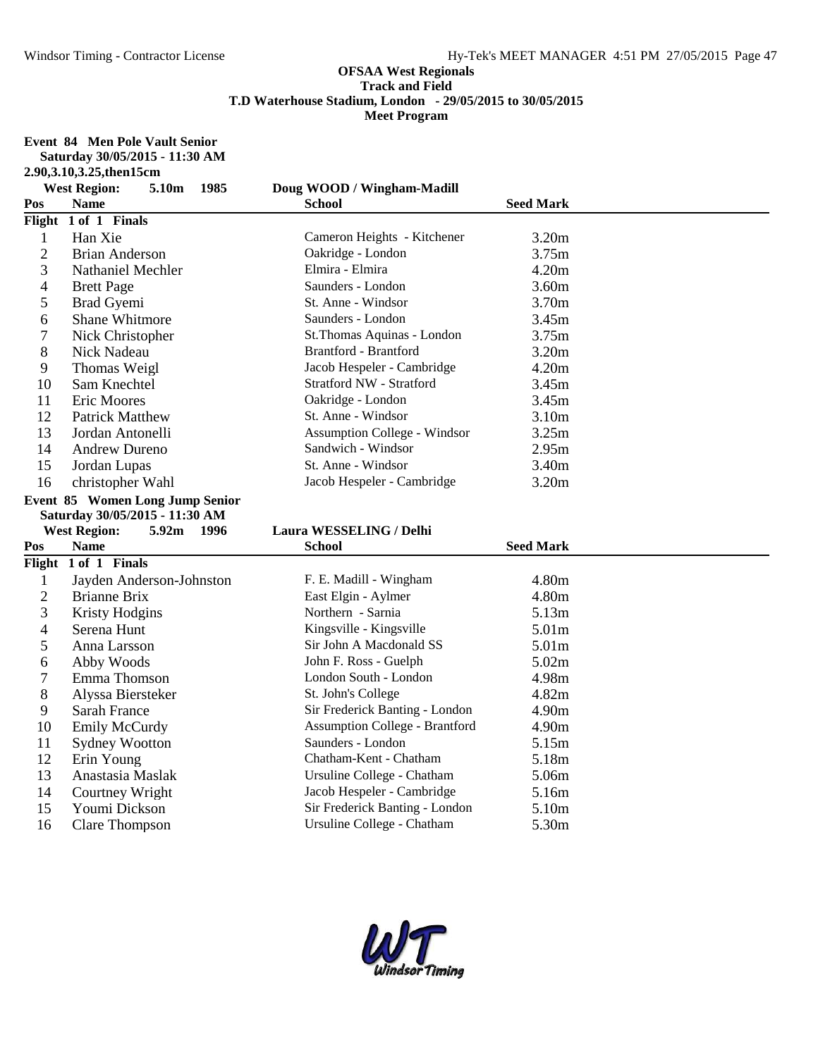**OFSAA West Regionals**
**Track and Field**
**T.D Waterhouse Stadium, London - 29/05/2015 to 30/05/2015**
**Meet Program**

## Event 84 Men Pole Vault Senior

**Saturday 30/05/2015 - 11:30 AM**

**2.90,3.10,3.25,then15cm**

**West Region: 5.10m 1985 Doug WOOD / Wingham-Madill**

| Pos | Name | School | Seed Mark |
|---|---|---|---|
| **Flight 1 of 1 Finals** | | | |
| 1 | Han Xie | Cameron Heights - Kitchener | 3.20m |
| 2 | Brian Anderson | Oakridge - London | 3.75m |
| 3 | Nathaniel Mechler | Elmira - Elmira | 4.20m |
| 4 | Brett Page | Saunders - London | 3.60m |
| 5 | Brad Gyemi | St. Anne - Windsor | 3.70m |
| 6 | Shane Whitmore | Saunders - London | 3.45m |
| 7 | Nick Christopher | St.Thomas Aquinas - London | 3.75m |
| 8 | Nick Nadeau | Brantford - Brantford | 3.20m |
| 9 | Thomas Weigl | Jacob Hespeler - Cambridge | 4.20m |
| 10 | Sam Knechtel | Stratford NW - Stratford | 3.45m |
| 11 | Eric Moores | Oakridge - London | 3.45m |
| 12 | Patrick Matthew | St. Anne - Windsor | 3.10m |
| 13 | Jordan Antonelli | Assumption College - Windsor | 3.25m |
| 14 | Andrew Dureno | Sandwich - Windsor | 2.95m |
| 15 | Jordan Lupas | St. Anne - Windsor | 3.40m |
| 16 | christopher Wahl | Jacob Hespeler - Cambridge | 3.20m |

## Event 85 Women Long Jump Senior

**Saturday 30/05/2015 - 11:30 AM**

**West Region: 5.92m 1996 Laura WESSELING / Delhi**

| Pos | Name | School | Seed Mark |
|---|---|---|---|
| **Flight 1 of 1 Finals** | | | |
| 1 | Jayden Anderson-Johnston | F. E. Madill - Wingham | 4.80m |
| 2 | Brianne Brix | East Elgin - Aylmer | 4.80m |
| 3 | Kristy Hodgins | Northern - Sarnia | 5.13m |
| 4 | Serena Hunt | Kingsville - Kingsville | 5.01m |
| 5 | Anna Larsson | Sir John A Macdonald SS | 5.01m |
| 6 | Abby Woods | John F. Ross - Guelph | 5.02m |
| 7 | Emma Thomson | London South - London | 4.98m |
| 8 | Alyssa Biersteker | St. John's College | 4.82m |
| 9 | Sarah France | Sir Frederick Banting - London | 4.90m |
| 10 | Emily McCurdy | Assumption College - Brantford | 4.90m |
| 11 | Sydney Wootton | Saunders - London | 5.15m |
| 12 | Erin Young | Chatham-Kent - Chatham | 5.18m |
| 13 | Anastasia Maslak | Ursuline College - Chatham | 5.06m |
| 14 | Courtney Wright | Jacob Hespeler - Cambridge | 5.16m |
| 15 | Youmi Dickson | Sir Frederick Banting - London | 5.10m |
| 16 | Clare Thompson | Ursuline College - Chatham | 5.30m |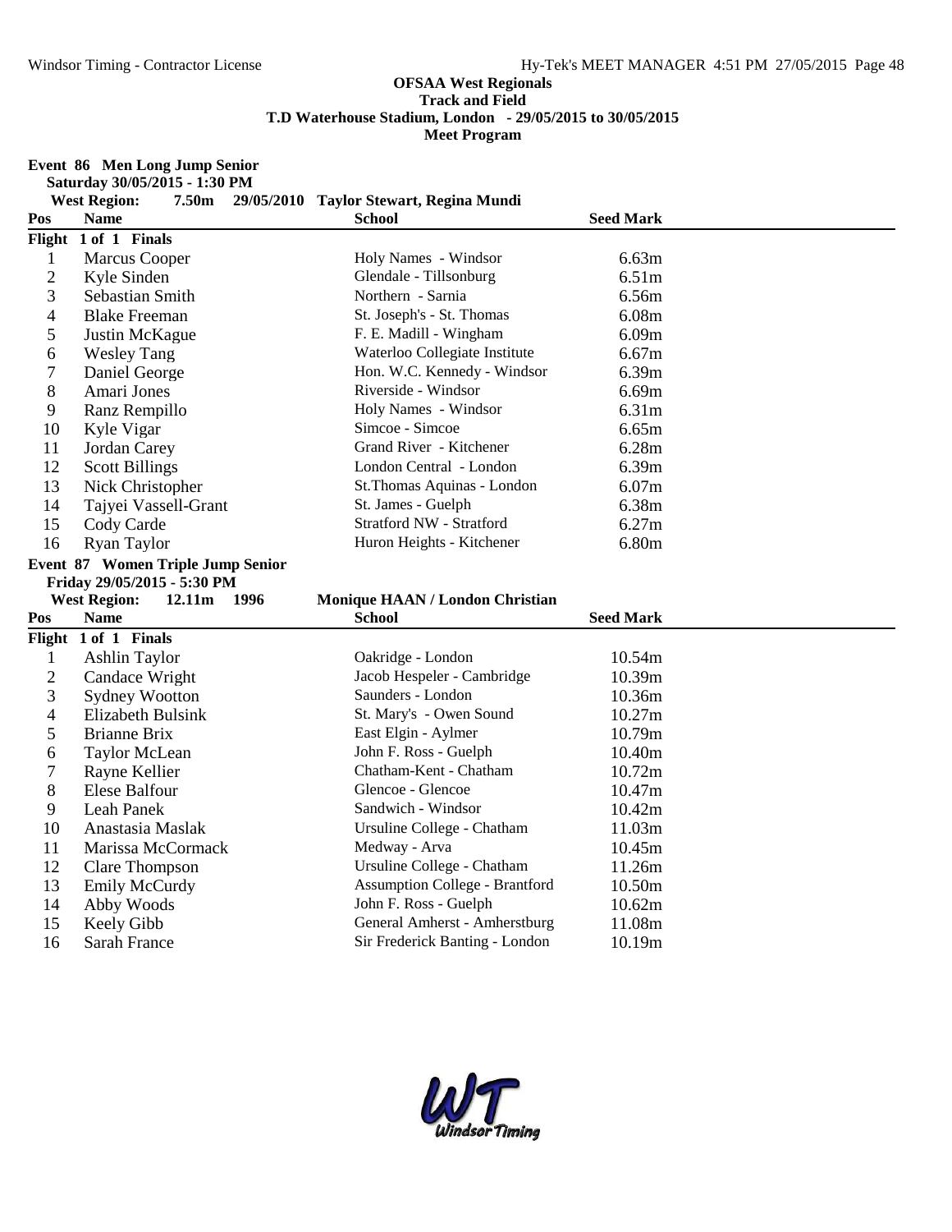**OFSAA West Regionals**
**Track and Field**
**T.D Waterhouse Stadium, London - 29/05/2015 to 30/05/2015**
**Meet Program**

**Event 86 Men Long Jump Senior**
**Saturday 30/05/2015 - 1:30 PM**
**West Region: 7.50m 29/05/2010 Taylor Stewart, Regina Mundi**

| Pos | Name | School | Seed Mark |
|---|---|---|---|
| **Flight 1 of 1 Finals** | | | |
| 1 | Marcus Cooper | Holy Names - Windsor | 6.63m |
| 2 | Kyle Sinden | Glendale - Tillsonburg | 6.51m |
| 3 | Sebastian Smith | Northern - Sarnia | 6.56m |
| 4 | Blake Freeman | St. Joseph's - St. Thomas | 6.08m |
| 5 | Justin McKague | F. E. Madill - Wingham | 6.09m |
| 6 | Wesley Tang | Waterloo Collegiate Institute | 6.67m |
| 7 | Daniel George | Hon. W.C. Kennedy - Windsor | 6.39m |
| 8 | Amari Jones | Riverside - Windsor | 6.69m |
| 9 | Ranz Rempillo | Holy Names - Windsor | 6.31m |
| 10 | Kyle Vigar | Simcoe - Simcoe | 6.65m |
| 11 | Jordan Carey | Grand River - Kitchener | 6.28m |
| 12 | Scott Billings | London Central - London | 6.39m |
| 13 | Nick Christopher | St.Thomas Aquinas - London | 6.07m |
| 14 | Tajyei Vassell-Grant | St. James - Guelph | 6.38m |
| 15 | Cody Carde | Stratford NW - Stratford | 6.27m |
| 16 | Ryan Taylor | Huron Heights - Kitchener | 6.80m |

**Event 87 Women Triple Jump Senior**
**Friday 29/05/2015 - 5:30 PM**
**West Region: 12.11m 1996 Monique HAAN / London Christian**

| Pos | Name | School | Seed Mark |
|---|---|---|---|
| **Flight 1 of 1 Finals** | | | |
| 1 | Ashlin Taylor | Oakridge - London | 10.54m |
| 2 | Candace Wright | Jacob Hespeler - Cambridge | 10.39m |
| 3 | Sydney Wootton | Saunders - London | 10.36m |
| 4 | Elizabeth Bulsink | St. Mary's - Owen Sound | 10.27m |
| 5 | Brianne Brix | East Elgin - Aylmer | 10.79m |
| 6 | Taylor McLean | John F. Ross - Guelph | 10.40m |
| 7 | Rayne Kellier | Chatham-Kent - Chatham | 10.72m |
| 8 | Elese Balfour | Glencoe - Glencoe | 10.47m |
| 9 | Leah Panek | Sandwich - Windsor | 10.42m |
| 10 | Anastasia Maslak | Ursuline College - Chatham | 11.03m |
| 11 | Marissa McCormack | Medway - Arva | 10.45m |
| 12 | Clare Thompson | Ursuline College - Chatham | 11.26m |
| 13 | Emily McCurdy | Assumption College - Brantford | 10.50m |
| 14 | Abby Woods | John F. Ross - Guelph | 10.62m |
| 15 | Keely Gibb | General Amherst - Amherstburg | 11.08m |
| 16 | Sarah France | Sir Frederick Banting - London | 10.19m |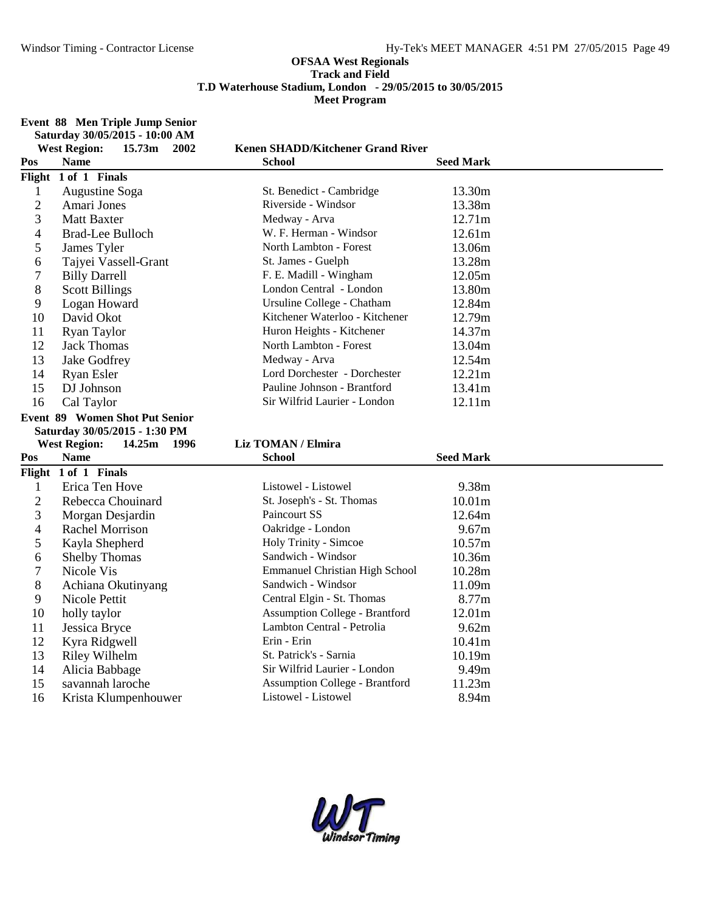## OFSAA West Regionals
### Track and Field
### T.D Waterhouse Stadium, London - 29/05/2015 to 30/05/2015
### Meet Program

**Event 88 Men Triple Jump Senior**
**Saturday 30/05/2015 - 10:00 AM**
**West Region: 15.73m 2002 Kenen SHADD/Kitchener Grand River**

| Pos | Name | School | Seed Mark |
|---|---|---|---|
| **Flight 1 of 1 Finals** | | | |
| 1 | Augustine Soga | St. Benedict - Cambridge | 13.30m |
| 2 | Amari Jones | Riverside - Windsor | 13.38m |
| 3 | Matt Baxter | Medway - Arva | 12.71m |
| 4 | Brad-Lee Bulloch | W. F. Herman - Windsor | 12.61m |
| 5 | James Tyler | North Lambton - Forest | 13.06m |
| 6 | Tajyei Vassell-Grant | St. James - Guelph | 13.28m |
| 7 | Billy Darrell | F. E. Madill - Wingham | 12.05m |
| 8 | Scott Billings | London Central - London | 13.80m |
| 9 | Logan Howard | Ursuline College - Chatham | 12.84m |
| 10 | David Okot | Kitchener Waterloo - Kitchener | 12.79m |
| 11 | Ryan Taylor | Huron Heights - Kitchener | 14.37m |
| 12 | Jack Thomas | North Lambton - Forest | 13.04m |
| 13 | Jake Godfrey | Medway - Arva | 12.54m |
| 14 | Ryan Esler | Lord Dorchester - Dorchester | 12.21m |
| 15 | DJ Johnson | Pauline Johnson - Brantford | 13.41m |
| 16 | Cal Taylor | Sir Wilfrid Laurier - London | 12.11m |

**Event 89 Women Shot Put Senior**
**Saturday 30/05/2015 - 1:30 PM**
**West Region: 14.25m 1996 Liz TOMAN / Elmira**

| Pos | Name | School | Seed Mark |
|---|---|---|---|
| **Flight 1 of 1 Finals** | | | |
| 1 | Erica Ten Hove | Listowel - Listowel | 9.38m |
| 2 | Rebecca Chouinard | St. Joseph's - St. Thomas | 10.01m |
| 3 | Morgan Desjardin | Paincourt SS | 12.64m |
| 4 | Rachel Morrison | Oakridge - London | 9.67m |
| 5 | Kayla Shepherd | Holy Trinity - Simcoe | 10.57m |
| 6 | Shelby Thomas | Sandwich - Windsor | 10.36m |
| 7 | Nicole Vis | Emmanuel Christian High School | 10.28m |
| 8 | Achiana Okutinyang | Sandwich - Windsor | 11.09m |
| 9 | Nicole Pettit | Central Elgin - St. Thomas | 8.77m |
| 10 | holly taylor | Assumption College - Brantford | 12.01m |
| 11 | Jessica Bryce | Lambton Central - Petrolia | 9.62m |
| 12 | Kyra Ridgwell | Erin - Erin | 10.41m |
| 13 | Riley Wilhelm | St. Patrick's - Sarnia | 10.19m |
| 14 | Alicia Babbage | Sir Wilfrid Laurier - London | 9.49m |
| 15 | savannah laroche | Assumption College - Brantford | 11.23m |
| 16 | Krista Klumpenhouwer | Listowel - Listowel | 8.94m |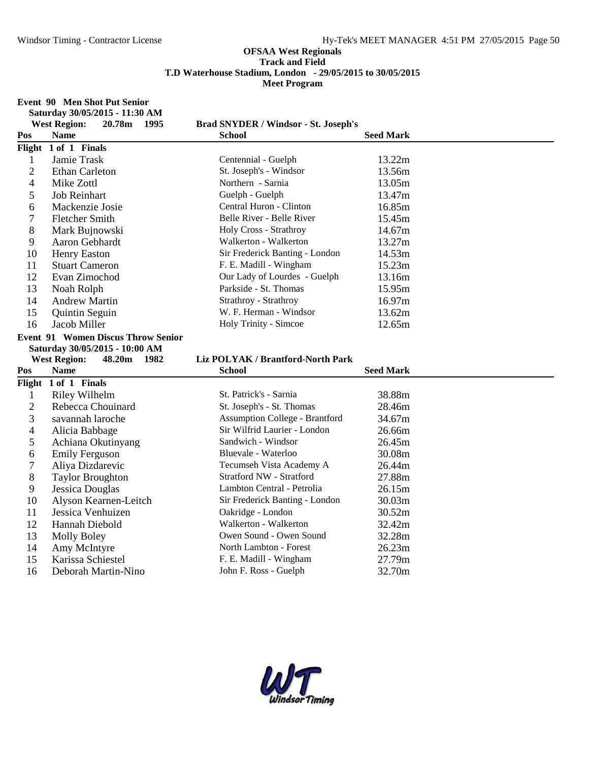**OFSAA West Regionals**
**Track and Field**
**T.D Waterhouse Stadium, London - 29/05/2015 to 30/05/2015**
**Meet Program**

**Event 90 Men Shot Put Senior**
**Saturday 30/05/2015 - 11:30 AM**
**West Region: 20.78m 1995 Brad SNYDER / Windsor - St. Joseph's**

| Pos | Name | School | Seed Mark |
|---|---|---|---|
| **Flight 1 of 1 Finals** | | | |
| 1 | Jamie Trask | Centennial - Guelph | 13.22m |
| 2 | Ethan Carleton | St. Joseph's - Windsor | 13.56m |
| 4 | Mike Zottl | Northern - Sarnia | 13.05m |
| 5 | Job Reinhart | Guelph - Guelph | 13.47m |
| 6 | Mackenzie Josie | Central Huron - Clinton | 16.85m |
| 7 | Fletcher Smith | Belle River - Belle River | 15.45m |
| 8 | Mark Bujnowski | Holy Cross - Strathroy | 14.67m |
| 9 | Aaron Gebhardt | Walkerton - Walkerton | 13.27m |
| 10 | Henry Easton | Sir Frederick Banting - London | 14.53m |
| 11 | Stuart Cameron | F. E. Madill - Wingham | 15.23m |
| 12 | Evan Zimochod | Our Lady of Lourdes - Guelph | 13.16m |
| 13 | Noah Rolph | Parkside - St. Thomas | 15.95m |
| 14 | Andrew Martin | Strathroy - Strathroy | 16.97m |
| 15 | Quintin Seguin | W. F. Herman - Windsor | 13.62m |
| 16 | Jacob Miller | Holy Trinity - Simcoe | 12.65m |

**Event 91 Women Discus Throw Senior**
**Saturday 30/05/2015 - 10:00 AM**
**West Region: 48.20m 1982 Liz POLYAK / Brantford-North Park**

| Pos | Name | School | Seed Mark |
|---|---|---|---|
| **Flight 1 of 1 Finals** | | | |
| 1 | Riley Wilhelm | St. Patrick's - Sarnia | 38.88m |
| 2 | Rebecca Chouinard | St. Joseph's - St. Thomas | 28.46m |
| 3 | savannah laroche | Assumption College - Brantford | 34.67m |
| 4 | Alicia Babbage | Sir Wilfrid Laurier - London | 26.66m |
| 5 | Achiana Okutinyang | Sandwich - Windsor | 26.45m |
| 6 | Emily Ferguson | Bluevale - Waterloo | 30.08m |
| 7 | Aliya Dizdarevic | Tecumseh Vista Academy A | 26.44m |
| 8 | Taylor Broughton | Stratford NW - Stratford | 27.88m |
| 9 | Jessica Douglas | Lambton Central - Petrolia | 26.15m |
| 10 | Alyson Kearnen-Leitch | Sir Frederick Banting - London | 30.03m |
| 11 | Jessica Venhuizen | Oakridge - London | 30.52m |
| 12 | Hannah Diebold | Walkerton - Walkerton | 32.42m |
| 13 | Molly Boley | Owen Sound - Owen Sound | 32.28m |
| 14 | Amy McIntyre | North Lambton - Forest | 26.23m |
| 15 | Karissa Schiestel | F. E. Madill - Wingham | 27.79m |
| 16 | Deborah Martin-Nino | John F. Ross - Guelph | 32.70m |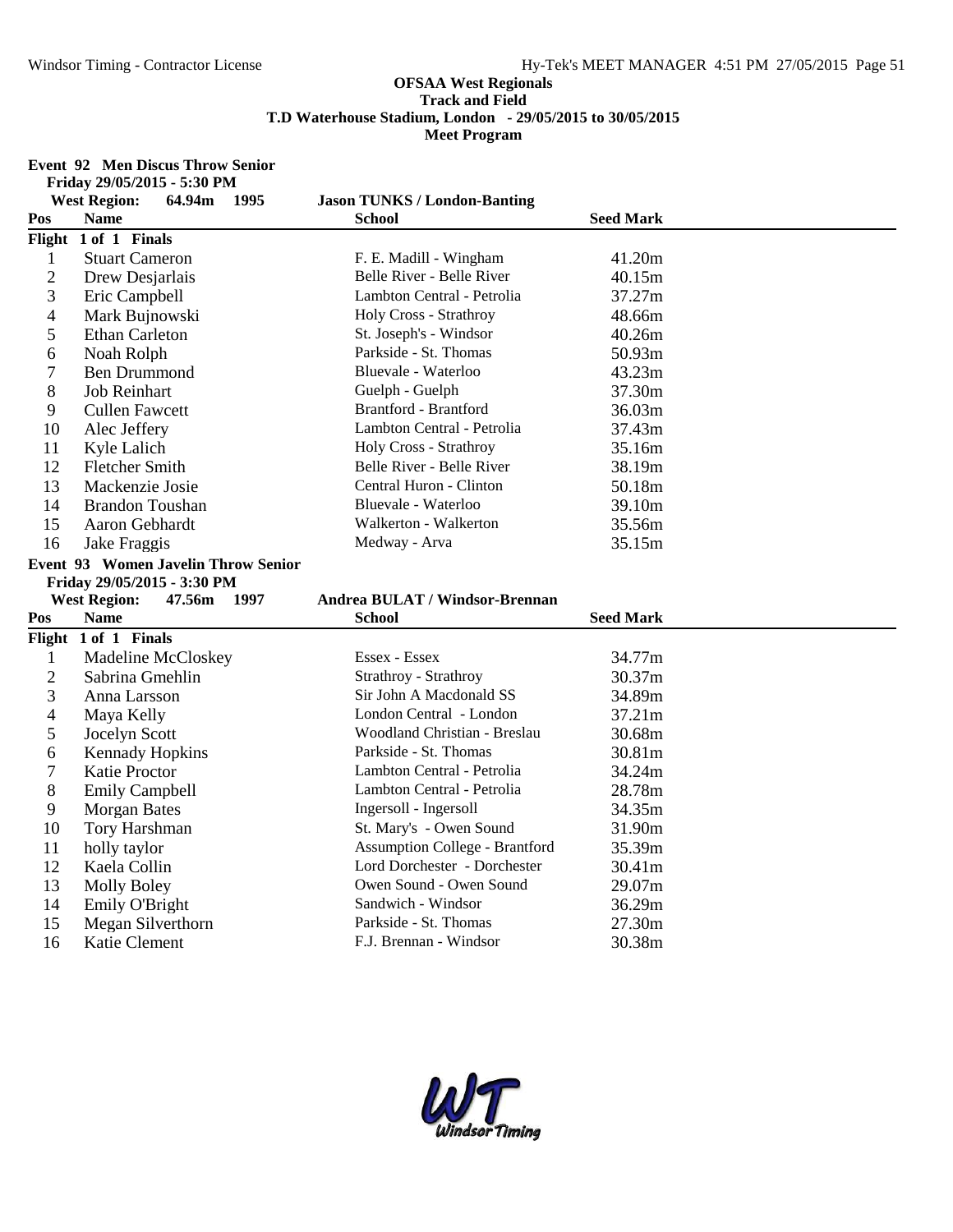**OFSAA West Regionals**
**Track and Field**
**T.D Waterhouse Stadium, London - 29/05/2015 to 30/05/2015**
**Meet Program**

**Event 92 Men Discus Throw Senior**
**Friday 29/05/2015 - 5:30 PM**

**West Region: 64.94m 1995 Jason TUNKS / London-Banting**

| Pos | Name | School | Seed Mark |
|---|---|---|---|
| **Flight 1 of 1 Finals** | | | |
| 1 | Stuart Cameron | F. E. Madill - Wingham | 41.20m |
| 2 | Drew Desjarlais | Belle River - Belle River | 40.15m |
| 3 | Eric Campbell | Lambton Central - Petrolia | 37.27m |
| 4 | Mark Bujnowski | Holy Cross - Strathroy | 48.66m |
| 5 | Ethan Carleton | St. Joseph's - Windsor | 40.26m |
| 6 | Noah Rolph | Parkside - St. Thomas | 50.93m |
| 7 | Ben Drummond | Bluevale - Waterloo | 43.23m |
| 8 | Job Reinhart | Guelph - Guelph | 37.30m |
| 9 | Cullen Fawcett | Brantford - Brantford | 36.03m |
| 10 | Alec Jeffery | Lambton Central - Petrolia | 37.43m |
| 11 | Kyle Lalich | Holy Cross - Strathroy | 35.16m |
| 12 | Fletcher Smith | Belle River - Belle River | 38.19m |
| 13 | Mackenzie Josie | Central Huron - Clinton | 50.18m |
| 14 | Brandon Toushan | Bluevale - Waterloo | 39.10m |
| 15 | Aaron Gebhardt | Walkerton - Walkerton | 35.56m |
| 16 | Jake Fraggis | Medway - Arva | 35.15m |

**Event 93 Women Javelin Throw Senior**
**Friday 29/05/2015 - 3:30 PM**

**West Region: 47.56m 1997 Andrea BULAT / Windsor-Brennan**

| Pos | Name | School | Seed Mark |
|---|---|---|---|
| **Flight 1 of 1 Finals** | | | |
| 1 | Madeline McCloskey | Essex - Essex | 34.77m |
| 2 | Sabrina Gmehlin | Strathroy - Strathroy | 30.37m |
| 3 | Anna Larsson | Sir John A Macdonald SS | 34.89m |
| 4 | Maya Kelly | London Central - London | 37.21m |
| 5 | Jocelyn Scott | Woodland Christian - Breslau | 30.68m |
| 6 | Kennady Hopkins | Parkside - St. Thomas | 30.81m |
| 7 | Katie Proctor | Lambton Central - Petrolia | 34.24m |
| 8 | Emily Campbell | Lambton Central - Petrolia | 28.78m |
| 9 | Morgan Bates | Ingersoll - Ingersoll | 34.35m |
| 10 | Tory Harshman | St. Mary's - Owen Sound | 31.90m |
| 11 | holly taylor | Assumption College - Brantford | 35.39m |
| 12 | Kaela Collin | Lord Dorchester - Dorchester | 30.41m |
| 13 | Molly Boley | Owen Sound - Owen Sound | 29.07m |
| 14 | Emily O'Bright | Sandwich - Windsor | 36.29m |
| 15 | Megan Silverthorn | Parkside - St. Thomas | 27.30m |
| 16 | Katie Clement | F.J. Brennan - Windsor | 30.38m |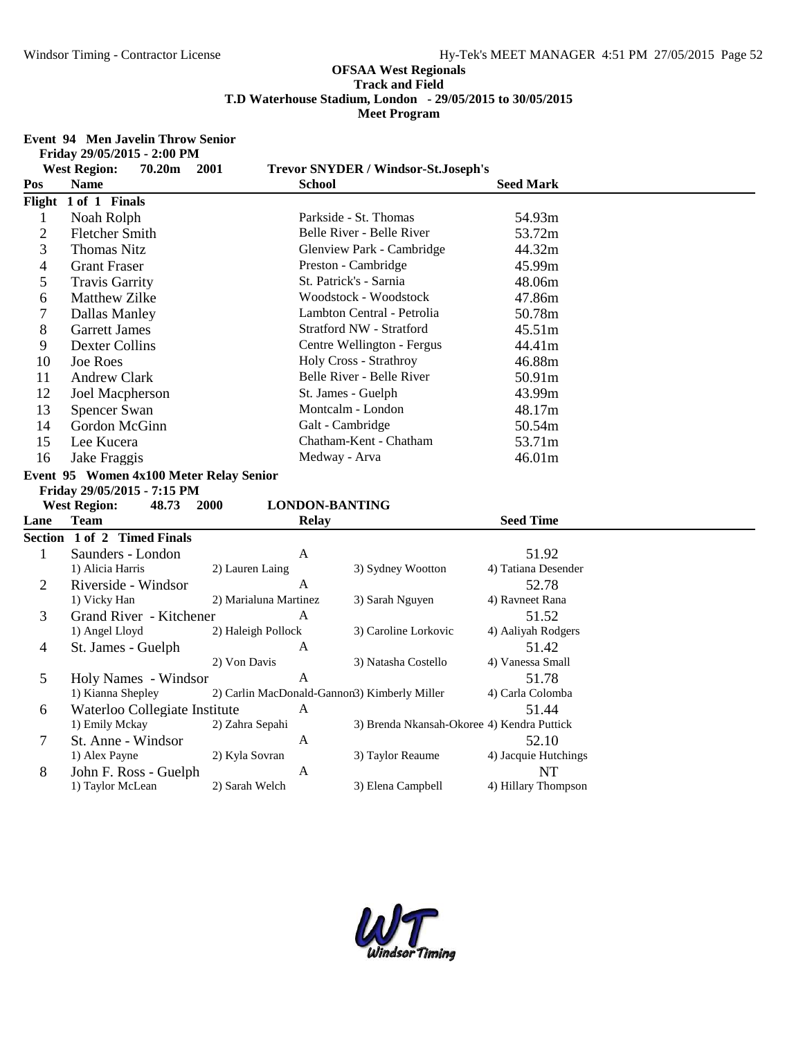**OFSAA West Regionals**
**Track and Field**
**T.D Waterhouse Stadium, London - 29/05/2015 to 30/05/2015**
**Meet Program**

## Event 94 Men Javelin Throw Senior

Friday 29/05/2015 - 2:00 PM

West Region: 70.20m 2001 Trevor SNYDER / Windsor-St.Joseph's

**Flight 1 of 1 Finals**

| Pos | Name | School | Seed Mark |
|---|---|---|---|
| 1 | Noah Rolph | Parkside - St. Thomas | 54.93m |
| 2 | Fletcher Smith | Belle River - Belle River | 53.72m |
| 3 | Thomas Nitz | Glenview Park - Cambridge | 44.32m |
| 4 | Grant Fraser | Preston - Cambridge | 45.99m |
| 5 | Travis Garrity | St. Patrick's - Sarnia | 48.06m |
| 6 | Matthew Zilke | Woodstock - Woodstock | 47.86m |
| 7 | Dallas Manley | Lambton Central - Petrolia | 50.78m |
| 8 | Garrett James | Stratford NW - Stratford | 45.51m |
| 9 | Dexter Collins | Centre Wellington - Fergus | 44.41m |
| 10 | Joe Roes | Holy Cross - Strathroy | 46.88m |
| 11 | Andrew Clark | Belle River - Belle River | 50.91m |
| 12 | Joel Macpherson | St. James - Guelph | 43.99m |
| 13 | Spencer Swan | Montcalm - London | 48.17m |
| 14 | Gordon McGinn | Galt - Cambridge | 50.54m |
| 15 | Lee Kucera | Chatham-Kent - Chatham | 53.71m |
| 16 | Jake Fraggis | Medway - Arva | 46.01m |

## Event 95 Women 4x100 Meter Relay Senior

Friday 29/05/2015 - 7:15 PM

West Region: 48.73 2000 LONDON-BANTING

**Section 1 of 2 Timed Finals**

| Lane | Team | Relay | | Seed Time |
|---|---|---|---|---|
| 1 | Saunders - London | A | | 51.92 |
| | 1) Alicia Harris | 2) Lauren Laing | 3) Sydney Wootton | 4) Tatiana Desender |
| 2 | Riverside - Windsor | A | | 52.78 |
| | 1) Vicky Han | 2) Marialuna Martinez | 3) Sarah Nguyen | 4) Ravneet Rana |
| 3 | Grand River - Kitchener | A | | 51.52 |
| | 1) Angel Lloyd | 2) Haleigh Pollock | 3) Caroline Lorkovic | 4) Aaliyah Rodgers |
| 4 | St. James - Guelph | A | | 51.42 |
| | | 2) Von Davis | 3) Natasha Costello | 4) Vanessa Small |
| 5 | Holy Names - Windsor | A | | 51.78 |
| | 1) Kianna Shepley | 2) Carlin MacDonald-Gannon | 3) Kimberly Miller | 4) Carla Colomba |
| 6 | Waterloo Collegiate Institute | A | | 51.44 |
| | 1) Emily Mckay | 2) Zahra Sepahi | 3) Brenda Nkansah-Okoree | 4) Kendra Puttick |
| 7 | St. Anne - Windsor | A | | 52.10 |
| | 1) Alex Payne | 2) Kyla Sovran | 3) Taylor Reaume | 4) Jacquie Hutchings |
| 8 | John F. Ross - Guelph | A | | NT |
| | 1) Taylor McLean | 2) Sarah Welch | 3) Elena Campbell | 4) Hillary Thompson |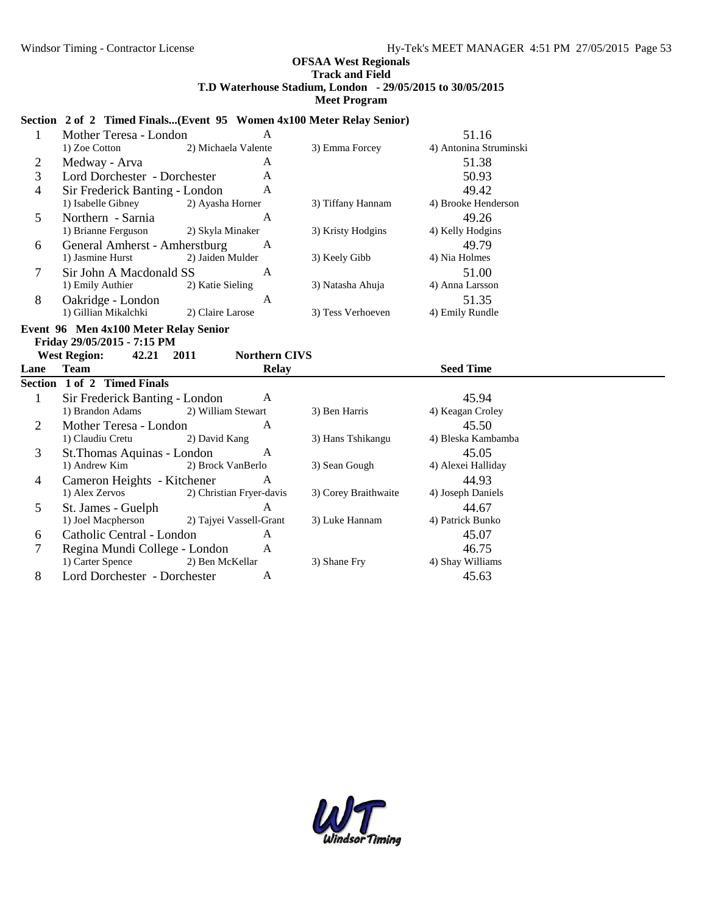**OFSAA West Regionals**
**Track and Field**
**T.D Waterhouse Stadium, London - 29/05/2015 to 30/05/2015**
**Meet Program**

**Section 2 of 2 Timed Finals...(Event 95 Women 4x100 Meter Relay Senior)**

| Lane | Team | Relay | | Seed Time |
|---|---|---|---|---|
| 1 | Mother Teresa - London | A | | 51.16 |
| | 1) Zoe Cotton | 2) Michaela Valente | 3) Emma Forcey | 4) Antonina Struminski |
| 2 | Medway - Arva | A | | 51.38 |
| 3 | Lord Dorchester - Dorchester | A | | 50.93 |
| 4 | Sir Frederick Banting - London | A | | 49.42 |
| | 1) Isabelle Gibney | 2) Ayasha Horner | 3) Tiffany Hannam | 4) Brooke Henderson |
| 5 | Northern - Sarnia | A | | 49.26 |
| | 1) Brianne Ferguson | 2) Skyla Minaker | 3) Kristy Hodgins | 4) Kelly Hodgins |
| 6 | General Amherst - Amherstburg | A | | 49.79 |
| | 1) Jasmine Hurst | 2) Jaiden Mulder | 3) Keely Gibb | 4) Nia Holmes |
| 7 | Sir John A Macdonald SS | A | | 51.00 |
| | 1) Emily Authier | 2) Katie Sieling | 3) Natasha Ahuja | 4) Anna Larsson |
| 8 | Oakridge - London | A | | 51.35 |
| | 1) Gillian Mikalchki | 2) Claire Larose | 3) Tess Verhoeven | 4) Emily Rundle |

**Event 96 Men 4x100 Meter Relay Senior**
**Friday 29/05/2015 - 7:15 PM**
**West Region: 42.21 2011 Northern CIVS**

**Section 1 of 2 Timed Finals**

| Lane | Team | Relay | | Seed Time |
|---|---|---|---|---|
| 1 | Sir Frederick Banting - London | A | | 45.94 |
| | 1) Brandon Adams | 2) William Stewart | 3) Ben Harris | 4) Keagan Croley |
| 2 | Mother Teresa - London | A | | 45.50 |
| | 1) Claudiu Cretu | 2) David Kang | 3) Hans Tshikangu | 4) Bleska Kambamba |
| 3 | St.Thomas Aquinas - London | A | | 45.05 |
| | 1) Andrew Kim | 2) Brock VanBerlo | 3) Sean Gough | 4) Alexei Halliday |
| 4 | Cameron Heights - Kitchener | A | | 44.93 |
| | 1) Alex Zervos | 2) Christian Fryer-davis | 3) Corey Braithwaite | 4) Joseph Daniels |
| 5 | St. James - Guelph | A | | 44.67 |
| | 1) Joel Macpherson | 2) Tajyei Vassell-Grant | 3) Luke Hannam | 4) Patrick Bunko |
| 6 | Catholic Central - London | A | | 45.07 |
| 7 | Regina Mundi College - London | A | | 46.75 |
| | 1) Carter Spence | 2) Ben McKellar | 3) Shane Fry | 4) Shay Williams |
| 8 | Lord Dorchester - Dorchester | A | | 45.63 |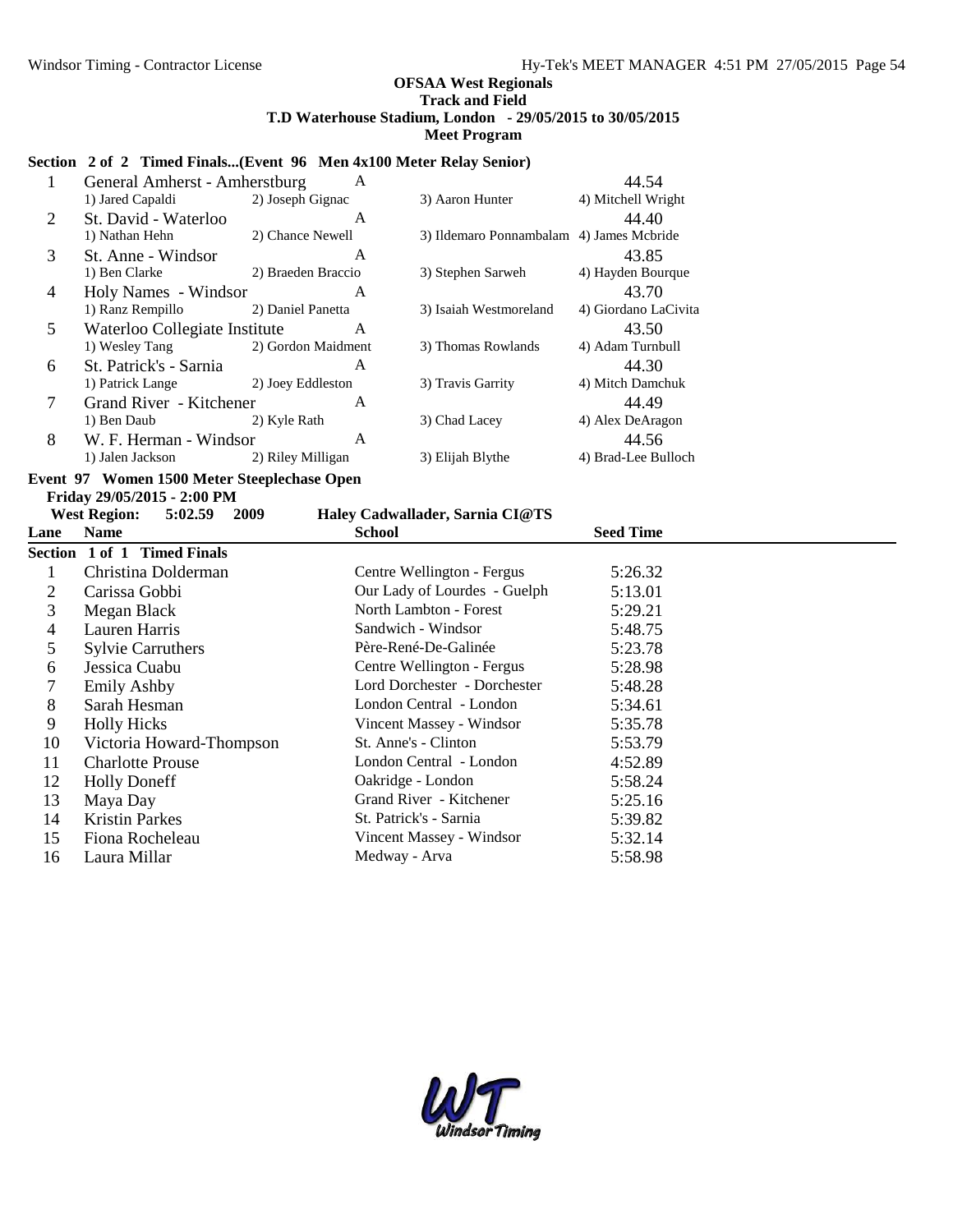**OFSAA West Regionals**
**Track and Field**
**T.D Waterhouse Stadium, London - 29/05/2015 to 30/05/2015**
**Meet Program**

### Section 2 of 2 Timed Finals...(Event 96 Men 4x100 Meter Relay Senior)

| Lane | Team | Relay | Seed Time |
|---|---|---|---|
| 1 | General Amherst - Amherstburg | A | 44.54 |
| | 1) Jared Capaldi 2) Joseph Gignac 3) Aaron Hunter 4) Mitchell Wright | | |
| 2 | St. David - Waterloo | A | 44.40 |
| | 1) Nathan Hehn 2) Chance Newell 3) Ildemaro Ponnambalam 4) James Mcbride | | |
| 3 | St. Anne - Windsor | A | 43.85 |
| | 1) Ben Clarke 2) Braeden Braccio 3) Stephen Sarweh 4) Hayden Bourque | | |
| 4 | Holy Names - Windsor | A | 43.70 |
| | 1) Ranz Rempillo 2) Daniel Panetta 3) Isaiah Westmoreland 4) Giordano LaCivita | | |
| 5 | Waterloo Collegiate Institute | A | 43.50 |
| | 1) Wesley Tang 2) Gordon Maidment 3) Thomas Rowlands 4) Adam Turnbull | | |
| 6 | St. Patrick's - Sarnia | A | 44.30 |
| | 1) Patrick Lange 2) Joey Eddleston 3) Travis Garrity 4) Mitch Damchuk | | |
| 7 | Grand River - Kitchener | A | 44.49 |
| | 1) Ben Daub 2) Kyle Rath 3) Chad Lacey 4) Alex DeAragon | | |
| 8 | W. F. Herman - Windsor | A | 44.56 |
| | 1) Jalen Jackson 2) Riley Milligan 3) Elijah Blythe 4) Brad-Lee Bulloch | | |

### Event 97 Women 1500 Meter Steeplechase Open

**Friday 29/05/2015 - 2:00 PM**

**West Region: 5:02.59 2009 Haley Cadwallader, Sarnia CI@TS**

**Section 1 of 1 Timed Finals**

| Lane | Name | School | Seed Time |
|---|---|---|---|
| 1 | Christina Dolderman | Centre Wellington - Fergus | 5:26.32 |
| 2 | Carissa Gobbi | Our Lady of Lourdes - Guelph | 5:13.01 |
| 3 | Megan Black | North Lambton - Forest | 5:29.21 |
| 4 | Lauren Harris | Sandwich - Windsor | 5:48.75 |
| 5 | Sylvie Carruthers | Père-René-De-Galinée | 5:23.78 |
| 6 | Jessica Cuabu | Centre Wellington - Fergus | 5:28.98 |
| 7 | Emily Ashby | Lord Dorchester - Dorchester | 5:48.28 |
| 8 | Sarah Hesman | London Central - London | 5:34.61 |
| 9 | Holly Hicks | Vincent Massey - Windsor | 5:35.78 |
| 10 | Victoria Howard-Thompson | St. Anne's - Clinton | 5:53.79 |
| 11 | Charlotte Prouse | London Central - London | 4:52.89 |
| 12 | Holly Doneff | Oakridge - London | 5:58.24 |
| 13 | Maya Day | Grand River - Kitchener | 5:25.16 |
| 14 | Kristin Parkes | St. Patrick's - Sarnia | 5:39.82 |
| 15 | Fiona Rocheleau | Vincent Massey - Windsor | 5:32.14 |
| 16 | Laura Millar | Medway - Arva | 5:58.98 |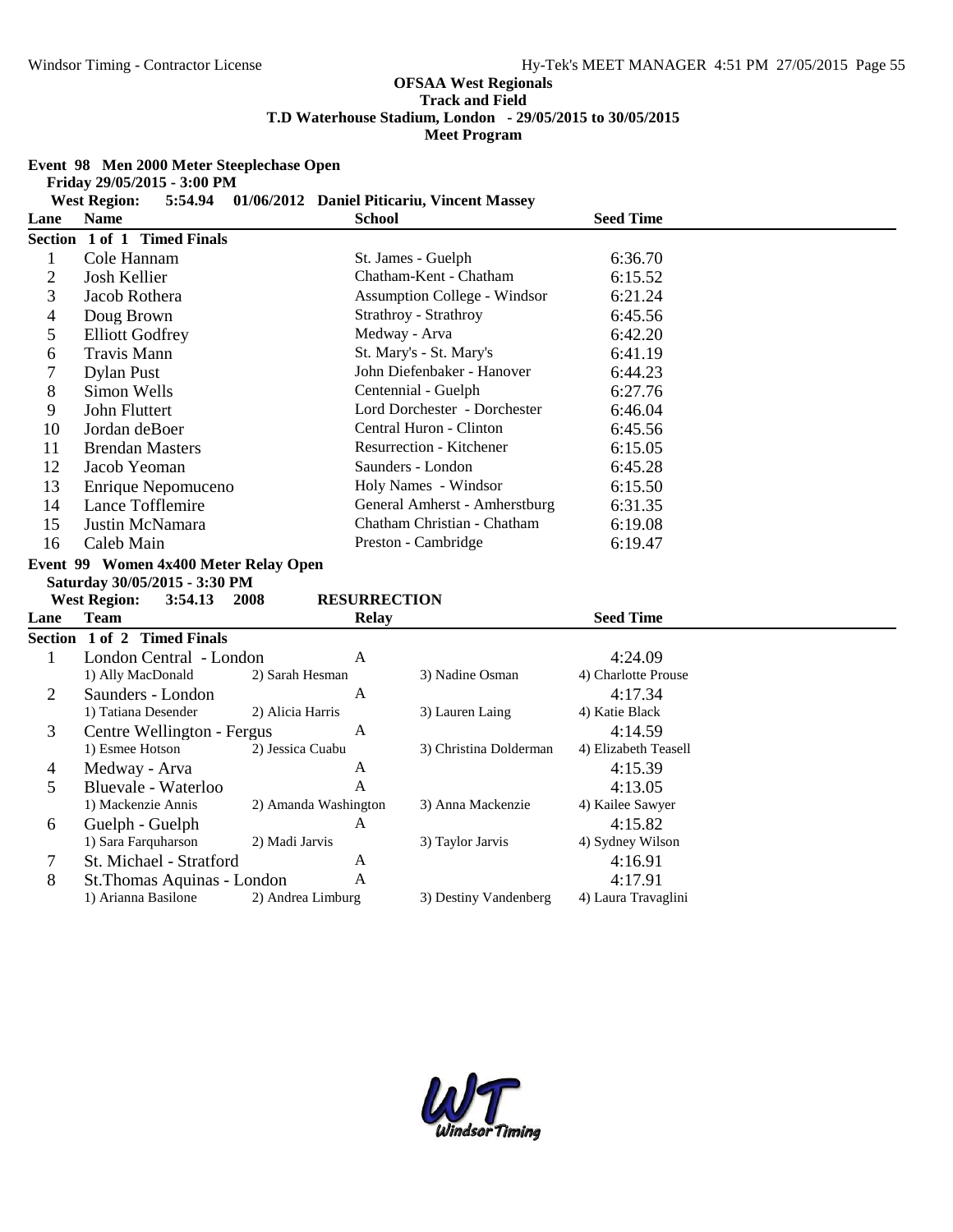# OFSAA West Regionals
## Track and Field
### T.D Waterhouse Stadium, London - 29/05/2015 to 30/05/2015
### Meet Program

**Event 98 Men 2000 Meter Steeplechase Open**

**Friday 29/05/2015 - 3:00 PM**

**West Region: 5:54.94 01/06/2012 Daniel Piticariu, Vincent Massey**

| Lane | Name | School | Seed Time |
|---|---|---|---|
| **Section 1 of 1 Timed Finals** | | | |
| 1 | Cole Hannam | St. James - Guelph | 6:36.70 |
| 2 | Josh Kellier | Chatham-Kent - Chatham | 6:15.52 |
| 3 | Jacob Rothera | Assumption College - Windsor | 6:21.24 |
| 4 | Doug Brown | Strathroy - Strathroy | 6:45.56 |
| 5 | Elliott Godfrey | Medway - Arva | 6:42.20 |
| 6 | Travis Mann | St. Mary's - St. Mary's | 6:41.19 |
| 7 | Dylan Pust | John Diefenbaker - Hanover | 6:44.23 |
| 8 | Simon Wells | Centennial - Guelph | 6:27.76 |
| 9 | John Fluttert | Lord Dorchester - Dorchester | 6:46.04 |
| 10 | Jordan deBoer | Central Huron - Clinton | 6:45.56 |
| 11 | Brendan Masters | Resurrection - Kitchener | 6:15.05 |
| 12 | Jacob Yeoman | Saunders - London | 6:45.28 |
| 13 | Enrique Nepomuceno | Holy Names - Windsor | 6:15.50 |
| 14 | Lance Tofflemire | General Amherst - Amherstburg | 6:31.35 |
| 15 | Justin McNamara | Chatham Christian - Chatham | 6:19.08 |
| 16 | Caleb Main | Preston - Cambridge | 6:19.47 |

**Event 99 Women 4x400 Meter Relay Open**

**Saturday 30/05/2015 - 3:30 PM**

**West Region: 3:54.13 2008 RESURRECTION**

| Lane | Team | Relay | | Seed Time |
|---|---|---|---|---|
| **Section 1 of 2 Timed Finals** | | | | |
| 1 | London Central - London | A | | 4:24.09 |
| | 1) Ally MacDonald | 2) Sarah Hesman | 3) Nadine Osman | 4) Charlotte Prouse |
| 2 | Saunders - London | A | | 4:17.34 |
| | 1) Tatiana Desender | 2) Alicia Harris | 3) Lauren Laing | 4) Katie Black |
| 3 | Centre Wellington - Fergus | A | | 4:14.59 |
| | 1) Esmee Hotson | 2) Jessica Cuabu | 3) Christina Dolderman | 4) Elizabeth Teasell |
| 4 | Medway - Arva | A | | 4:15.39 |
| 5 | Bluevale - Waterloo | A | | 4:13.05 |
| | 1) Mackenzie Annis | 2) Amanda Washington | 3) Anna Mackenzie | 4) Kailee Sawyer |
| 6 | Guelph - Guelph | A | | 4:15.82 |
| | 1) Sara Farquharson | 2) Madi Jarvis | 3) Taylor Jarvis | 4) Sydney Wilson |
| 7 | St. Michael - Stratford | A | | 4:16.91 |
| 8 | St.Thomas Aquinas - London | A | | 4:17.91 |
| | 1) Arianna Basilone | 2) Andrea Limburg | 3) Destiny Vandenberg | 4) Laura Travaglini |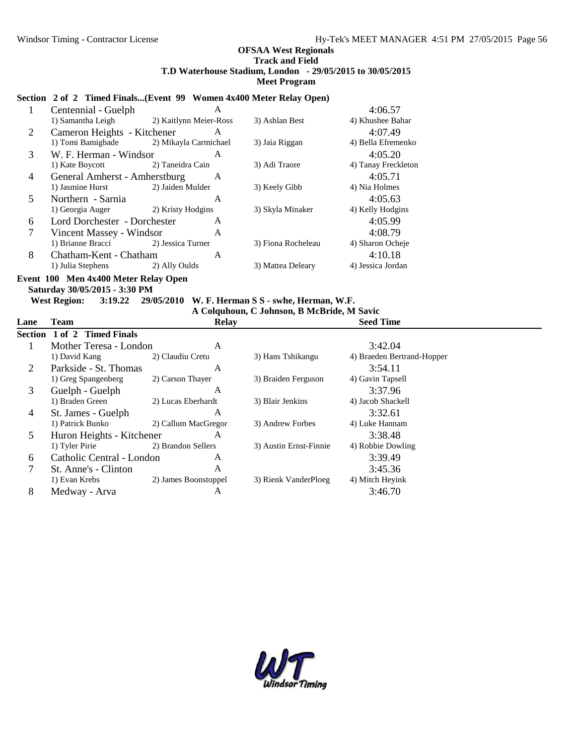**OFSAA West Regionals**
**Track and Field**
**T.D Waterhouse Stadium, London - 29/05/2015 to 30/05/2015**
**Meet Program**

**Section 2 of 2 Timed Finals...(Event 99 Women 4x400 Meter Relay Open)**

| Lane | Team | Relay | | Seed Time |
|---|---|---|---|---|
| 1 | Centennial - Guelph | A | | 4:06.57 |
| | 1) Samantha Leigh | 2) Kaitlynn Meier-Ross | 3) Ashlan Best | 4) Khushee Bahar |
| 2 | Cameron Heights - Kitchener | A | | 4:07.49 |
| | 1) Tomi Bamigbade | 2) Mikayla Carmichael | 3) Jaia Riggan | 4) Bella Efremenko |
| 3 | W. F. Herman - Windsor | A | | 4:05.20 |
| | 1) Kate Boycott | 2) Taneidra Cain | 3) Adi Traore | 4) Tanay Freckleton |
| 4 | General Amherst - Amherstburg | A | | 4:05.71 |
| | 1) Jasmine Hurst | 2) Jaiden Mulder | 3) Keely Gibb | 4) Nia Holmes |
| 5 | Northern - Sarnia | A | | 4:05.63 |
| | 1) Georgia Auger | 2) Kristy Hodgins | 3) Skyla Minaker | 4) Kelly Hodgins |
| 6 | Lord Dorchester - Dorchester | A | | 4:05.99 |
| 7 | Vincent Massey - Windsor | A | | 4:08.79 |
| | 1) Brianne Bracci | 2) Jessica Turner | 3) Fiona Rocheleau | 4) Sharon Ocheje |
| 8 | Chatham-Kent - Chatham | A | | 4:10.18 |
| | 1) Julia Stephens | 2) Ally Oulds | 3) Mattea Deleary | 4) Jessica Jordan |

**Event 100 Men 4x400 Meter Relay Open**

**Saturday 30/05/2015 - 3:30 PM**

**West Region: 3:19.22 29/05/2010 W. F. Herman S S - swhe, Herman, W.F.**
**A Colquhoun, C Johnson, B McBride, M Savic**

| Lane | Team | Relay | | Seed Time |
|---|---|---|---|---|
| **Section 1 of 2 Timed Finals** | | | | |
| 1 | Mother Teresa - London | A | | 3:42.04 |
| | 1) David Kang | 2) Claudiu Cretu | 3) Hans Tshikangu | 4) Braeden Bertrand-Hopper |
| 2 | Parkside - St. Thomas | A | | 3:54.11 |
| | 1) Greg Spangenberg | 2) Carson Thayer | 3) Braiden Ferguson | 4) Gavin Tapsell |
| 3 | Guelph - Guelph | A | | 3:37.96 |
| | 1) Braden Green | 2) Lucas Eberhardt | 3) Blair Jenkins | 4) Jacob Shackell |
| 4 | St. James - Guelph | A | | 3:32.61 |
| | 1) Patrick Bunko | 2) Callum MacGregor | 3) Andrew Forbes | 4) Luke Hannam |
| 5 | Huron Heights - Kitchener | A | | 3:38.48 |
| | 1) Tyler Pirie | 2) Brandon Sellers | 3) Austin Ernst-Finnie | 4) Robbie Dowling |
| 6 | Catholic Central - London | A | | 3:39.49 |
| 7 | St. Anne's - Clinton | A | | 3:45.36 |
| | 1) Evan Krebs | 2) James Boonstoppel | 3) Rienk VanderPloeg | 4) Mitch Heyink |
| 8 | Medway - Arva | A | | 3:46.70 |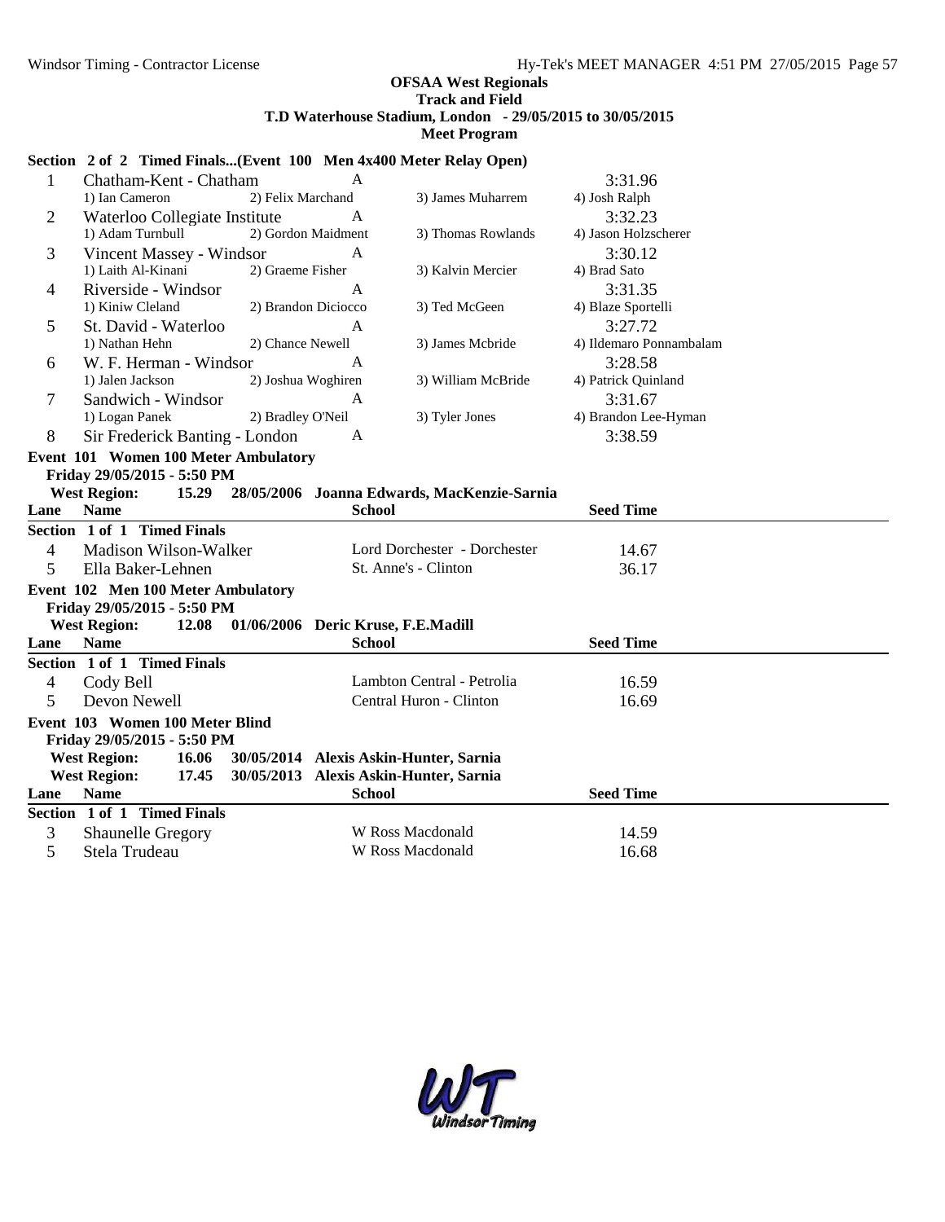**OFSAA West Regionals**
**Track and Field**
**T.D Waterhouse Stadium, London - 29/05/2015 to 30/05/2015**
**Meet Program**

**Section 2 of 2 Timed Finals...(Event 100 Men 4x400 Meter Relay Open)**

| | | | | |
|---|---|---|---|---|
| 1 | Chatham-Kent - Chatham | A | | 3:31.96 |
| | 1) Ian Cameron | 2) Felix Marchand | 3) James Muharrem | 4) Josh Ralph |
| 2 | Waterloo Collegiate Institute | A | | 3:32.23 |
| | 1) Adam Turnbull | 2) Gordon Maidment | 3) Thomas Rowlands | 4) Jason Holzscherer |
| 3 | Vincent Massey - Windsor | A | | 3:30.12 |
| | 1) Laith Al-Kinani | 2) Graeme Fisher | 3) Kalvin Mercier | 4) Brad Sato |
| 4 | Riverside - Windsor | A | | 3:31.35 |
| | 1) Kiniw Cleland | 2) Brandon Diciocco | 3) Ted McGeen | 4) Blaze Sportelli |
| 5 | St. David - Waterloo | A | | 3:27.72 |
| | 1) Nathan Hehn | 2) Chance Newell | 3) James Mcbride | 4) Ildemaro Ponnambalam |
| 6 | W. F. Herman - Windsor | A | | 3:28.58 |
| | 1) Jalen Jackson | 2) Joshua Woghiren | 3) William McBride | 4) Patrick Quinland |
| 7 | Sandwich - Windsor | A | | 3:31.67 |
| | 1) Logan Panek | 2) Bradley O'Neil | 3) Tyler Jones | 4) Brandon Lee-Hyman |
| 8 | Sir Frederick Banting - London | A | | 3:38.59 |

**Event 101 Women 100 Meter Ambulatory**
**Friday 29/05/2015 - 5:50 PM**
**West Region: 15.29 28/05/2006 Joanna Edwards, MacKenzie-Sarnia**

| Lane | Name | School | Seed Time |
|---|---|---|---|
| **Section 1 of 1 Timed Finals** | | | |
| 4 | Madison Wilson-Walker | Lord Dorchester - Dorchester | 14.67 |
| 5 | Ella Baker-Lehnen | St. Anne's - Clinton | 36.17 |

**Event 102 Men 100 Meter Ambulatory**
**Friday 29/05/2015 - 5:50 PM**
**West Region: 12.08 01/06/2006 Deric Kruse, F.E.Madill**

| Lane | Name | School | Seed Time |
|---|---|---|---|
| **Section 1 of 1 Timed Finals** | | | |
| 4 | Cody Bell | Lambton Central - Petrolia | 16.59 |
| 5 | Devon Newell | Central Huron - Clinton | 16.69 |

**Event 103 Women 100 Meter Blind**
**Friday 29/05/2015 - 5:50 PM**
**West Region: 16.06 30/05/2014 Alexis Askin-Hunter, Sarnia**
**West Region: 17.45 30/05/2013 Alexis Askin-Hunter, Sarnia**

| Lane | Name | School | Seed Time |
|---|---|---|---|
| **Section 1 of 1 Timed Finals** | | | |
| 3 | Shaunelle Gregory | W Ross Macdonald | 14.59 |
| 5 | Stela Trudeau | W Ross Macdonald | 16.68 |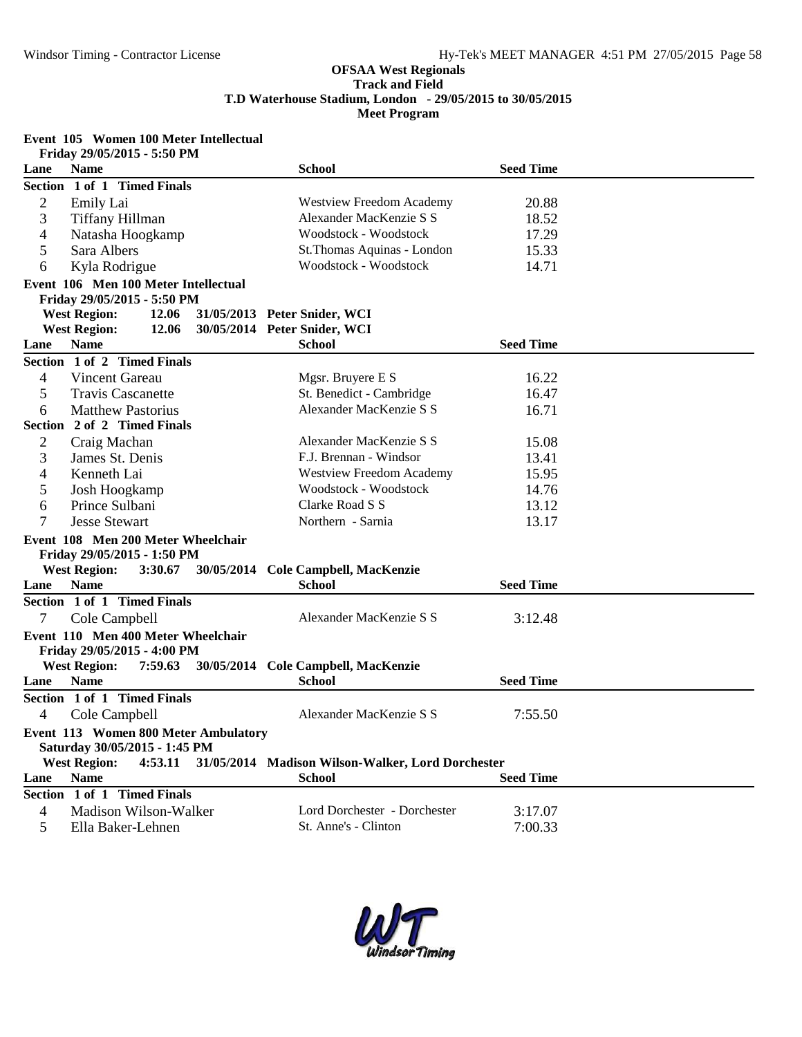**OFSAA West Regionals**
**Track and Field**
**T.D Waterhouse Stadium, London - 29/05/2015 to 30/05/2015**
**Meet Program**

### Event 105 Women 100 Meter Intellectual

Friday 29/05/2015 - 5:50 PM

| Lane | Name | School | Seed Time |
|---|---|---|---|
| **Section 1 of 1 Timed Finals** | | | |
| 2 | Emily Lai | Westview Freedom Academy | 20.88 |
| 3 | Tiffany Hillman | Alexander MacKenzie S S | 18.52 |
| 4 | Natasha Hoogkamp | Woodstock - Woodstock | 17.29 |
| 5 | Sara Albers | St.Thomas Aquinas - London | 15.33 |
| 6 | Kyla Rodrigue | Woodstock - Woodstock | 14.71 |

### Event 106 Men 100 Meter Intellectual

Friday 29/05/2015 - 5:50 PM

West Region: 12.06 31/05/2013 Peter Snider, WCI
West Region: 12.06 30/05/2014 Peter Snider, WCI

| Lane | Name | School | Seed Time |
|---|---|---|---|
| **Section 1 of 2 Timed Finals** | | | |
| 4 | Vincent Gareau | Mgsr. Bruyere E S | 16.22 |
| 5 | Travis Cascanette | St. Benedict - Cambridge | 16.47 |
| 6 | Matthew Pastorius | Alexander MacKenzie S S | 16.71 |
| **Section 2 of 2 Timed Finals** | | | |
| 2 | Craig Machan | Alexander MacKenzie S S | 15.08 |
| 3 | James St. Denis | F.J. Brennan - Windsor | 13.41 |
| 4 | Kenneth Lai | Westview Freedom Academy | 15.95 |
| 5 | Josh Hoogkamp | Woodstock - Woodstock | 14.76 |
| 6 | Prince Sulbani | Clarke Road S S | 13.12 |
| 7 | Jesse Stewart | Northern - Sarnia | 13.17 |

### Event 108 Men 200 Meter Wheelchair

Friday 29/05/2015 - 1:50 PM

West Region: 3:30.67 30/05/2014 Cole Campbell, MacKenzie

| Lane | Name | School | Seed Time |
|---|---|---|---|
| **Section 1 of 1 Timed Finals** | | | |
| 7 | Cole Campbell | Alexander MacKenzie S S | 3:12.48 |

### Event 110 Men 400 Meter Wheelchair

Friday 29/05/2015 - 4:00 PM

West Region: 7:59.63 30/05/2014 Cole Campbell, MacKenzie

| Lane | Name | School | Seed Time |
|---|---|---|---|
| **Section 1 of 1 Timed Finals** | | | |
| 4 | Cole Campbell | Alexander MacKenzie S S | 7:55.50 |

### Event 113 Women 800 Meter Ambulatory

Saturday 30/05/2015 - 1:45 PM

West Region: 4:53.11 31/05/2014 Madison Wilson-Walker, Lord Dorchester

| Lane | Name | School | Seed Time |
|---|---|---|---|
| **Section 1 of 1 Timed Finals** | | | |
| 4 | Madison Wilson-Walker | Lord Dorchester - Dorchester | 3:17.07 |
| 5 | Ella Baker-Lehnen | St. Anne's - Clinton | 7:00.33 |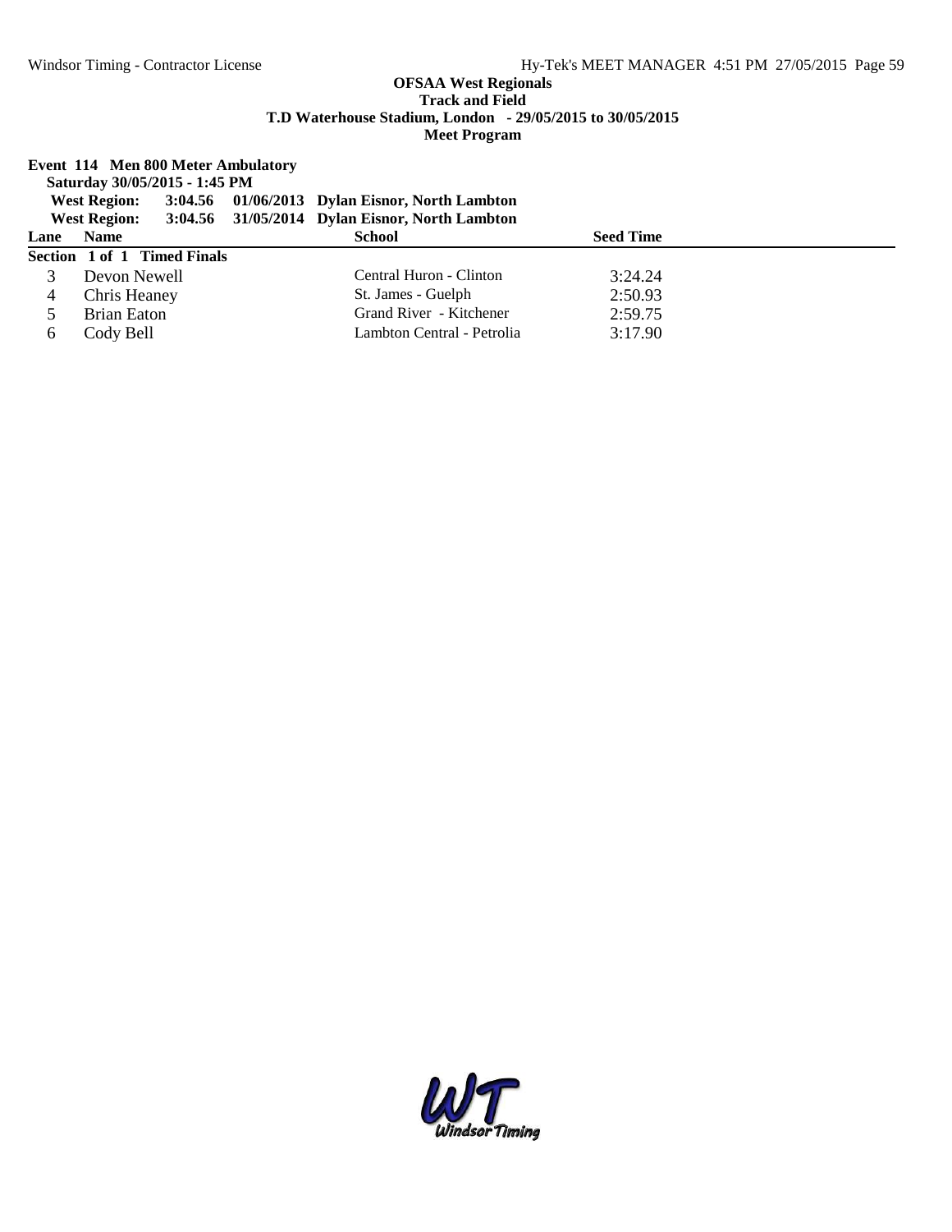**OFSAA West Regionals**
**Track and Field**
**T.D Waterhouse Stadium, London - 29/05/2015 to 30/05/2015**
**Meet Program**

**Event 114 Men 800 Meter Ambulatory**

**Saturday 30/05/2015 - 1:45 PM**

**West Region: 3:04.56 01/06/2013 Dylan Eisnor, North Lambton**

**West Region: 3:04.56 31/05/2014 Dylan Eisnor, North Lambton**

| Lane | Name | School | Seed Time |
|---|---|---|---|
| **Section 1 of 1 Timed Finals** | | | |
| 3 | Devon Newell | Central Huron - Clinton | 3:24.24 |
| 4 | Chris Heaney | St. James - Guelph | 2:50.93 |
| 5 | Brian Eaton | Grand River - Kitchener | 2:59.75 |
| 6 | Cody Bell | Lambton Central - Petrolia | 3:17.90 |